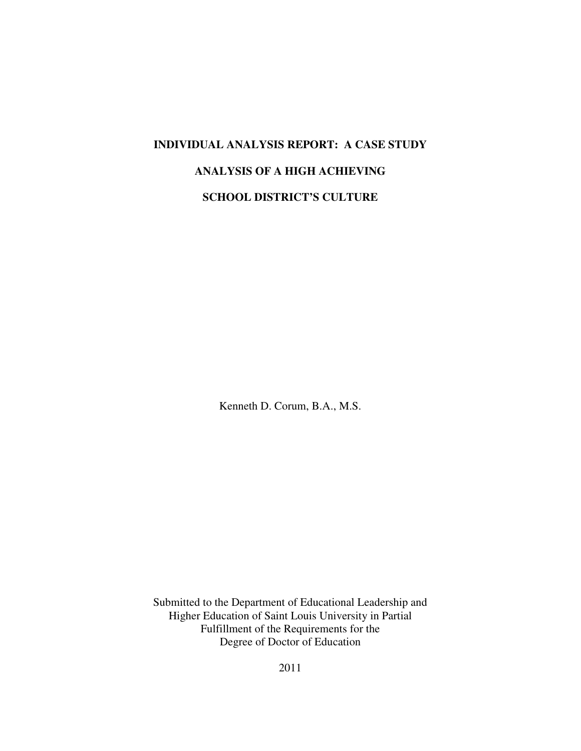# INDIVIDUAL ANALYSIS REPORT: A CASE STUDY ANALYSIS OF A HIGH ACHIEVING SCHOOL DISTRICT'S CULTURE

Kenneth D. Corum, B.A., M.S.

Submitted to the Department of Educational Leadership and Higher Education of Saint Louis University in Partial Fulfillment of the Requirements for the Degree of Doctor of Education

2011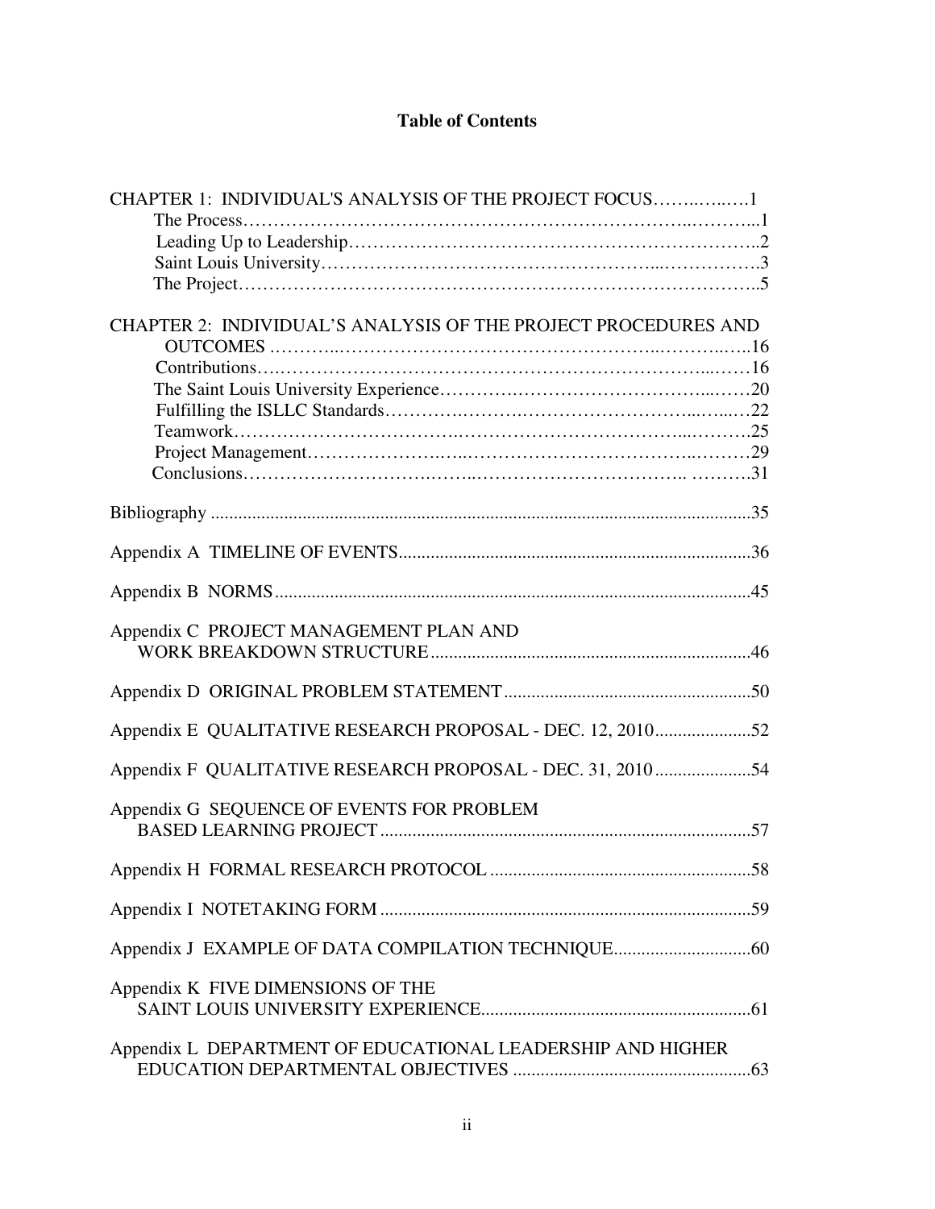# Table of Contents

CHAPTER 1: INDIVIDUAL'S ANALYSIS OF THE PROJECT FOCUS……..…..….1
- The Process…………………………………………………………………...………...1
- Leading Up to Leadership……………………………………………………………..2
- Saint Louis University…………………………………………...…………….3
- The Project……………………………………………………………………………..5

CHAPTER 2: INDIVIDUAL'S ANALYSIS OF THE PROJECT PROCEDURES AND OUTCOMES ………..…………………………………………..………..…..16
- Contributions….………………………………………………………………...……16
- The Saint Louis University Experience……………….…………………………...……20
- Fulfilling the ISLLC Standards……………….……….……………………...…...….22
- Teamwork………………………….………………………….…………...………25
- Project Management…………………….…..……………………………..………29
- Conclusions………………………….……..………………………….. ……….31

Bibliography ....................................................................................................................35

Appendix A TIMELINE OF EVENTS.............................................................................36

Appendix B NORMS........................................................................................................45

Appendix C PROJECT MANAGEMENT PLAN AND WORK BREAKDOWN STRUCTURE.....................................................................46

Appendix D ORIGINAL PROBLEM STATEMENT......................................................50

Appendix E QUALITATIVE RESEARCH PROPOSAL - DEC. 12, 2010.....................52

Appendix F QUALITATIVE RESEARCH PROPOSAL - DEC. 31, 2010.....................54

Appendix G SEQUENCE OF EVENTS FOR PROBLEM BASED LEARNING PROJECT.................................................................................57

Appendix H FORMAL RESEARCH PROTOCOL.........................................................58

Appendix I NOTETAKING FORM..................................................................................59

Appendix J EXAMPLE OF DATA COMPILATION TECHNIQUE..............................60

Appendix K FIVE DIMENSIONS OF THE SAINT LOUIS UNIVERSITY EXPERIENCE...........................................................61

Appendix L DEPARTMENT OF EDUCATIONAL LEADERSHIP AND HIGHER EDUCATION DEPARTMENTAL OBJECTIVES ....................................................63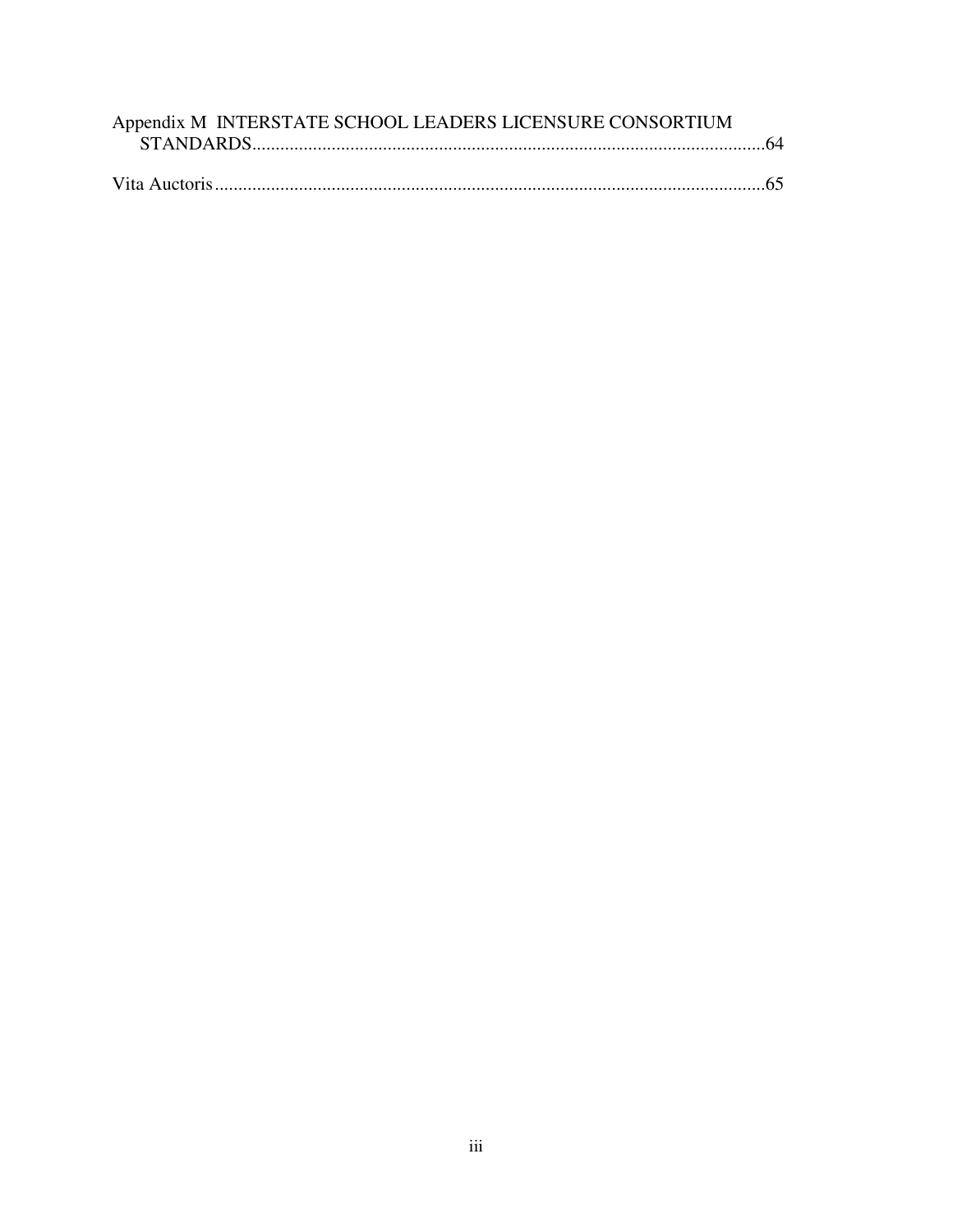Appendix M INTERSTATE SCHOOL LEADERS LICENSURE CONSORTIUM STANDARDS.............................................................................................................64

Vita Auctoris.......................................................................................................................65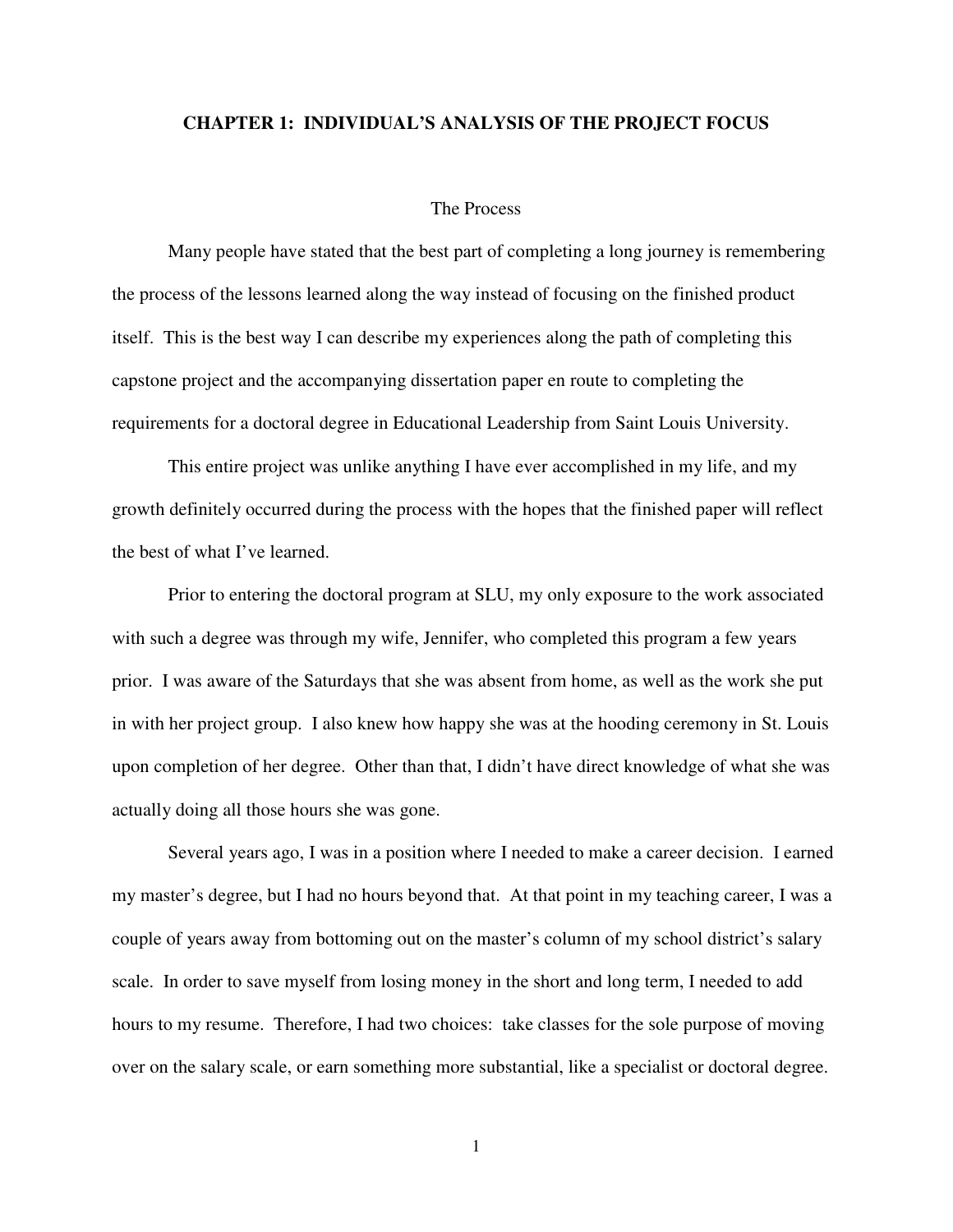# CHAPTER 1: INDIVIDUAL'S ANALYSIS OF THE PROJECT FOCUS

## The Process

Many people have stated that the best part of completing a long journey is remembering the process of the lessons learned along the way instead of focusing on the finished product itself. This is the best way I can describe my experiences along the path of completing this capstone project and the accompanying dissertation paper en route to completing the requirements for a doctoral degree in Educational Leadership from Saint Louis University.

This entire project was unlike anything I have ever accomplished in my life, and my growth definitely occurred during the process with the hopes that the finished paper will reflect the best of what I've learned.

Prior to entering the doctoral program at SLU, my only exposure to the work associated with such a degree was through my wife, Jennifer, who completed this program a few years prior. I was aware of the Saturdays that she was absent from home, as well as the work she put in with her project group. I also knew how happy she was at the hooding ceremony in St. Louis upon completion of her degree. Other than that, I didn't have direct knowledge of what she was actually doing all those hours she was gone.

Several years ago, I was in a position where I needed to make a career decision. I earned my master's degree, but I had no hours beyond that. At that point in my teaching career, I was a couple of years away from bottoming out on the master's column of my school district's salary scale. In order to save myself from losing money in the short and long term, I needed to add hours to my resume. Therefore, I had two choices: take classes for the sole purpose of moving over on the salary scale, or earn something more substantial, like a specialist or doctoral degree.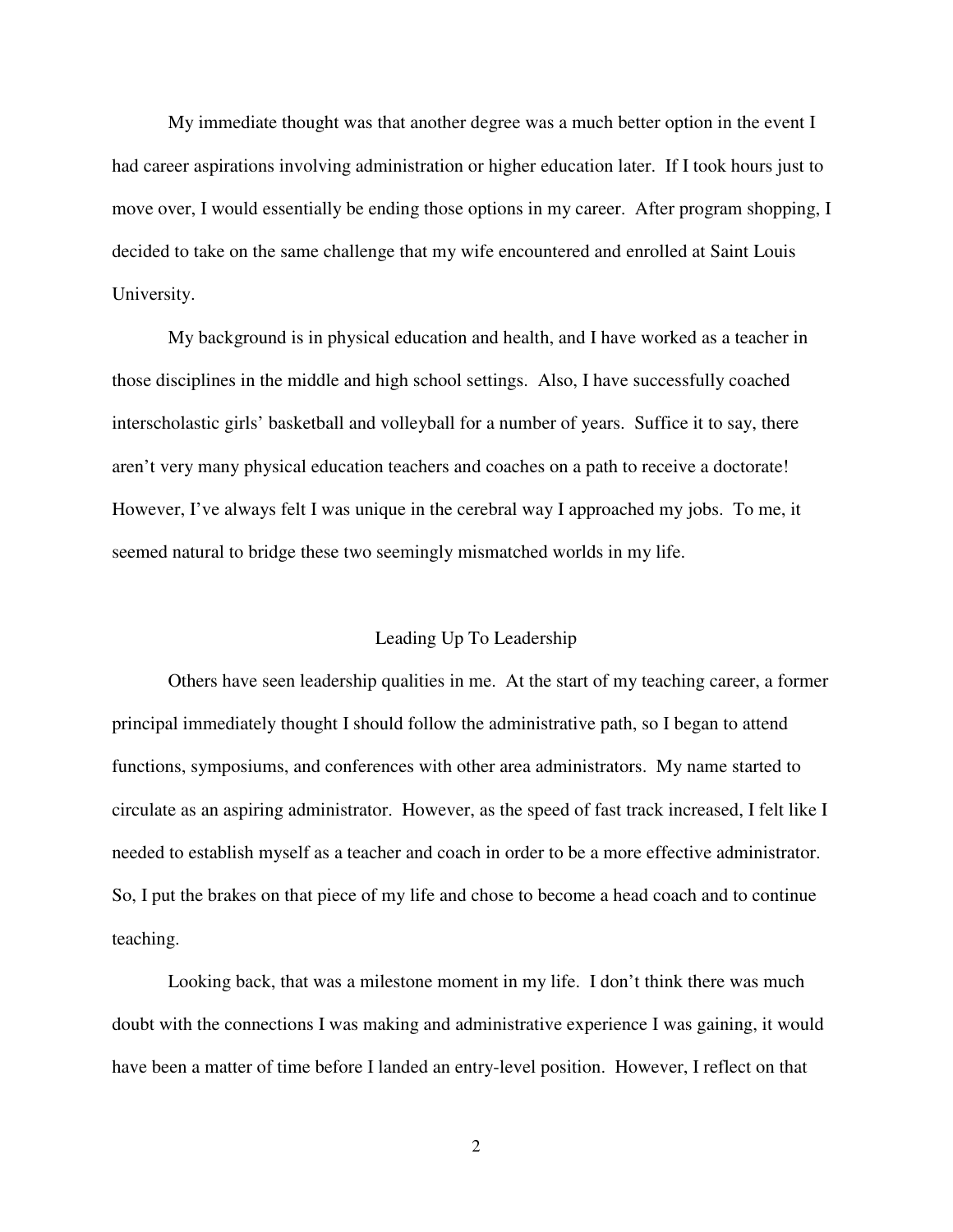My immediate thought was that another degree was a much better option in the event I had career aspirations involving administration or higher education later. If I took hours just to move over, I would essentially be ending those options in my career. After program shopping, I decided to take on the same challenge that my wife encountered and enrolled at Saint Louis University.

My background is in physical education and health, and I have worked as a teacher in those disciplines in the middle and high school settings. Also, I have successfully coached interscholastic girls' basketball and volleyball for a number of years. Suffice it to say, there aren't very many physical education teachers and coaches on a path to receive a doctorate! However, I've always felt I was unique in the cerebral way I approached my jobs. To me, it seemed natural to bridge these two seemingly mismatched worlds in my life.

## Leading Up To Leadership

Others have seen leadership qualities in me. At the start of my teaching career, a former principal immediately thought I should follow the administrative path, so I began to attend functions, symposiums, and conferences with other area administrators. My name started to circulate as an aspiring administrator. However, as the speed of fast track increased, I felt like I needed to establish myself as a teacher and coach in order to be a more effective administrator. So, I put the brakes on that piece of my life and chose to become a head coach and to continue teaching.

Looking back, that was a milestone moment in my life. I don't think there was much doubt with the connections I was making and administrative experience I was gaining, it would have been a matter of time before I landed an entry-level position. However, I reflect on that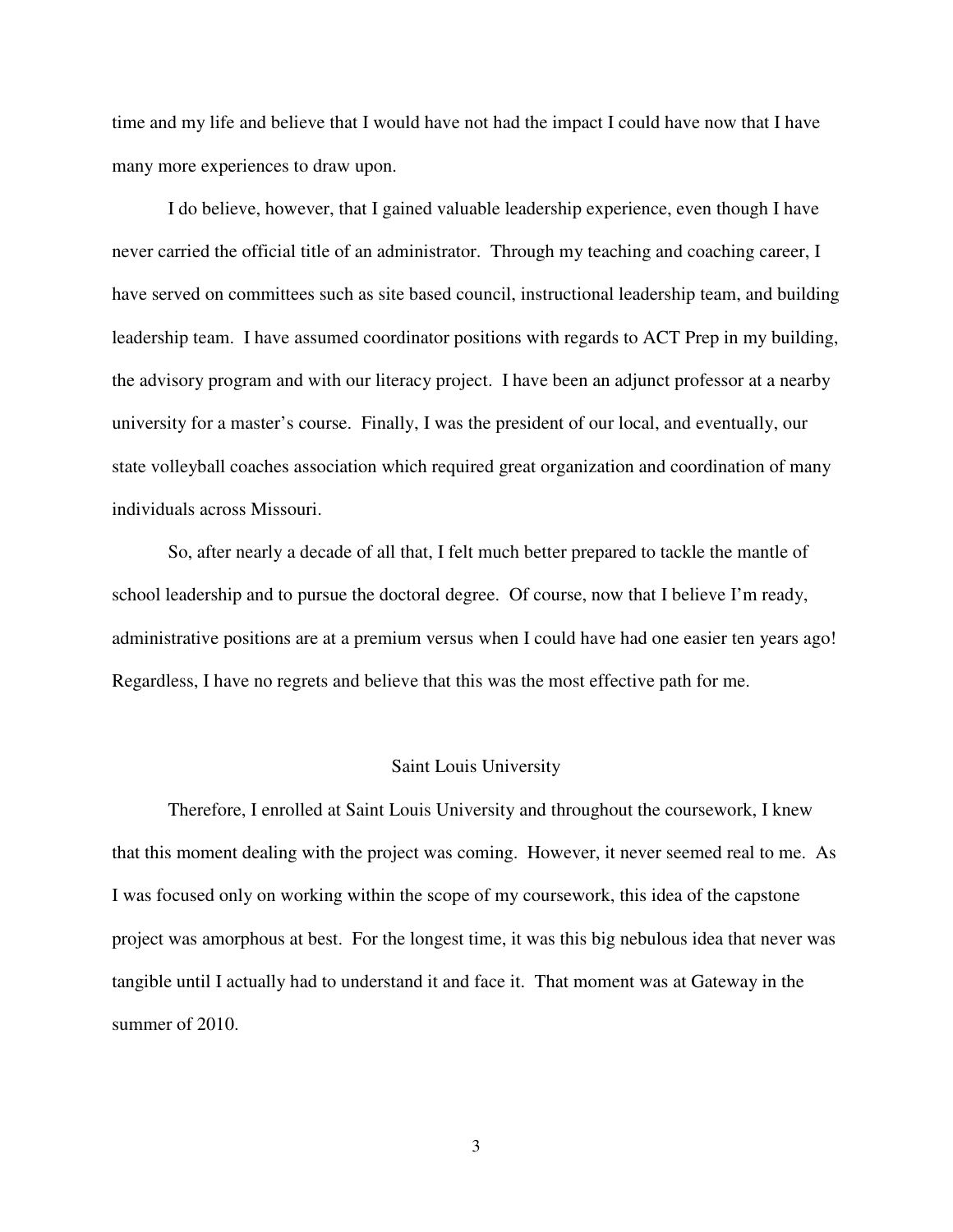time and my life and believe that I would have not had the impact I could have now that I have many more experiences to draw upon.

I do believe, however, that I gained valuable leadership experience, even though I have never carried the official title of an administrator. Through my teaching and coaching career, I have served on committees such as site based council, instructional leadership team, and building leadership team. I have assumed coordinator positions with regards to ACT Prep in my building, the advisory program and with our literacy project. I have been an adjunct professor at a nearby university for a master's course. Finally, I was the president of our local, and eventually, our state volleyball coaches association which required great organization and coordination of many individuals across Missouri.

So, after nearly a decade of all that, I felt much better prepared to tackle the mantle of school leadership and to pursue the doctoral degree. Of course, now that I believe I'm ready, administrative positions are at a premium versus when I could have had one easier ten years ago! Regardless, I have no regrets and believe that this was the most effective path for me.

## Saint Louis University

Therefore, I enrolled at Saint Louis University and throughout the coursework, I knew that this moment dealing with the project was coming. However, it never seemed real to me. As I was focused only on working within the scope of my coursework, this idea of the capstone project was amorphous at best. For the longest time, it was this big nebulous idea that never was tangible until I actually had to understand it and face it. That moment was at Gateway in the summer of 2010.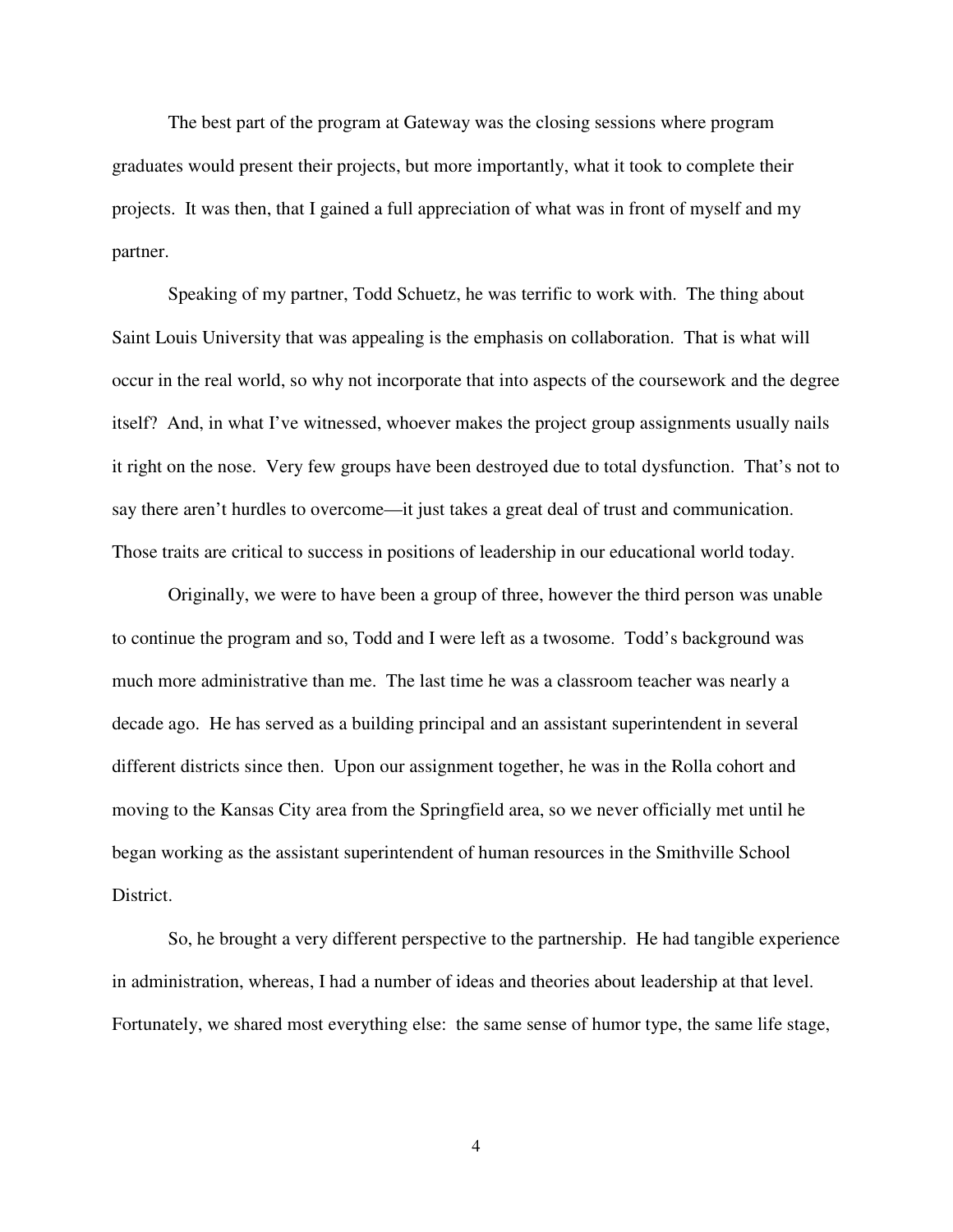The best part of the program at Gateway was the closing sessions where program graduates would present their projects, but more importantly, what it took to complete their projects. It was then, that I gained a full appreciation of what was in front of myself and my partner.

Speaking of my partner, Todd Schuetz, he was terrific to work with. The thing about Saint Louis University that was appealing is the emphasis on collaboration. That is what will occur in the real world, so why not incorporate that into aspects of the coursework and the degree itself? And, in what I've witnessed, whoever makes the project group assignments usually nails it right on the nose. Very few groups have been destroyed due to total dysfunction. That's not to say there aren't hurdles to overcome—it just takes a great deal of trust and communication. Those traits are critical to success in positions of leadership in our educational world today.

Originally, we were to have been a group of three, however the third person was unable to continue the program and so, Todd and I were left as a twosome. Todd's background was much more administrative than me. The last time he was a classroom teacher was nearly a decade ago. He has served as a building principal and an assistant superintendent in several different districts since then. Upon our assignment together, he was in the Rolla cohort and moving to the Kansas City area from the Springfield area, so we never officially met until he began working as the assistant superintendent of human resources in the Smithville School District.

So, he brought a very different perspective to the partnership. He had tangible experience in administration, whereas, I had a number of ideas and theories about leadership at that level. Fortunately, we shared most everything else: the same sense of humor type, the same life stage,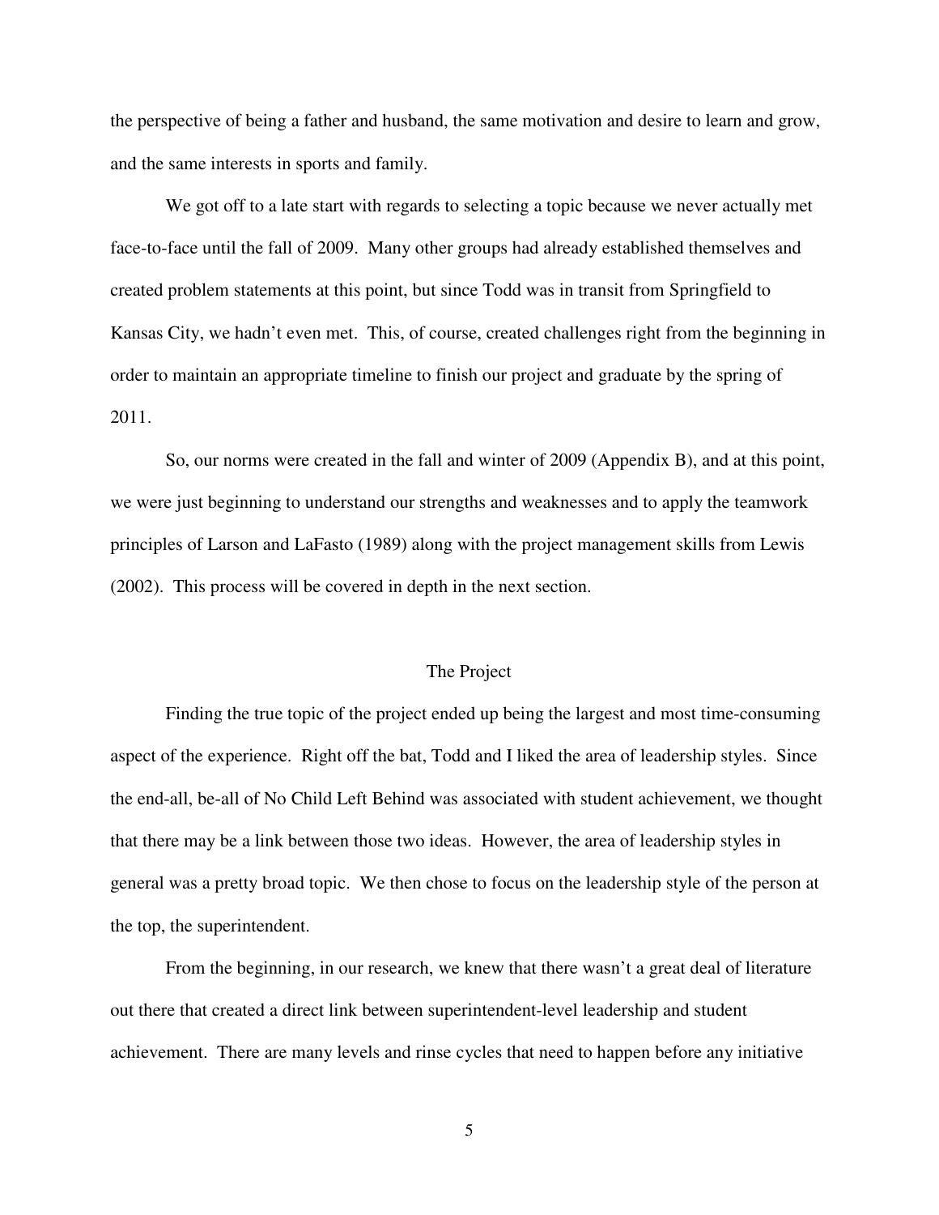the perspective of being a father and husband, the same motivation and desire to learn and grow, and the same interests in sports and family.

We got off to a late start with regards to selecting a topic because we never actually met face-to-face until the fall of 2009. Many other groups had already established themselves and created problem statements at this point, but since Todd was in transit from Springfield to Kansas City, we hadn't even met. This, of course, created challenges right from the beginning in order to maintain an appropriate timeline to finish our project and graduate by the spring of 2011.

So, our norms were created in the fall and winter of 2009 (Appendix B), and at this point, we were just beginning to understand our strengths and weaknesses and to apply the teamwork principles of Larson and LaFasto (1989) along with the project management skills from Lewis (2002). This process will be covered in depth in the next section.

## The Project

Finding the true topic of the project ended up being the largest and most time-consuming aspect of the experience. Right off the bat, Todd and I liked the area of leadership styles. Since the end-all, be-all of No Child Left Behind was associated with student achievement, we thought that there may be a link between those two ideas. However, the area of leadership styles in general was a pretty broad topic. We then chose to focus on the leadership style of the person at the top, the superintendent.

From the beginning, in our research, we knew that there wasn't a great deal of literature out there that created a direct link between superintendent-level leadership and student achievement. There are many levels and rinse cycles that need to happen before any initiative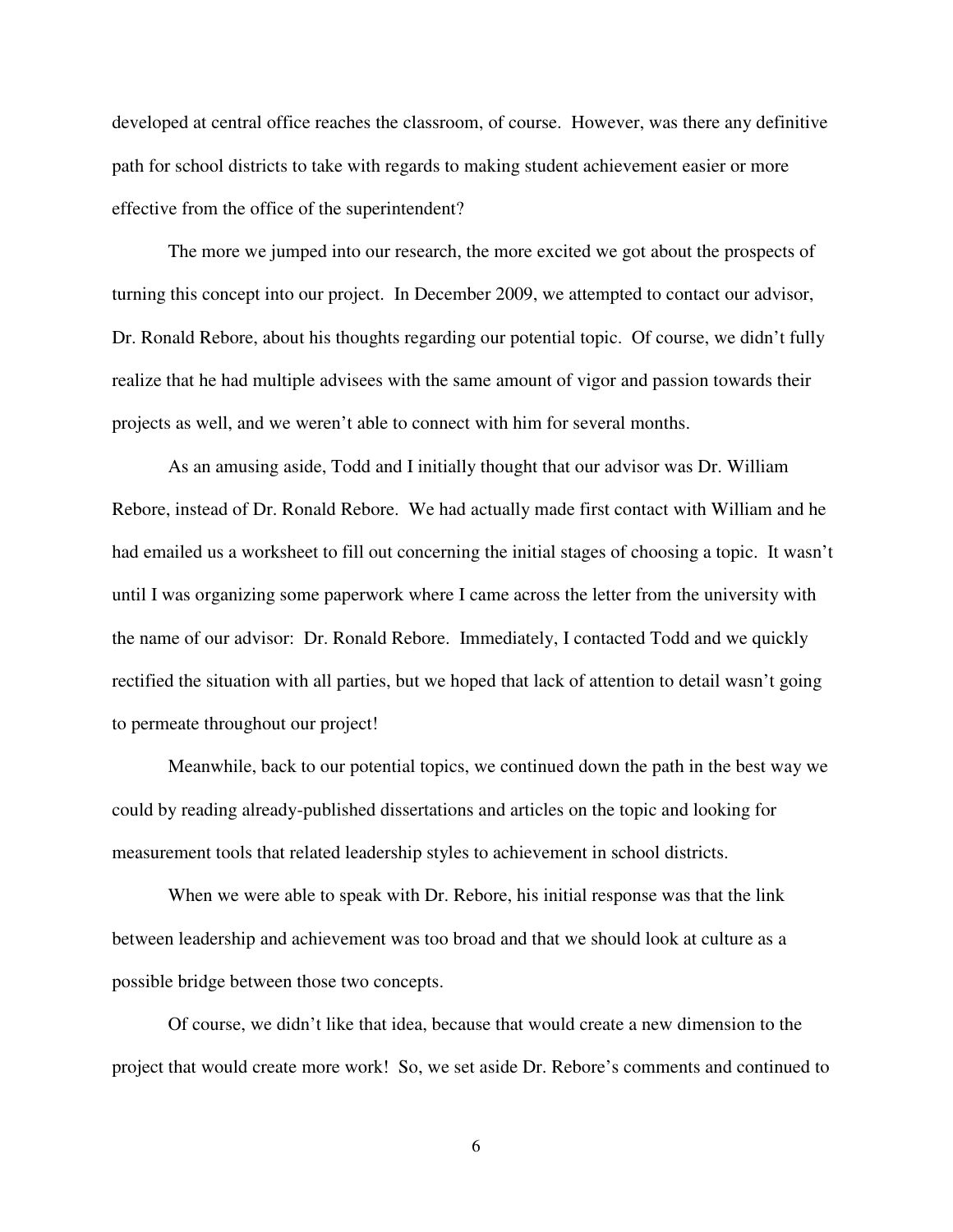developed at central office reaches the classroom, of course. However, was there any definitive path for school districts to take with regards to making student achievement easier or more effective from the office of the superintendent?

The more we jumped into our research, the more excited we got about the prospects of turning this concept into our project. In December 2009, we attempted to contact our advisor, Dr. Ronald Rebore, about his thoughts regarding our potential topic. Of course, we didn't fully realize that he had multiple advisees with the same amount of vigor and passion towards their projects as well, and we weren't able to connect with him for several months.

As an amusing aside, Todd and I initially thought that our advisor was Dr. William Rebore, instead of Dr. Ronald Rebore. We had actually made first contact with William and he had emailed us a worksheet to fill out concerning the initial stages of choosing a topic. It wasn't until I was organizing some paperwork where I came across the letter from the university with the name of our advisor: Dr. Ronald Rebore. Immediately, I contacted Todd and we quickly rectified the situation with all parties, but we hoped that lack of attention to detail wasn't going to permeate throughout our project!

Meanwhile, back to our potential topics, we continued down the path in the best way we could by reading already-published dissertations and articles on the topic and looking for measurement tools that related leadership styles to achievement in school districts.

When we were able to speak with Dr. Rebore, his initial response was that the link between leadership and achievement was too broad and that we should look at culture as a possible bridge between those two concepts.

Of course, we didn't like that idea, because that would create a new dimension to the project that would create more work! So, we set aside Dr. Rebore's comments and continued to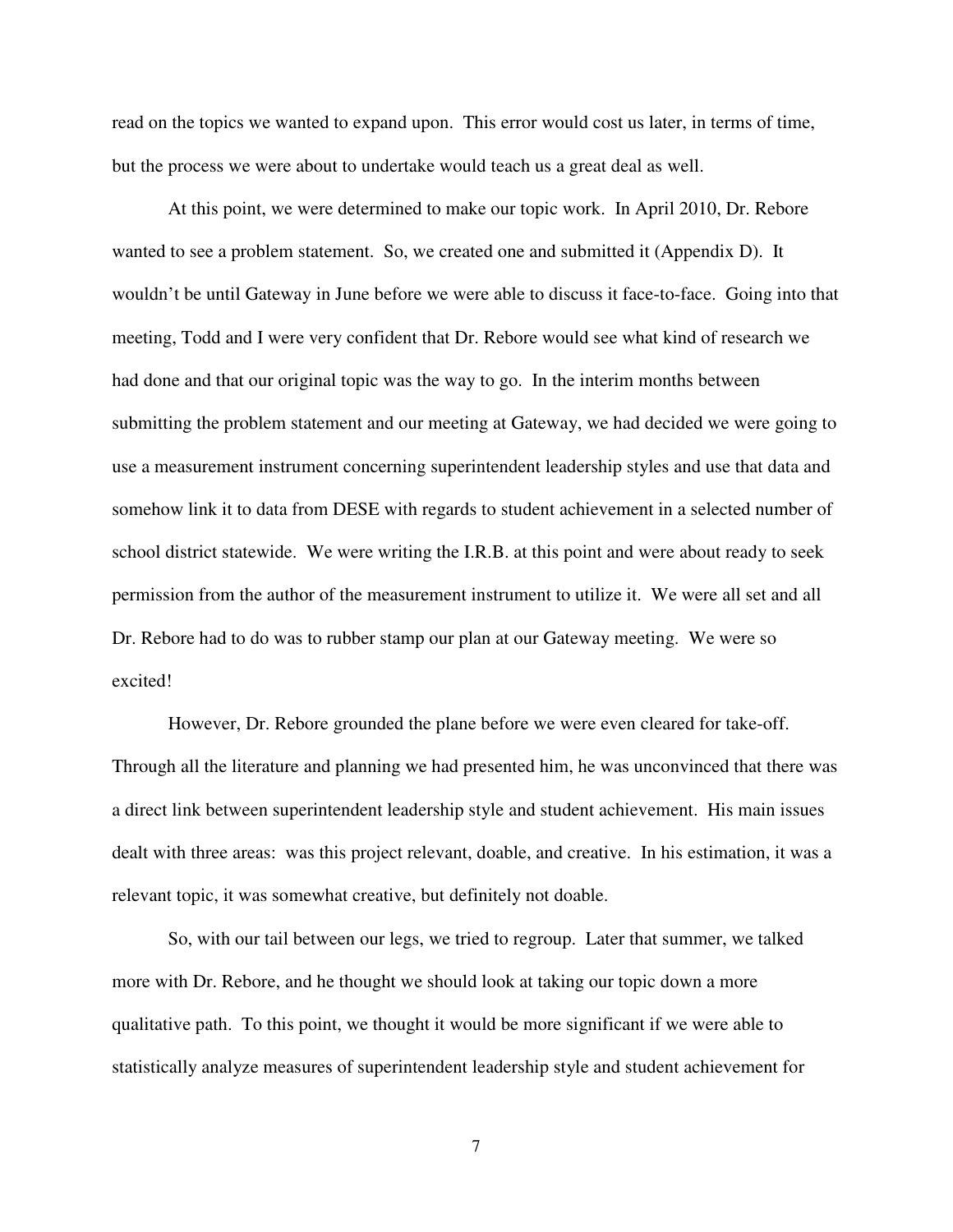read on the topics we wanted to expand upon. This error would cost us later, in terms of time, but the process we were about to undertake would teach us a great deal as well.

At this point, we were determined to make our topic work. In April 2010, Dr. Rebore wanted to see a problem statement. So, we created one and submitted it (Appendix D). It wouldn't be until Gateway in June before we were able to discuss it face-to-face. Going into that meeting, Todd and I were very confident that Dr. Rebore would see what kind of research we had done and that our original topic was the way to go. In the interim months between submitting the problem statement and our meeting at Gateway, we had decided we were going to use a measurement instrument concerning superintendent leadership styles and use that data and somehow link it to data from DESE with regards to student achievement in a selected number of school district statewide. We were writing the I.R.B. at this point and were about ready to seek permission from the author of the measurement instrument to utilize it. We were all set and all Dr. Rebore had to do was to rubber stamp our plan at our Gateway meeting. We were so excited!

However, Dr. Rebore grounded the plane before we were even cleared for take-off. Through all the literature and planning we had presented him, he was unconvinced that there was a direct link between superintendent leadership style and student achievement. His main issues dealt with three areas: was this project relevant, doable, and creative. In his estimation, it was a relevant topic, it was somewhat creative, but definitely not doable.

So, with our tail between our legs, we tried to regroup. Later that summer, we talked more with Dr. Rebore, and he thought we should look at taking our topic down a more qualitative path. To this point, we thought it would be more significant if we were able to statistically analyze measures of superintendent leadership style and student achievement for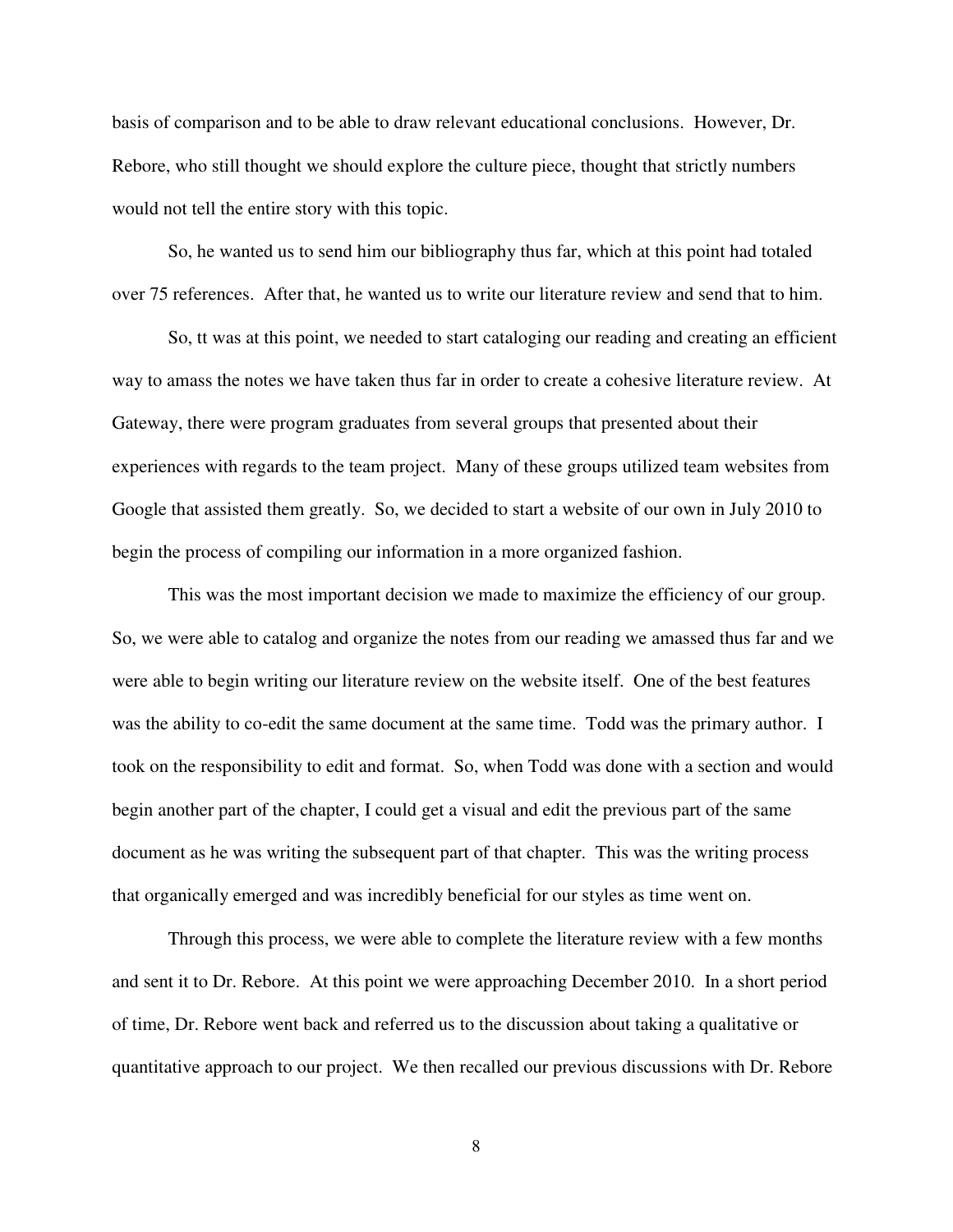basis of comparison and to be able to draw relevant educational conclusions. However, Dr. Rebore, who still thought we should explore the culture piece, thought that strictly numbers would not tell the entire story with this topic.

So, he wanted us to send him our bibliography thus far, which at this point had totaled over 75 references. After that, he wanted us to write our literature review and send that to him.

So, tt was at this point, we needed to start cataloging our reading and creating an efficient way to amass the notes we have taken thus far in order to create a cohesive literature review. At Gateway, there were program graduates from several groups that presented about their experiences with regards to the team project. Many of these groups utilized team websites from Google that assisted them greatly. So, we decided to start a website of our own in July 2010 to begin the process of compiling our information in a more organized fashion.

This was the most important decision we made to maximize the efficiency of our group. So, we were able to catalog and organize the notes from our reading we amassed thus far and we were able to begin writing our literature review on the website itself. One of the best features was the ability to co-edit the same document at the same time. Todd was the primary author. I took on the responsibility to edit and format. So, when Todd was done with a section and would begin another part of the chapter, I could get a visual and edit the previous part of the same document as he was writing the subsequent part of that chapter. This was the writing process that organically emerged and was incredibly beneficial for our styles as time went on.

Through this process, we were able to complete the literature review with a few months and sent it to Dr. Rebore. At this point we were approaching December 2010. In a short period of time, Dr. Rebore went back and referred us to the discussion about taking a qualitative or quantitative approach to our project. We then recalled our previous discussions with Dr. Rebore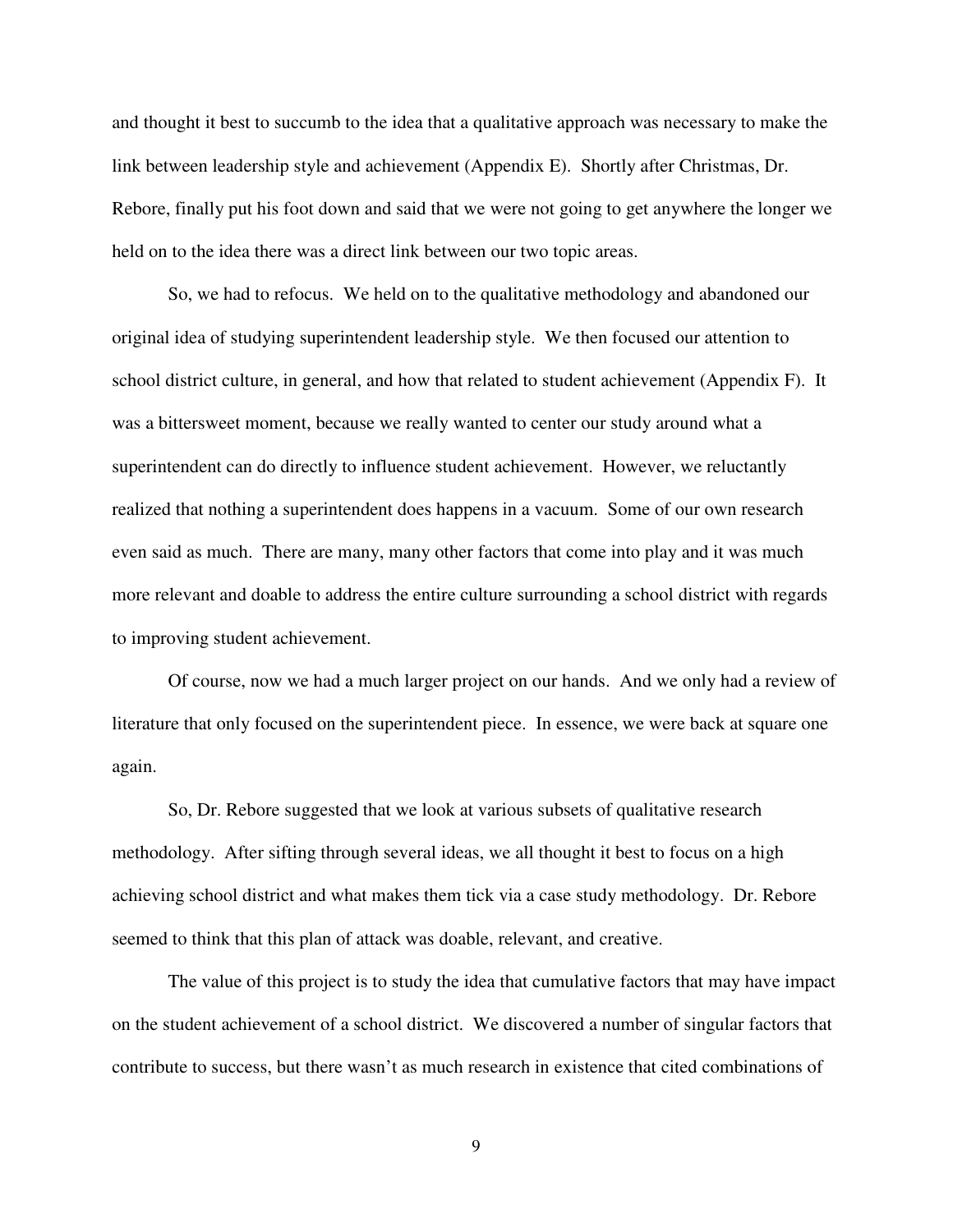and thought it best to succumb to the idea that a qualitative approach was necessary to make the link between leadership style and achievement (Appendix E). Shortly after Christmas, Dr. Rebore, finally put his foot down and said that we were not going to get anywhere the longer we held on to the idea there was a direct link between our two topic areas.

So, we had to refocus. We held on to the qualitative methodology and abandoned our original idea of studying superintendent leadership style. We then focused our attention to school district culture, in general, and how that related to student achievement (Appendix F). It was a bittersweet moment, because we really wanted to center our study around what a superintendent can do directly to influence student achievement. However, we reluctantly realized that nothing a superintendent does happens in a vacuum. Some of our own research even said as much. There are many, many other factors that come into play and it was much more relevant and doable to address the entire culture surrounding a school district with regards to improving student achievement.

Of course, now we had a much larger project on our hands. And we only had a review of literature that only focused on the superintendent piece. In essence, we were back at square one again.

So, Dr. Rebore suggested that we look at various subsets of qualitative research methodology. After sifting through several ideas, we all thought it best to focus on a high achieving school district and what makes them tick via a case study methodology. Dr. Rebore seemed to think that this plan of attack was doable, relevant, and creative.

The value of this project is to study the idea that cumulative factors that may have impact on the student achievement of a school district. We discovered a number of singular factors that contribute to success, but there wasn't as much research in existence that cited combinations of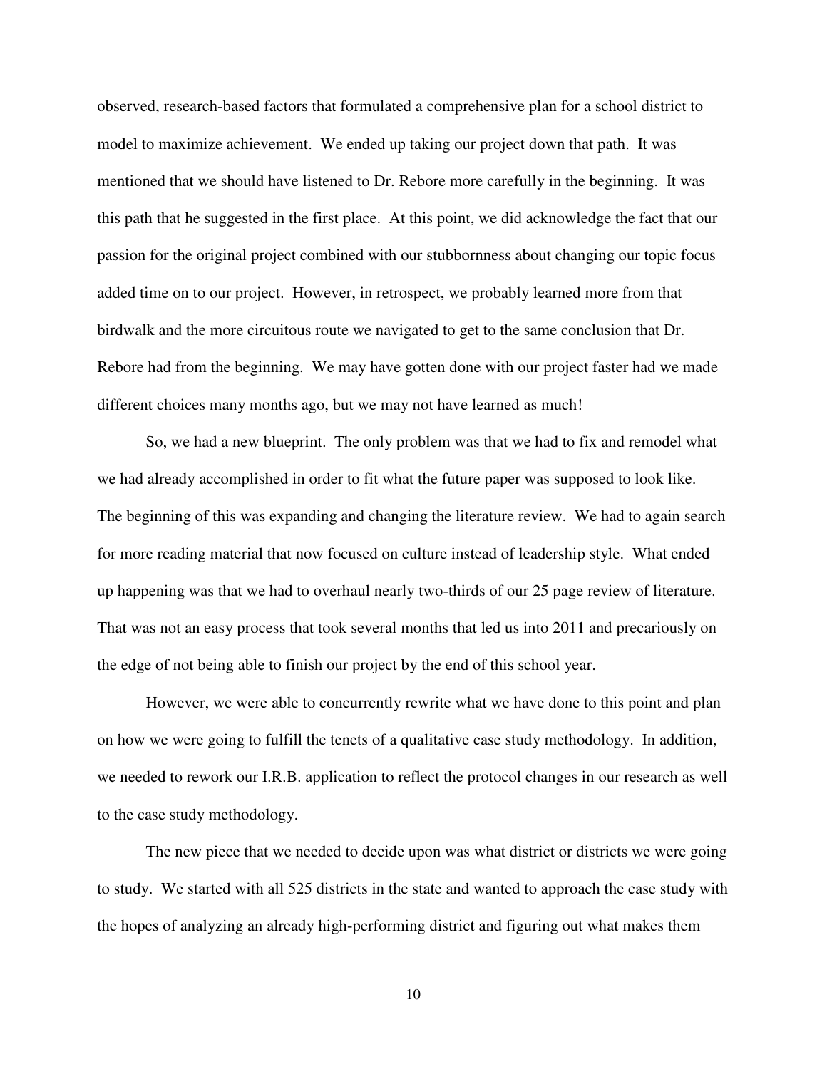observed, research-based factors that formulated a comprehensive plan for a school district to model to maximize achievement. We ended up taking our project down that path. It was mentioned that we should have listened to Dr. Rebore more carefully in the beginning. It was this path that he suggested in the first place. At this point, we did acknowledge the fact that our passion for the original project combined with our stubbornness about changing our topic focus added time on to our project. However, in retrospect, we probably learned more from that birdwalk and the more circuitous route we navigated to get to the same conclusion that Dr. Rebore had from the beginning. We may have gotten done with our project faster had we made different choices many months ago, but we may not have learned as much!

So, we had a new blueprint. The only problem was that we had to fix and remodel what we had already accomplished in order to fit what the future paper was supposed to look like. The beginning of this was expanding and changing the literature review. We had to again search for more reading material that now focused on culture instead of leadership style. What ended up happening was that we had to overhaul nearly two-thirds of our 25 page review of literature. That was not an easy process that took several months that led us into 2011 and precariously on the edge of not being able to finish our project by the end of this school year.

However, we were able to concurrently rewrite what we have done to this point and plan on how we were going to fulfill the tenets of a qualitative case study methodology. In addition, we needed to rework our I.R.B. application to reflect the protocol changes in our research as well to the case study methodology.

The new piece that we needed to decide upon was what district or districts we were going to study. We started with all 525 districts in the state and wanted to approach the case study with the hopes of analyzing an already high-performing district and figuring out what makes them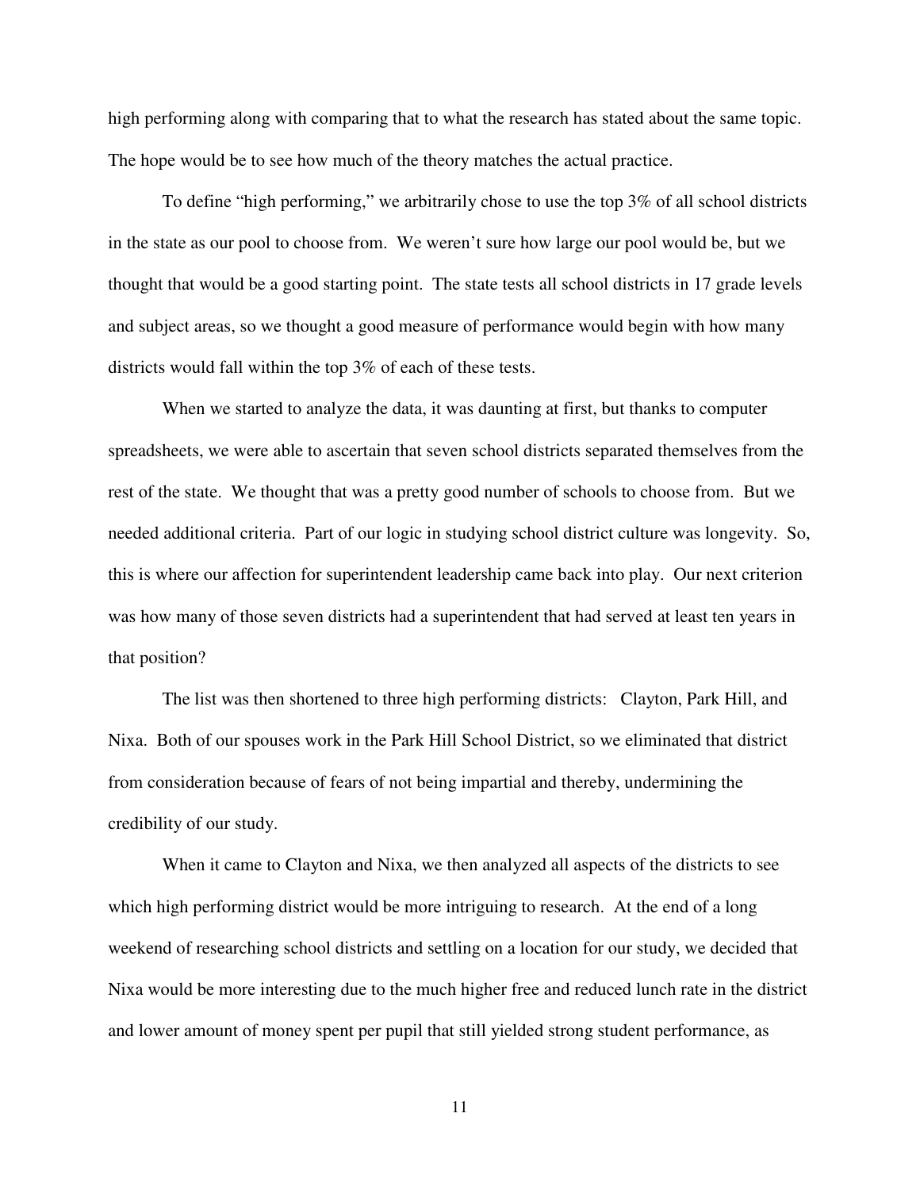high performing along with comparing that to what the research has stated about the same topic. The hope would be to see how much of the theory matches the actual practice.

To define "high performing," we arbitrarily chose to use the top 3% of all school districts in the state as our pool to choose from. We weren't sure how large our pool would be, but we thought that would be a good starting point. The state tests all school districts in 17 grade levels and subject areas, so we thought a good measure of performance would begin with how many districts would fall within the top 3% of each of these tests.

When we started to analyze the data, it was daunting at first, but thanks to computer spreadsheets, we were able to ascertain that seven school districts separated themselves from the rest of the state. We thought that was a pretty good number of schools to choose from. But we needed additional criteria. Part of our logic in studying school district culture was longevity. So, this is where our affection for superintendent leadership came back into play. Our next criterion was how many of those seven districts had a superintendent that had served at least ten years in that position?

The list was then shortened to three high performing districts: Clayton, Park Hill, and Nixa. Both of our spouses work in the Park Hill School District, so we eliminated that district from consideration because of fears of not being impartial and thereby, undermining the credibility of our study.

When it came to Clayton and Nixa, we then analyzed all aspects of the districts to see which high performing district would be more intriguing to research. At the end of a long weekend of researching school districts and settling on a location for our study, we decided that Nixa would be more interesting due to the much higher free and reduced lunch rate in the district and lower amount of money spent per pupil that still yielded strong student performance, as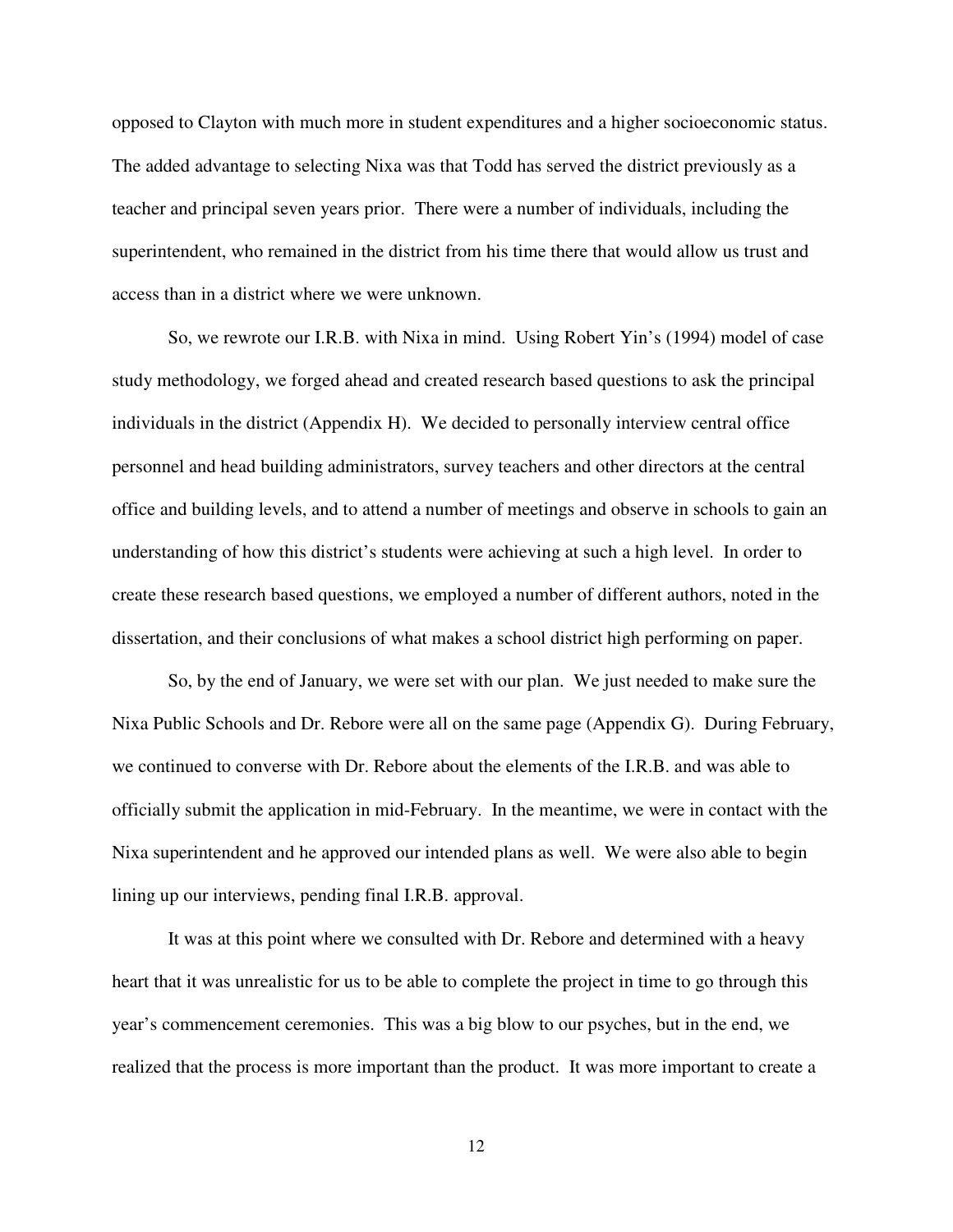opposed to Clayton with much more in student expenditures and a higher socioeconomic status. The added advantage to selecting Nixa was that Todd has served the district previously as a teacher and principal seven years prior. There were a number of individuals, including the superintendent, who remained in the district from his time there that would allow us trust and access than in a district where we were unknown.

So, we rewrote our I.R.B. with Nixa in mind. Using Robert Yin's (1994) model of case study methodology, we forged ahead and created research based questions to ask the principal individuals in the district (Appendix H). We decided to personally interview central office personnel and head building administrators, survey teachers and other directors at the central office and building levels, and to attend a number of meetings and observe in schools to gain an understanding of how this district's students were achieving at such a high level. In order to create these research based questions, we employed a number of different authors, noted in the dissertation, and their conclusions of what makes a school district high performing on paper.

So, by the end of January, we were set with our plan. We just needed to make sure the Nixa Public Schools and Dr. Rebore were all on the same page (Appendix G). During February, we continued to converse with Dr. Rebore about the elements of the I.R.B. and was able to officially submit the application in mid-February. In the meantime, we were in contact with the Nixa superintendent and he approved our intended plans as well. We were also able to begin lining up our interviews, pending final I.R.B. approval.

It was at this point where we consulted with Dr. Rebore and determined with a heavy heart that it was unrealistic for us to be able to complete the project in time to go through this year's commencement ceremonies. This was a big blow to our psyches, but in the end, we realized that the process is more important than the product. It was more important to create a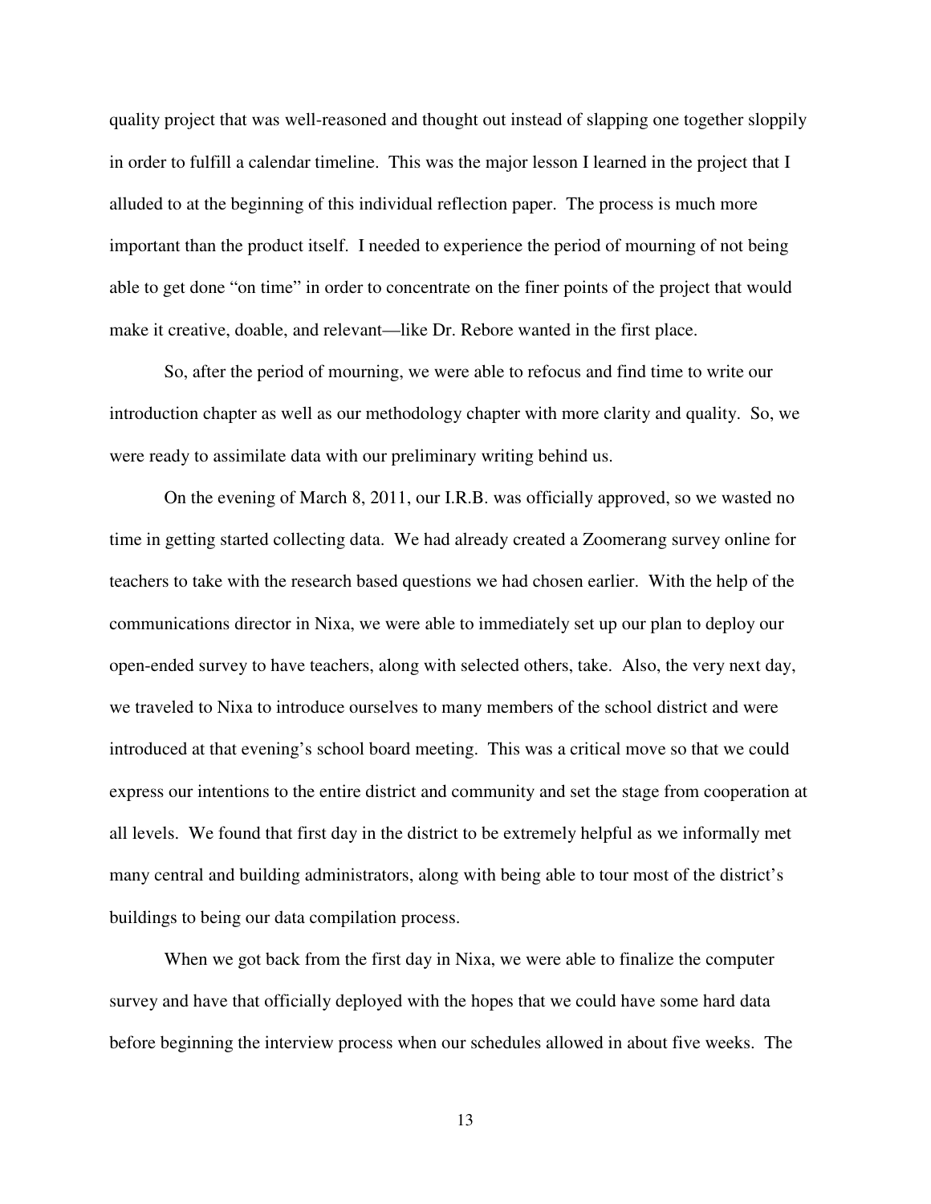quality project that was well-reasoned and thought out instead of slapping one together sloppily in order to fulfill a calendar timeline. This was the major lesson I learned in the project that I alluded to at the beginning of this individual reflection paper. The process is much more important than the product itself. I needed to experience the period of mourning of not being able to get done "on time" in order to concentrate on the finer points of the project that would make it creative, doable, and relevant—like Dr. Rebore wanted in the first place.

So, after the period of mourning, we were able to refocus and find time to write our introduction chapter as well as our methodology chapter with more clarity and quality. So, we were ready to assimilate data with our preliminary writing behind us.

On the evening of March 8, 2011, our I.R.B. was officially approved, so we wasted no time in getting started collecting data. We had already created a Zoomerang survey online for teachers to take with the research based questions we had chosen earlier. With the help of the communications director in Nixa, we were able to immediately set up our plan to deploy our open-ended survey to have teachers, along with selected others, take. Also, the very next day, we traveled to Nixa to introduce ourselves to many members of the school district and were introduced at that evening's school board meeting. This was a critical move so that we could express our intentions to the entire district and community and set the stage from cooperation at all levels. We found that first day in the district to be extremely helpful as we informally met many central and building administrators, along with being able to tour most of the district's buildings to being our data compilation process.

When we got back from the first day in Nixa, we were able to finalize the computer survey and have that officially deployed with the hopes that we could have some hard data before beginning the interview process when our schedules allowed in about five weeks. The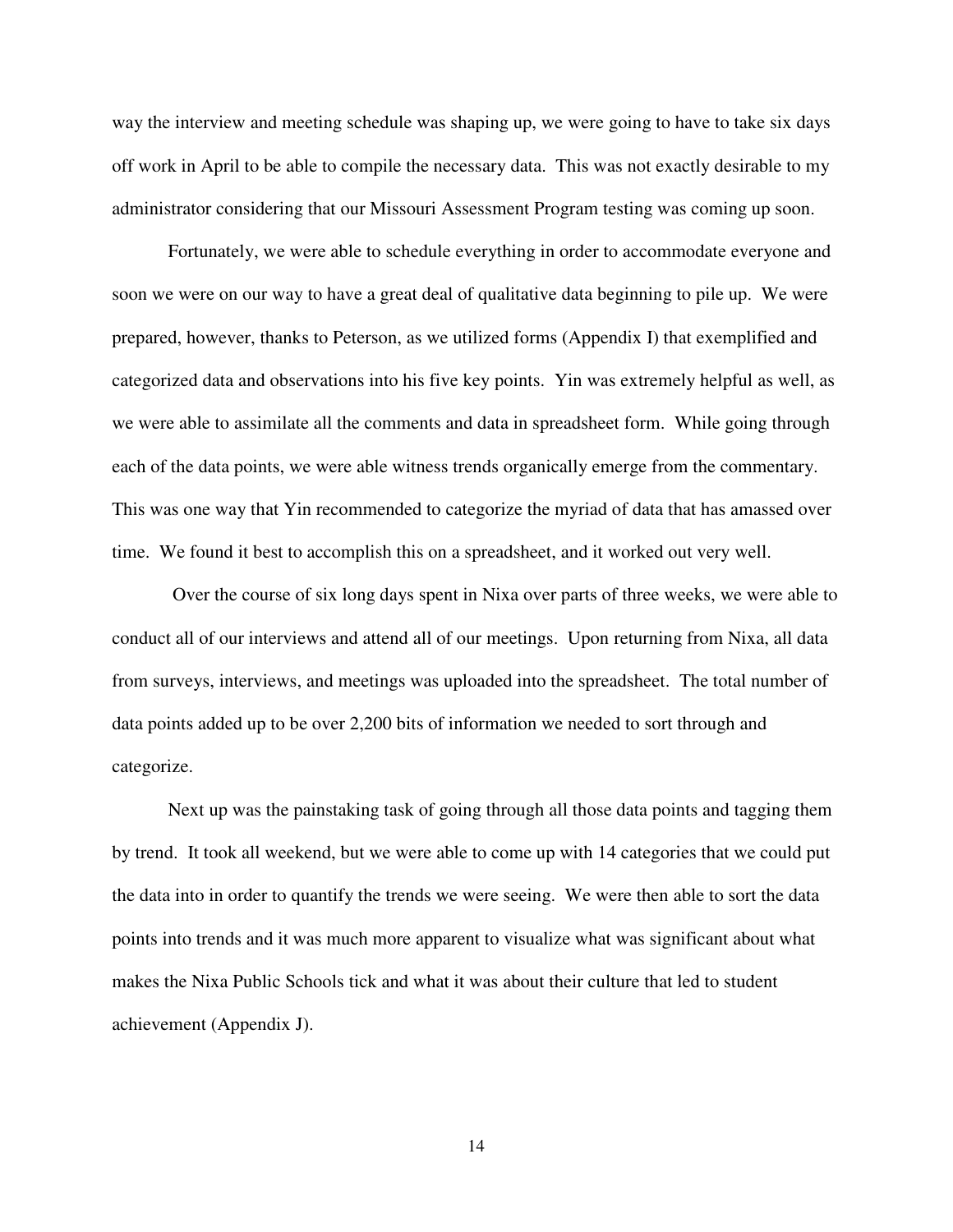way the interview and meeting schedule was shaping up, we were going to have to take six days off work in April to be able to compile the necessary data. This was not exactly desirable to my administrator considering that our Missouri Assessment Program testing was coming up soon.

Fortunately, we were able to schedule everything in order to accommodate everyone and soon we were on our way to have a great deal of qualitative data beginning to pile up. We were prepared, however, thanks to Peterson, as we utilized forms (Appendix I) that exemplified and categorized data and observations into his five key points. Yin was extremely helpful as well, as we were able to assimilate all the comments and data in spreadsheet form. While going through each of the data points, we were able witness trends organically emerge from the commentary. This was one way that Yin recommended to categorize the myriad of data that has amassed over time. We found it best to accomplish this on a spreadsheet, and it worked out very well.

Over the course of six long days spent in Nixa over parts of three weeks, we were able to conduct all of our interviews and attend all of our meetings. Upon returning from Nixa, all data from surveys, interviews, and meetings was uploaded into the spreadsheet. The total number of data points added up to be over 2,200 bits of information we needed to sort through and categorize.

Next up was the painstaking task of going through all those data points and tagging them by trend. It took all weekend, but we were able to come up with 14 categories that we could put the data into in order to quantify the trends we were seeing. We were then able to sort the data points into trends and it was much more apparent to visualize what was significant about what makes the Nixa Public Schools tick and what it was about their culture that led to student achievement (Appendix J).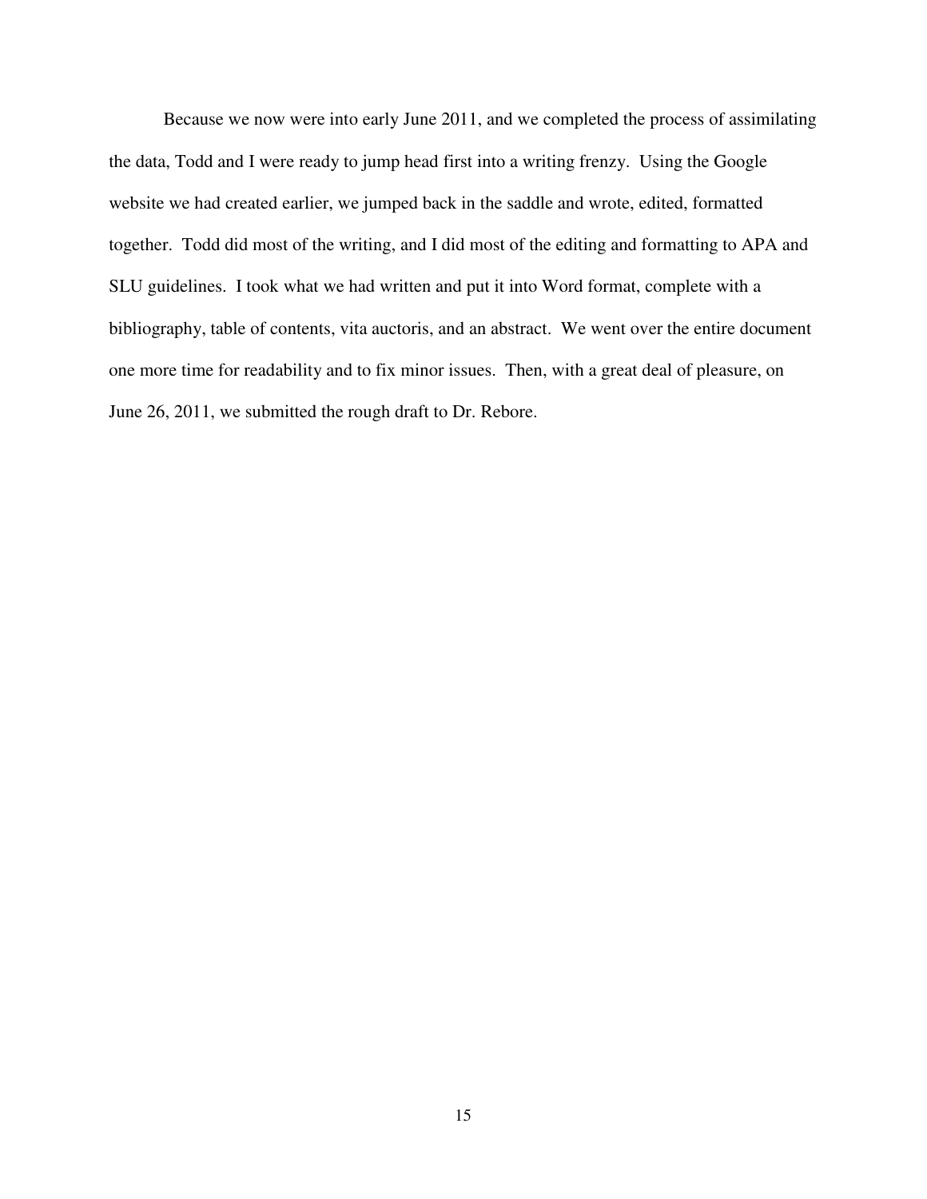Because we now were into early June 2011, and we completed the process of assimilating the data, Todd and I were ready to jump head first into a writing frenzy. Using the Google website we had created earlier, we jumped back in the saddle and wrote, edited, formatted together. Todd did most of the writing, and I did most of the editing and formatting to APA and SLU guidelines. I took what we had written and put it into Word format, complete with a bibliography, table of contents, vita auctoris, and an abstract. We went over the entire document one more time for readability and to fix minor issues. Then, with a great deal of pleasure, on June 26, 2011, we submitted the rough draft to Dr. Rebore.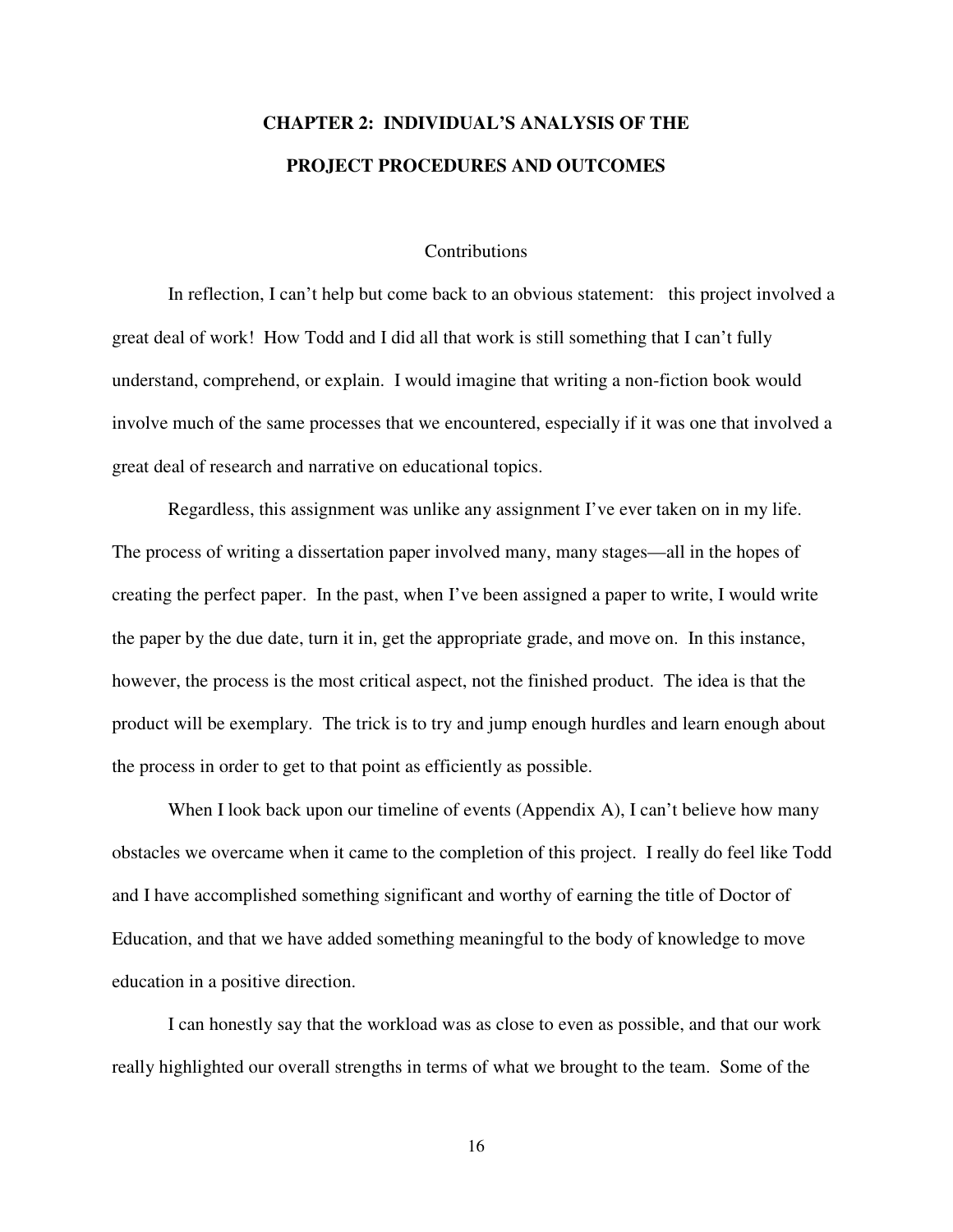# CHAPTER 2: INDIVIDUAL'S ANALYSIS OF THE PROJECT PROCEDURES AND OUTCOMES

## Contributions

In reflection, I can't help but come back to an obvious statement: this project involved a great deal of work! How Todd and I did all that work is still something that I can't fully understand, comprehend, or explain. I would imagine that writing a non-fiction book would involve much of the same processes that we encountered, especially if it was one that involved a great deal of research and narrative on educational topics.

Regardless, this assignment was unlike any assignment I've ever taken on in my life. The process of writing a dissertation paper involved many, many stages—all in the hopes of creating the perfect paper. In the past, when I've been assigned a paper to write, I would write the paper by the due date, turn it in, get the appropriate grade, and move on. In this instance, however, the process is the most critical aspect, not the finished product. The idea is that the product will be exemplary. The trick is to try and jump enough hurdles and learn enough about the process in order to get to that point as efficiently as possible.

When I look back upon our timeline of events (Appendix A), I can't believe how many obstacles we overcame when it came to the completion of this project. I really do feel like Todd and I have accomplished something significant and worthy of earning the title of Doctor of Education, and that we have added something meaningful to the body of knowledge to move education in a positive direction.

I can honestly say that the workload was as close to even as possible, and that our work really highlighted our overall strengths in terms of what we brought to the team. Some of the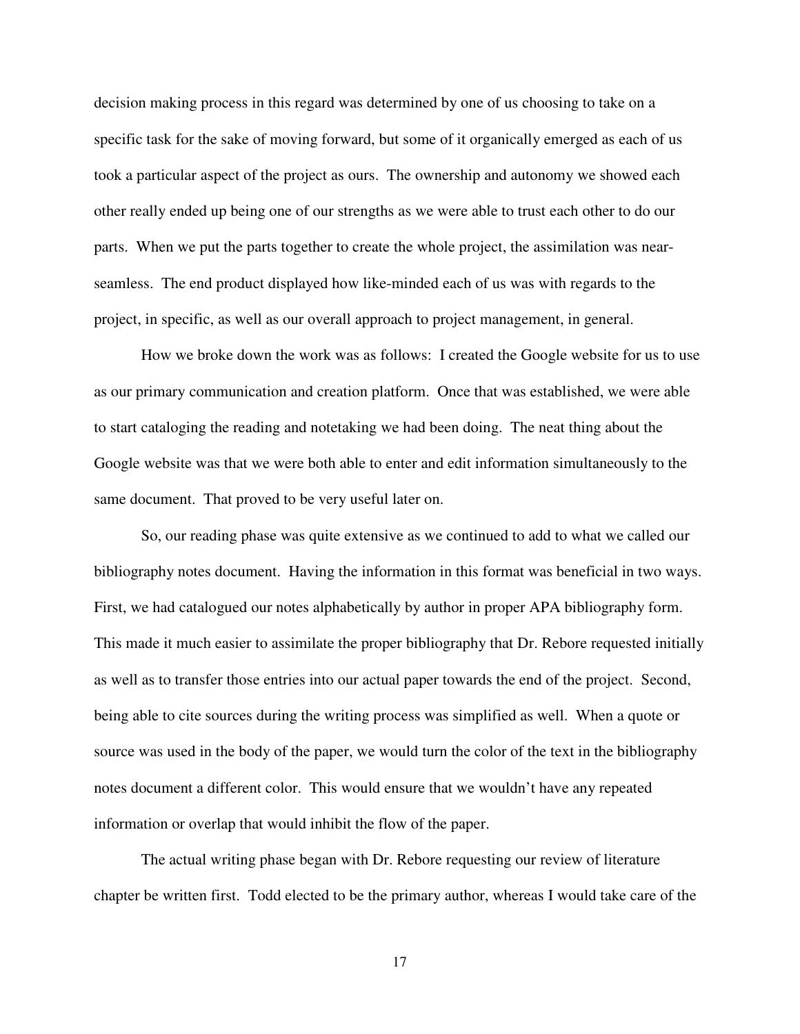decision making process in this regard was determined by one of us choosing to take on a specific task for the sake of moving forward, but some of it organically emerged as each of us took a particular aspect of the project as ours. The ownership and autonomy we showed each other really ended up being one of our strengths as we were able to trust each other to do our parts. When we put the parts together to create the whole project, the assimilation was near-seamless. The end product displayed how like-minded each of us was with regards to the project, in specific, as well as our overall approach to project management, in general.

How we broke down the work was as follows: I created the Google website for us to use as our primary communication and creation platform. Once that was established, we were able to start cataloging the reading and notetaking we had been doing. The neat thing about the Google website was that we were both able to enter and edit information simultaneously to the same document. That proved to be very useful later on.

So, our reading phase was quite extensive as we continued to add to what we called our bibliography notes document. Having the information in this format was beneficial in two ways. First, we had catalogued our notes alphabetically by author in proper APA bibliography form. This made it much easier to assimilate the proper bibliography that Dr. Rebore requested initially as well as to transfer those entries into our actual paper towards the end of the project. Second, being able to cite sources during the writing process was simplified as well. When a quote or source was used in the body of the paper, we would turn the color of the text in the bibliography notes document a different color. This would ensure that we wouldn't have any repeated information or overlap that would inhibit the flow of the paper.

The actual writing phase began with Dr. Rebore requesting our review of literature chapter be written first. Todd elected to be the primary author, whereas I would take care of the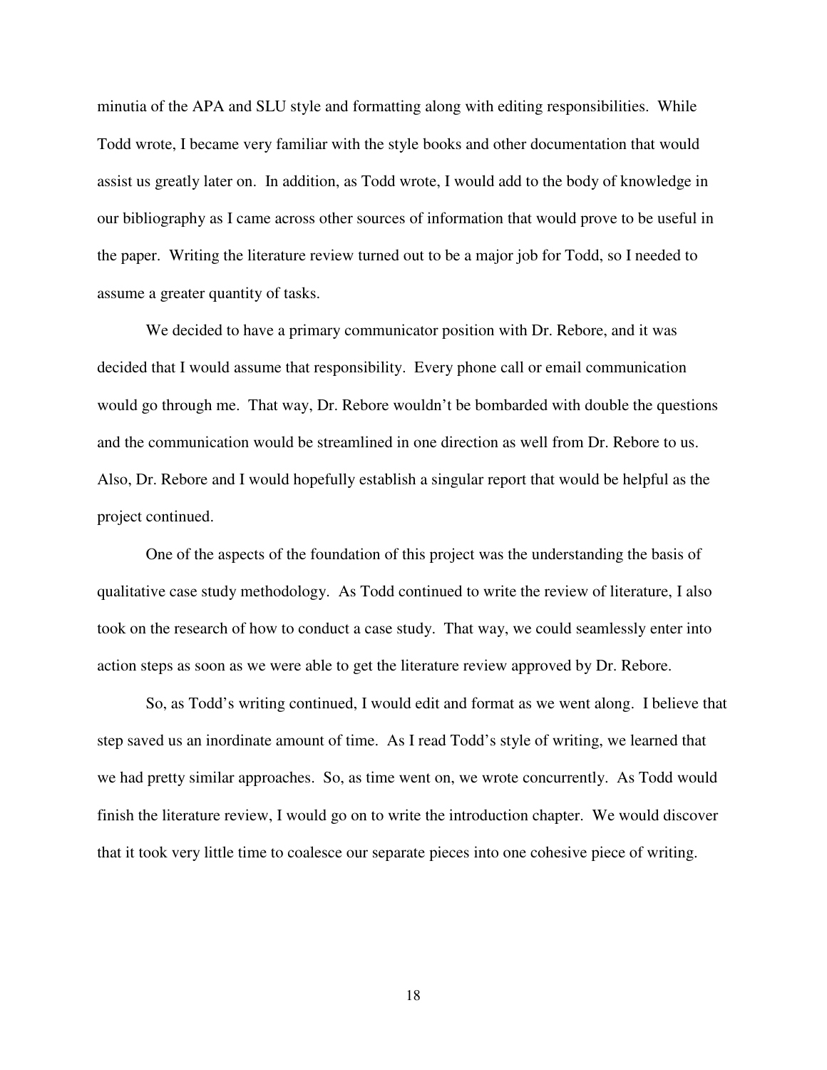minutia of the APA and SLU style and formatting along with editing responsibilities. While Todd wrote, I became very familiar with the style books and other documentation that would assist us greatly later on. In addition, as Todd wrote, I would add to the body of knowledge in our bibliography as I came across other sources of information that would prove to be useful in the paper. Writing the literature review turned out to be a major job for Todd, so I needed to assume a greater quantity of tasks.

We decided to have a primary communicator position with Dr. Rebore, and it was decided that I would assume that responsibility. Every phone call or email communication would go through me. That way, Dr. Rebore wouldn't be bombarded with double the questions and the communication would be streamlined in one direction as well from Dr. Rebore to us. Also, Dr. Rebore and I would hopefully establish a singular report that would be helpful as the project continued.

One of the aspects of the foundation of this project was the understanding the basis of qualitative case study methodology. As Todd continued to write the review of literature, I also took on the research of how to conduct a case study. That way, we could seamlessly enter into action steps as soon as we were able to get the literature review approved by Dr. Rebore.

So, as Todd's writing continued, I would edit and format as we went along. I believe that step saved us an inordinate amount of time. As I read Todd's style of writing, we learned that we had pretty similar approaches. So, as time went on, we wrote concurrently. As Todd would finish the literature review, I would go on to write the introduction chapter. We would discover that it took very little time to coalesce our separate pieces into one cohesive piece of writing.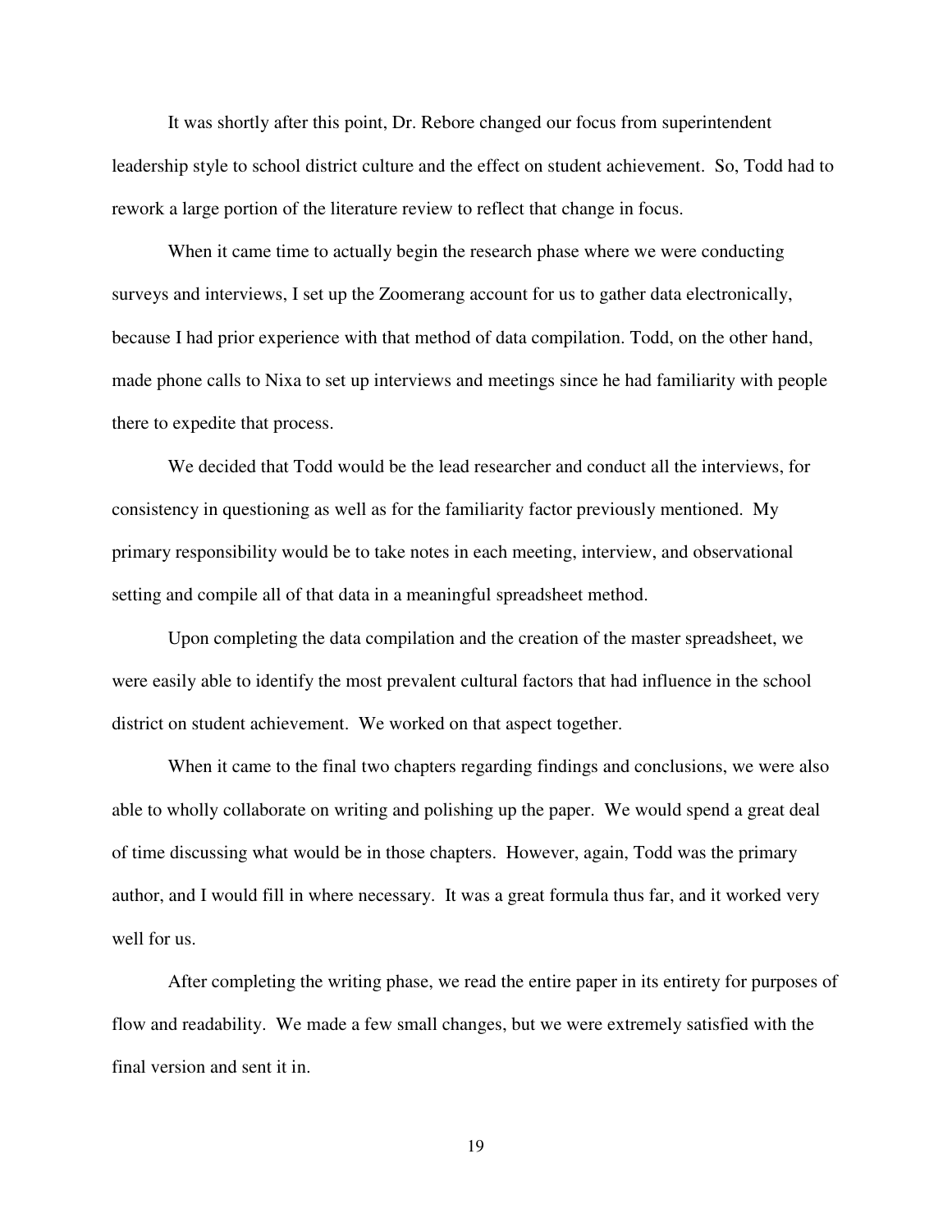It was shortly after this point, Dr. Rebore changed our focus from superintendent leadership style to school district culture and the effect on student achievement. So, Todd had to rework a large portion of the literature review to reflect that change in focus.

When it came time to actually begin the research phase where we were conducting surveys and interviews, I set up the Zoomerang account for us to gather data electronically, because I had prior experience with that method of data compilation. Todd, on the other hand, made phone calls to Nixa to set up interviews and meetings since he had familiarity with people there to expedite that process.

We decided that Todd would be the lead researcher and conduct all the interviews, for consistency in questioning as well as for the familiarity factor previously mentioned. My primary responsibility would be to take notes in each meeting, interview, and observational setting and compile all of that data in a meaningful spreadsheet method.

Upon completing the data compilation and the creation of the master spreadsheet, we were easily able to identify the most prevalent cultural factors that had influence in the school district on student achievement. We worked on that aspect together.

When it came to the final two chapters regarding findings and conclusions, we were also able to wholly collaborate on writing and polishing up the paper. We would spend a great deal of time discussing what would be in those chapters. However, again, Todd was the primary author, and I would fill in where necessary. It was a great formula thus far, and it worked very well for us.

After completing the writing phase, we read the entire paper in its entirety for purposes of flow and readability. We made a few small changes, but we were extremely satisfied with the final version and sent it in.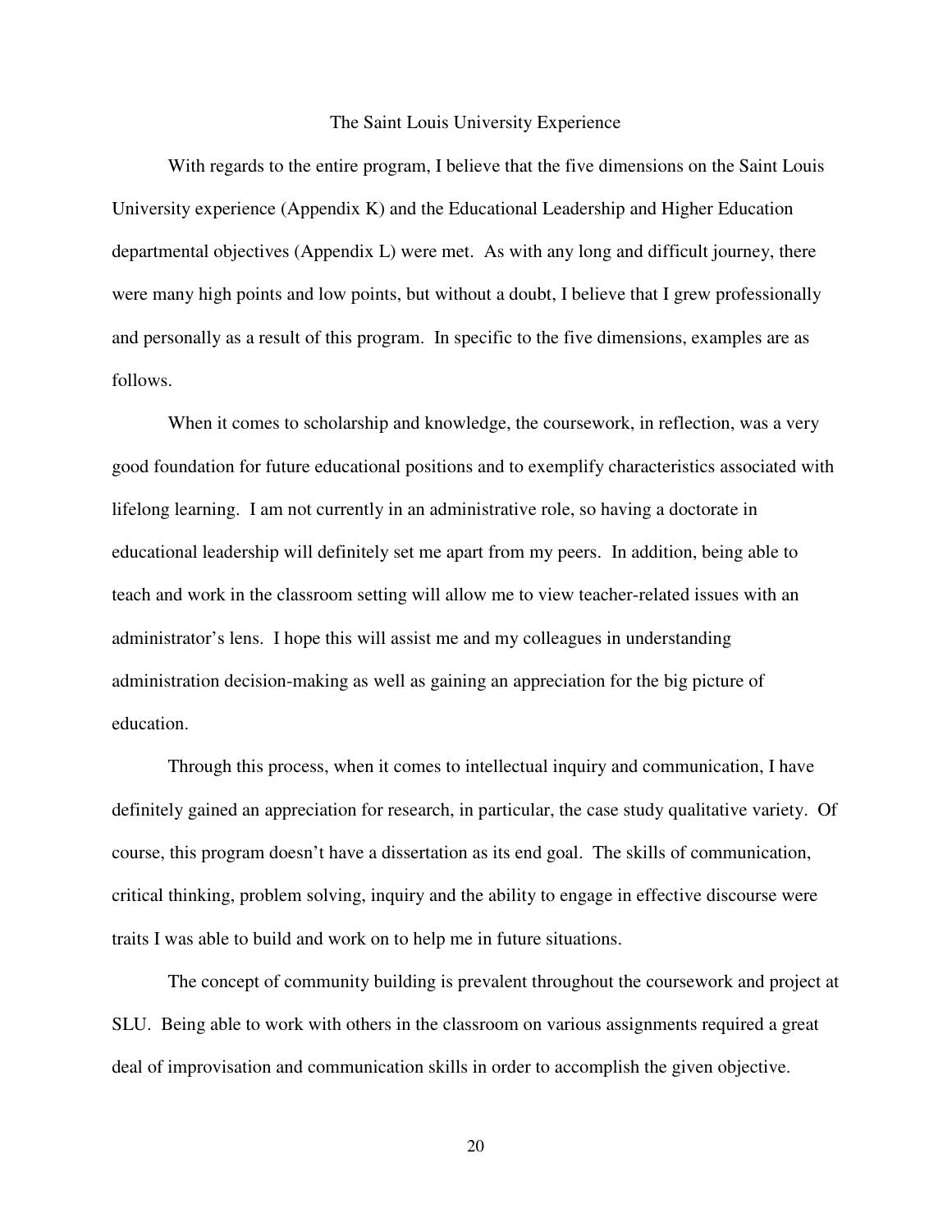## The Saint Louis University Experience

With regards to the entire program, I believe that the five dimensions on the Saint Louis University experience (Appendix K) and the Educational Leadership and Higher Education departmental objectives (Appendix L) were met. As with any long and difficult journey, there were many high points and low points, but without a doubt, I believe that I grew professionally and personally as a result of this program. In specific to the five dimensions, examples are as follows.

When it comes to scholarship and knowledge, the coursework, in reflection, was a very good foundation for future educational positions and to exemplify characteristics associated with lifelong learning. I am not currently in an administrative role, so having a doctorate in educational leadership will definitely set me apart from my peers. In addition, being able to teach and work in the classroom setting will allow me to view teacher-related issues with an administrator's lens. I hope this will assist me and my colleagues in understanding administration decision-making as well as gaining an appreciation for the big picture of education.

Through this process, when it comes to intellectual inquiry and communication, I have definitely gained an appreciation for research, in particular, the case study qualitative variety. Of course, this program doesn't have a dissertation as its end goal. The skills of communication, critical thinking, problem solving, inquiry and the ability to engage in effective discourse were traits I was able to build and work on to help me in future situations.

The concept of community building is prevalent throughout the coursework and project at SLU. Being able to work with others in the classroom on various assignments required a great deal of improvisation and communication skills in order to accomplish the given objective.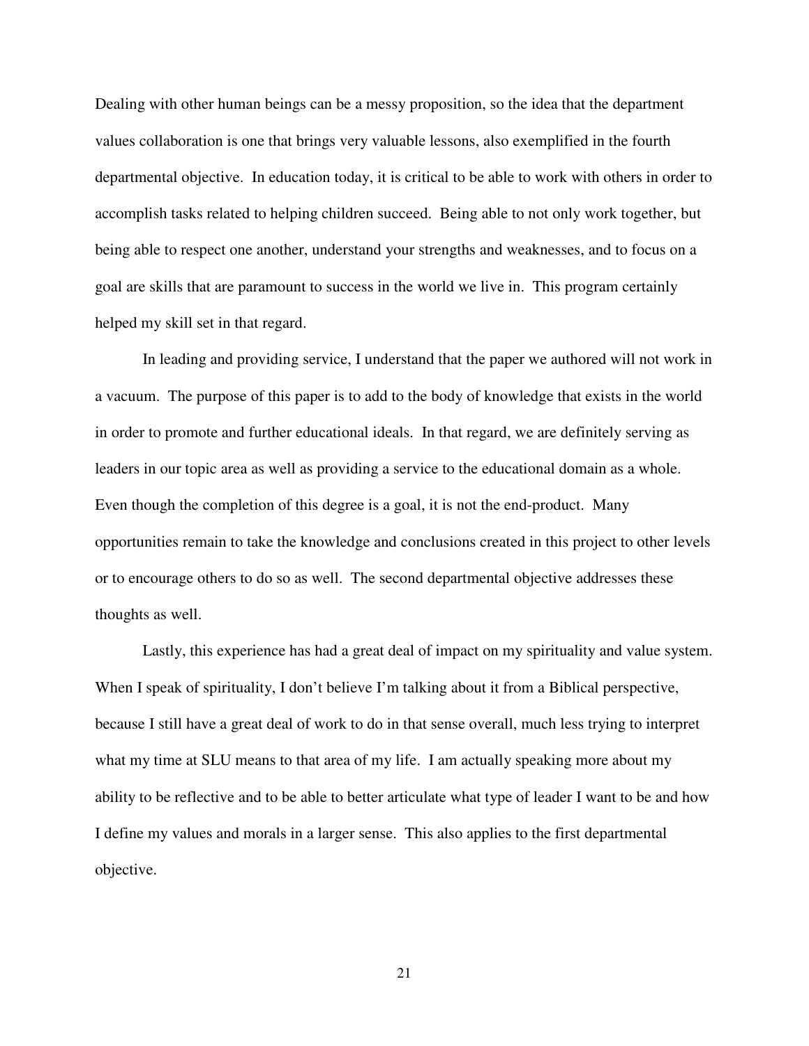Dealing with other human beings can be a messy proposition, so the idea that the department values collaboration is one that brings very valuable lessons, also exemplified in the fourth departmental objective. In education today, it is critical to be able to work with others in order to accomplish tasks related to helping children succeed. Being able to not only work together, but being able to respect one another, understand your strengths and weaknesses, and to focus on a goal are skills that are paramount to success in the world we live in. This program certainly helped my skill set in that regard.

In leading and providing service, I understand that the paper we authored will not work in a vacuum. The purpose of this paper is to add to the body of knowledge that exists in the world in order to promote and further educational ideals. In that regard, we are definitely serving as leaders in our topic area as well as providing a service to the educational domain as a whole. Even though the completion of this degree is a goal, it is not the end-product. Many opportunities remain to take the knowledge and conclusions created in this project to other levels or to encourage others to do so as well. The second departmental objective addresses these thoughts as well.

Lastly, this experience has had a great deal of impact on my spirituality and value system. When I speak of spirituality, I don't believe I'm talking about it from a Biblical perspective, because I still have a great deal of work to do in that sense overall, much less trying to interpret what my time at SLU means to that area of my life. I am actually speaking more about my ability to be reflective and to be able to better articulate what type of leader I want to be and how I define my values and morals in a larger sense. This also applies to the first departmental objective.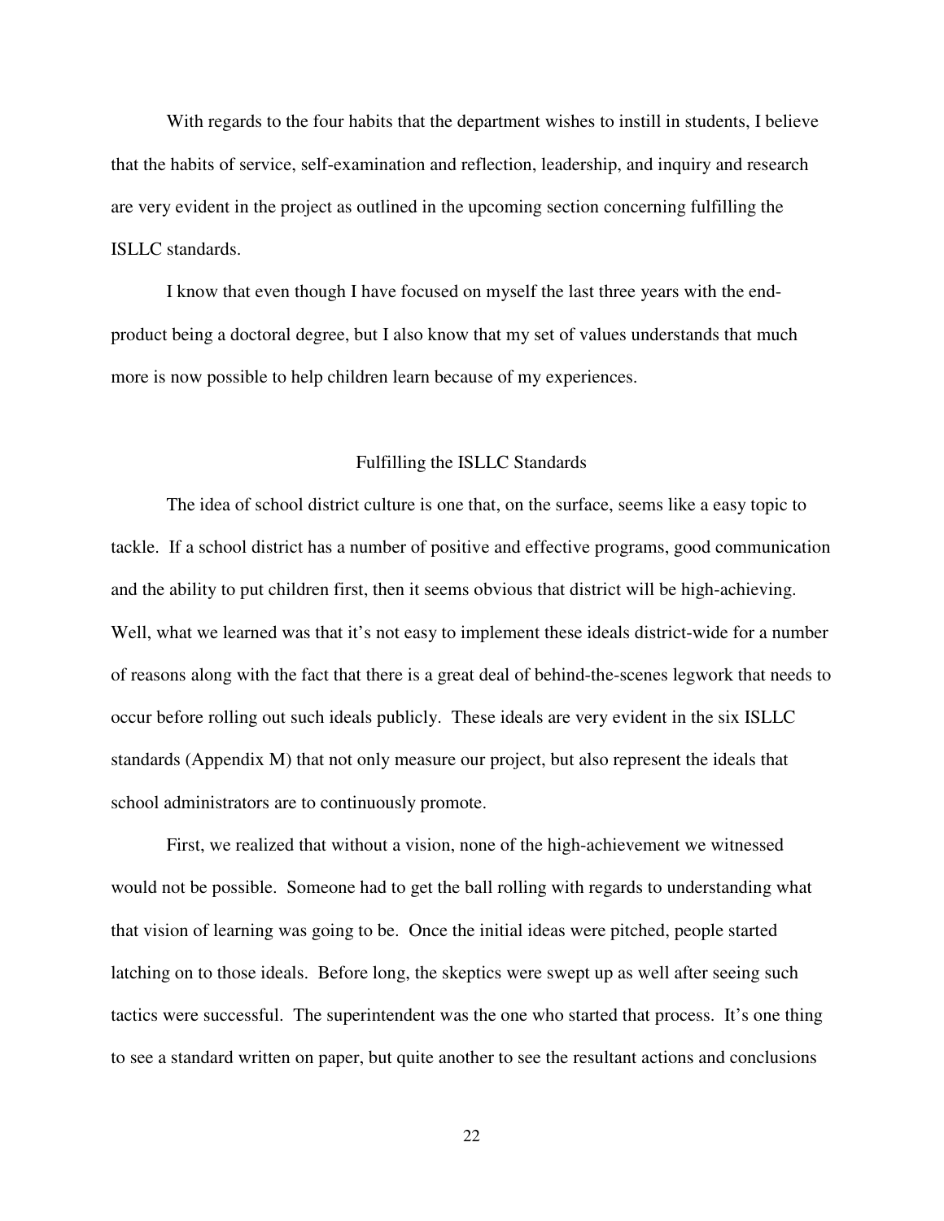With regards to the four habits that the department wishes to instill in students, I believe that the habits of service, self-examination and reflection, leadership, and inquiry and research are very evident in the project as outlined in the upcoming section concerning fulfilling the ISLLC standards.

I know that even though I have focused on myself the last three years with the end-product being a doctoral degree, but I also know that my set of values understands that much more is now possible to help children learn because of my experiences.

## Fulfilling the ISLLC Standards

The idea of school district culture is one that, on the surface, seems like a easy topic to tackle. If a school district has a number of positive and effective programs, good communication and the ability to put children first, then it seems obvious that district will be high-achieving. Well, what we learned was that it's not easy to implement these ideals district-wide for a number of reasons along with the fact that there is a great deal of behind-the-scenes legwork that needs to occur before rolling out such ideals publicly. These ideals are very evident in the six ISLLC standards (Appendix M) that not only measure our project, but also represent the ideals that school administrators are to continuously promote.

First, we realized that without a vision, none of the high-achievement we witnessed would not be possible. Someone had to get the ball rolling with regards to understanding what that vision of learning was going to be. Once the initial ideas were pitched, people started latching on to those ideals. Before long, the skeptics were swept up as well after seeing such tactics were successful. The superintendent was the one who started that process. It's one thing to see a standard written on paper, but quite another to see the resultant actions and conclusions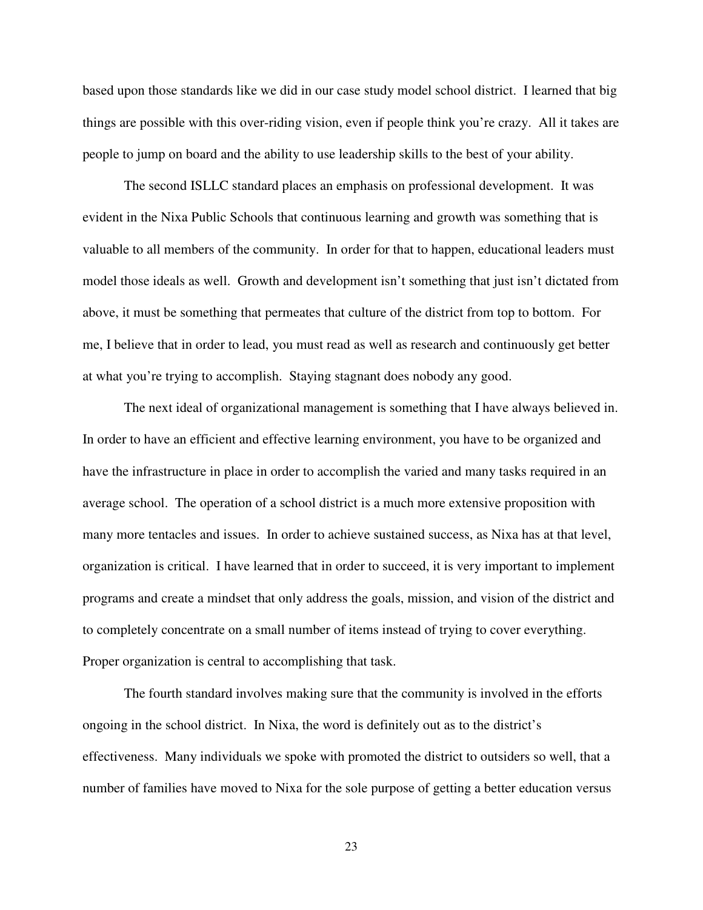based upon those standards like we did in our case study model school district. I learned that big things are possible with this over-riding vision, even if people think you're crazy. All it takes are people to jump on board and the ability to use leadership skills to the best of your ability.

The second ISLLC standard places an emphasis on professional development. It was evident in the Nixa Public Schools that continuous learning and growth was something that is valuable to all members of the community. In order for that to happen, educational leaders must model those ideals as well. Growth and development isn't something that just isn't dictated from above, it must be something that permeates that culture of the district from top to bottom. For me, I believe that in order to lead, you must read as well as research and continuously get better at what you're trying to accomplish. Staying stagnant does nobody any good.

The next ideal of organizational management is something that I have always believed in. In order to have an efficient and effective learning environment, you have to be organized and have the infrastructure in place in order to accomplish the varied and many tasks required in an average school. The operation of a school district is a much more extensive proposition with many more tentacles and issues. In order to achieve sustained success, as Nixa has at that level, organization is critical. I have learned that in order to succeed, it is very important to implement programs and create a mindset that only address the goals, mission, and vision of the district and to completely concentrate on a small number of items instead of trying to cover everything. Proper organization is central to accomplishing that task.

The fourth standard involves making sure that the community is involved in the efforts ongoing in the school district. In Nixa, the word is definitely out as to the district's effectiveness. Many individuals we spoke with promoted the district to outsiders so well, that a number of families have moved to Nixa for the sole purpose of getting a better education versus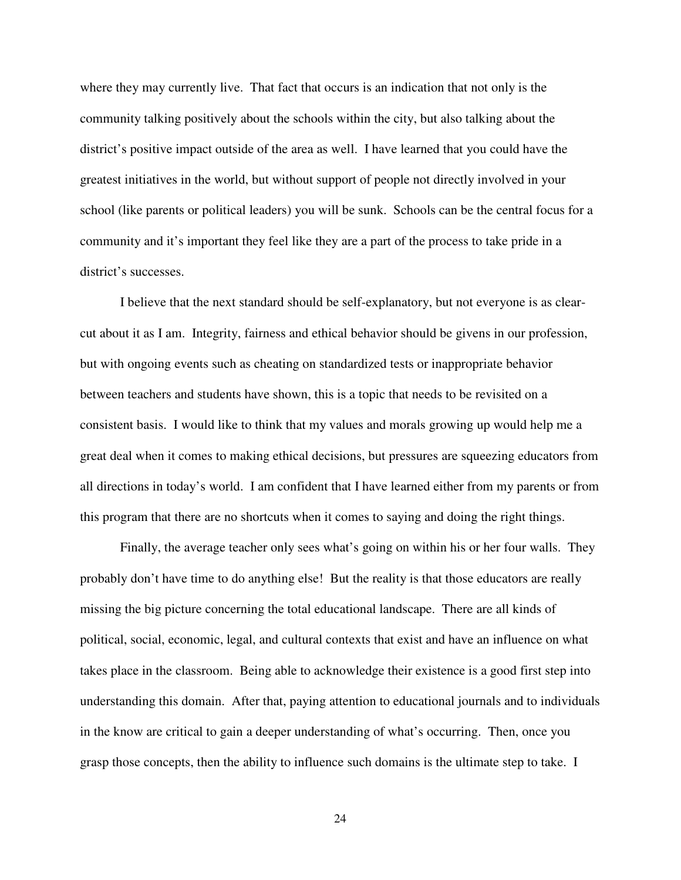where they may currently live. That fact that occurs is an indication that not only is the community talking positively about the schools within the city, but also talking about the district's positive impact outside of the area as well. I have learned that you could have the greatest initiatives in the world, but without support of people not directly involved in your school (like parents or political leaders) you will be sunk. Schools can be the central focus for a community and it's important they feel like they are a part of the process to take pride in a district's successes.

I believe that the next standard should be self-explanatory, but not everyone is as clear-cut about it as I am. Integrity, fairness and ethical behavior should be givens in our profession, but with ongoing events such as cheating on standardized tests or inappropriate behavior between teachers and students have shown, this is a topic that needs to be revisited on a consistent basis. I would like to think that my values and morals growing up would help me a great deal when it comes to making ethical decisions, but pressures are squeezing educators from all directions in today's world. I am confident that I have learned either from my parents or from this program that there are no shortcuts when it comes to saying and doing the right things.

Finally, the average teacher only sees what's going on within his or her four walls. They probably don't have time to do anything else! But the reality is that those educators are really missing the big picture concerning the total educational landscape. There are all kinds of political, social, economic, legal, and cultural contexts that exist and have an influence on what takes place in the classroom. Being able to acknowledge their existence is a good first step into understanding this domain. After that, paying attention to educational journals and to individuals in the know are critical to gain a deeper understanding of what's occurring. Then, once you grasp those concepts, then the ability to influence such domains is the ultimate step to take. I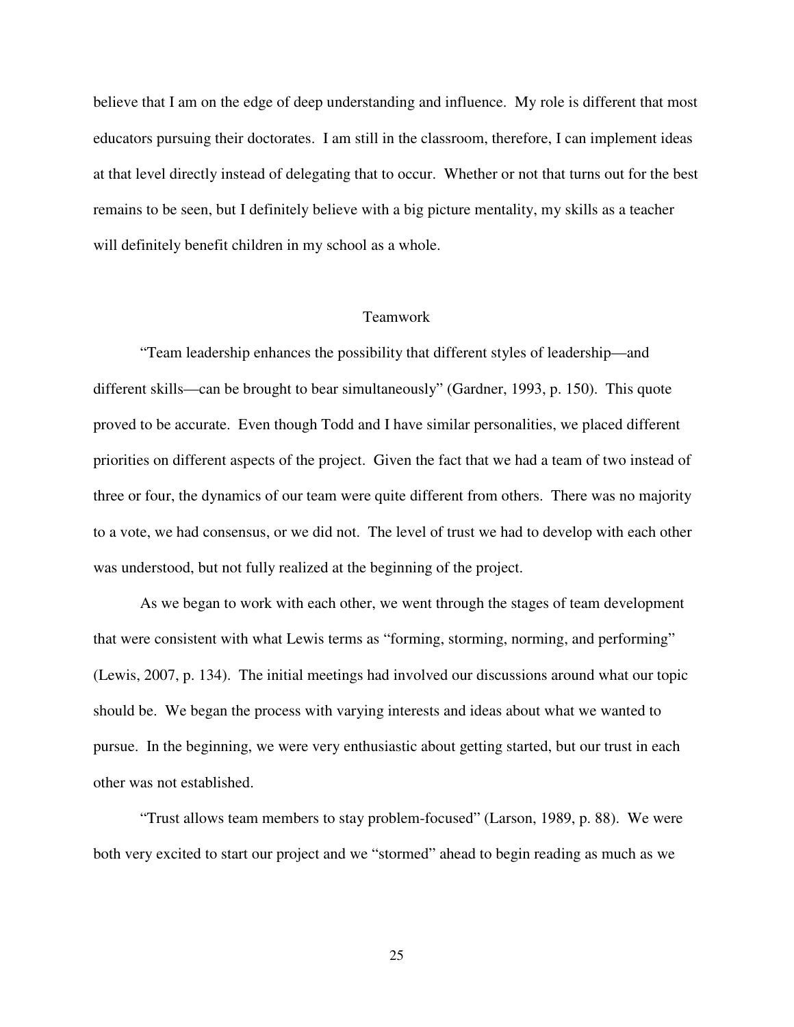believe that I am on the edge of deep understanding and influence. My role is different that most educators pursuing their doctorates. I am still in the classroom, therefore, I can implement ideas at that level directly instead of delegating that to occur. Whether or not that turns out for the best remains to be seen, but I definitely believe with a big picture mentality, my skills as a teacher will definitely benefit children in my school as a whole.

## Teamwork

"Team leadership enhances the possibility that different styles of leadership—and different skills—can be brought to bear simultaneously" (Gardner, 1993, p. 150). This quote proved to be accurate. Even though Todd and I have similar personalities, we placed different priorities on different aspects of the project. Given the fact that we had a team of two instead of three or four, the dynamics of our team were quite different from others. There was no majority to a vote, we had consensus, or we did not. The level of trust we had to develop with each other was understood, but not fully realized at the beginning of the project.

As we began to work with each other, we went through the stages of team development that were consistent with what Lewis terms as "forming, storming, norming, and performing" (Lewis, 2007, p. 134). The initial meetings had involved our discussions around what our topic should be. We began the process with varying interests and ideas about what we wanted to pursue. In the beginning, we were very enthusiastic about getting started, but our trust in each other was not established.

"Trust allows team members to stay problem-focused" (Larson, 1989, p. 88). We were both very excited to start our project and we "stormed" ahead to begin reading as much as we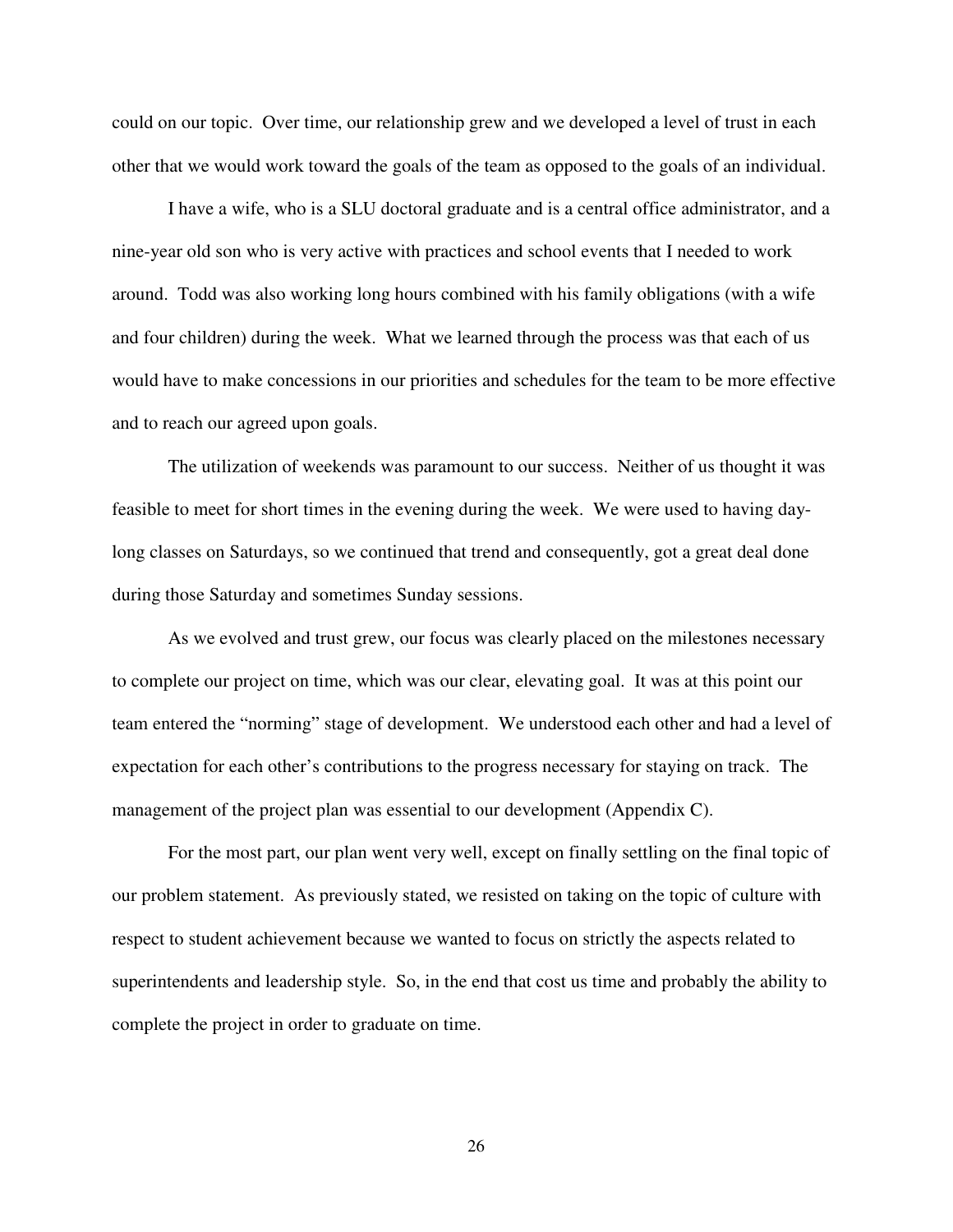could on our topic. Over time, our relationship grew and we developed a level of trust in each other that we would work toward the goals of the team as opposed to the goals of an individual.

I have a wife, who is a SLU doctoral graduate and is a central office administrator, and a nine-year old son who is very active with practices and school events that I needed to work around. Todd was also working long hours combined with his family obligations (with a wife and four children) during the week. What we learned through the process was that each of us would have to make concessions in our priorities and schedules for the team to be more effective and to reach our agreed upon goals.

The utilization of weekends was paramount to our success. Neither of us thought it was feasible to meet for short times in the evening during the week. We were used to having day-long classes on Saturdays, so we continued that trend and consequently, got a great deal done during those Saturday and sometimes Sunday sessions.

As we evolved and trust grew, our focus was clearly placed on the milestones necessary to complete our project on time, which was our clear, elevating goal. It was at this point our team entered the "norming" stage of development. We understood each other and had a level of expectation for each other's contributions to the progress necessary for staying on track. The management of the project plan was essential to our development (Appendix C).

For the most part, our plan went very well, except on finally settling on the final topic of our problem statement. As previously stated, we resisted on taking on the topic of culture with respect to student achievement because we wanted to focus on strictly the aspects related to superintendents and leadership style. So, in the end that cost us time and probably the ability to complete the project in order to graduate on time.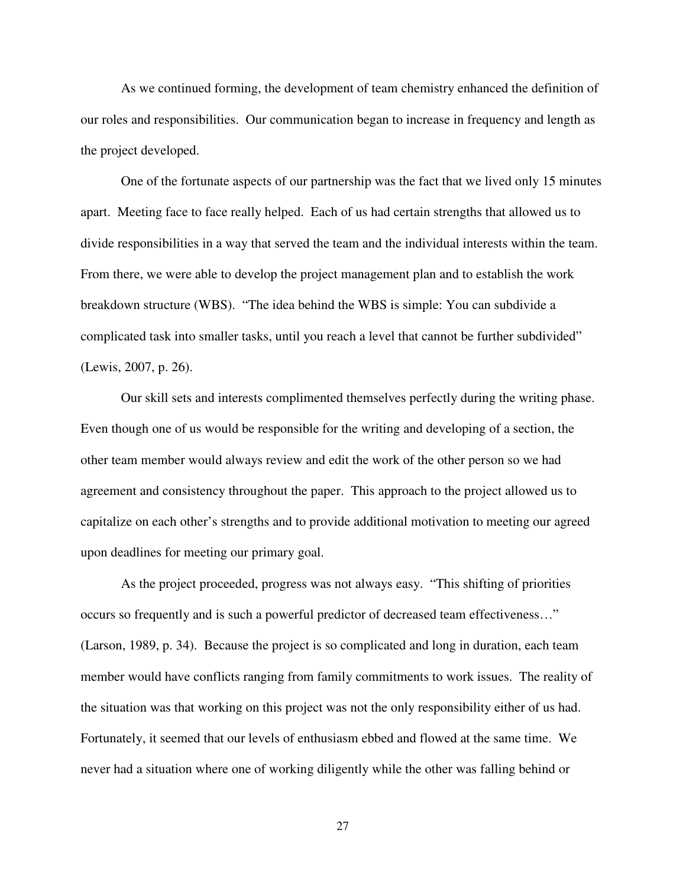As we continued forming, the development of team chemistry enhanced the definition of our roles and responsibilities. Our communication began to increase in frequency and length as the project developed.

One of the fortunate aspects of our partnership was the fact that we lived only 15 minutes apart. Meeting face to face really helped. Each of us had certain strengths that allowed us to divide responsibilities in a way that served the team and the individual interests within the team. From there, we were able to develop the project management plan and to establish the work breakdown structure (WBS). "The idea behind the WBS is simple: You can subdivide a complicated task into smaller tasks, until you reach a level that cannot be further subdivided" (Lewis, 2007, p. 26).

Our skill sets and interests complimented themselves perfectly during the writing phase. Even though one of us would be responsible for the writing and developing of a section, the other team member would always review and edit the work of the other person so we had agreement and consistency throughout the paper. This approach to the project allowed us to capitalize on each other's strengths and to provide additional motivation to meeting our agreed upon deadlines for meeting our primary goal.

As the project proceeded, progress was not always easy. "This shifting of priorities occurs so frequently and is such a powerful predictor of decreased team effectiveness…" (Larson, 1989, p. 34). Because the project is so complicated and long in duration, each team member would have conflicts ranging from family commitments to work issues. The reality of the situation was that working on this project was not the only responsibility either of us had. Fortunately, it seemed that our levels of enthusiasm ebbed and flowed at the same time. We never had a situation where one of working diligently while the other was falling behind or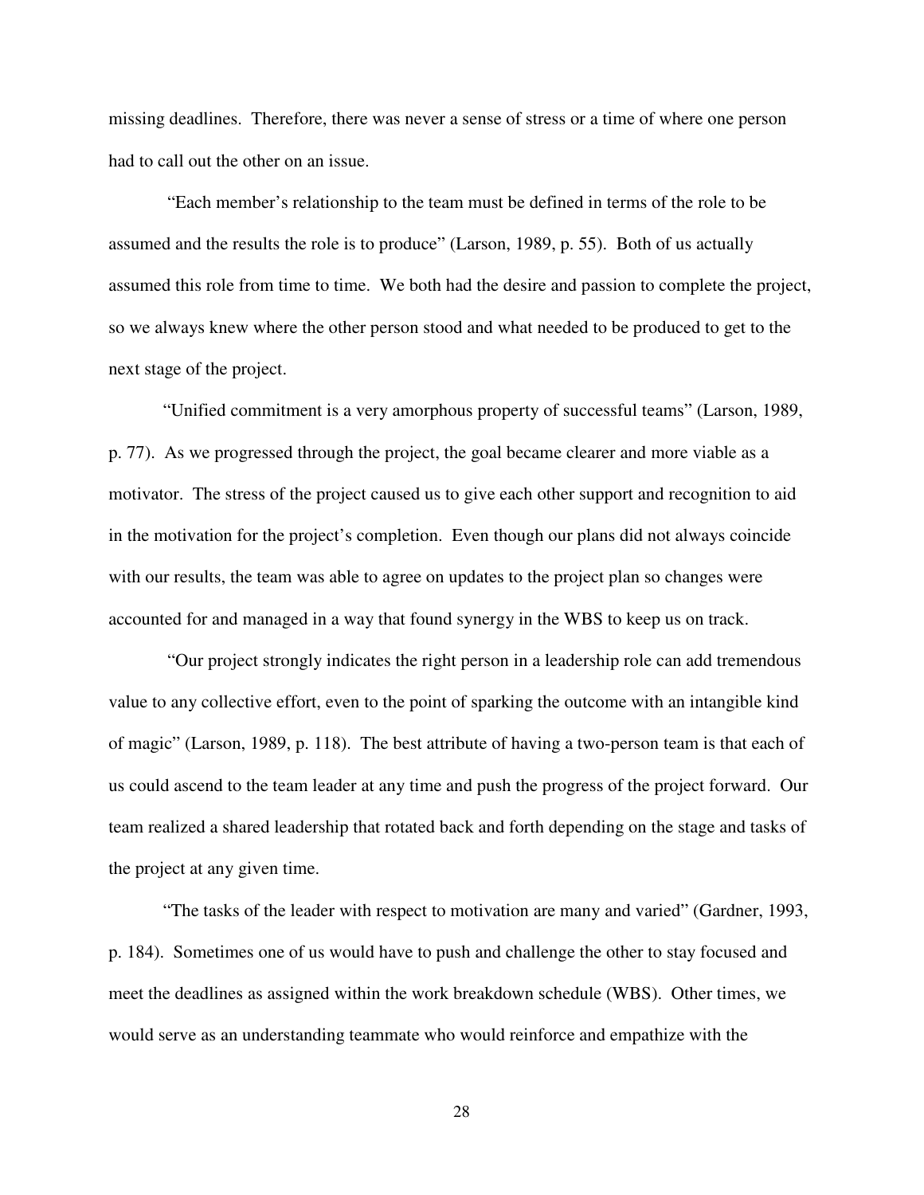missing deadlines. Therefore, there was never a sense of stress or a time of where one person had to call out the other on an issue.

"Each member's relationship to the team must be defined in terms of the role to be assumed and the results the role is to produce" (Larson, 1989, p. 55). Both of us actually assumed this role from time to time. We both had the desire and passion to complete the project, so we always knew where the other person stood and what needed to be produced to get to the next stage of the project.

"Unified commitment is a very amorphous property of successful teams" (Larson, 1989, p. 77). As we progressed through the project, the goal became clearer and more viable as a motivator. The stress of the project caused us to give each other support and recognition to aid in the motivation for the project's completion. Even though our plans did not always coincide with our results, the team was able to agree on updates to the project plan so changes were accounted for and managed in a way that found synergy in the WBS to keep us on track.

"Our project strongly indicates the right person in a leadership role can add tremendous value to any collective effort, even to the point of sparking the outcome with an intangible kind of magic" (Larson, 1989, p. 118). The best attribute of having a two-person team is that each of us could ascend to the team leader at any time and push the progress of the project forward. Our team realized a shared leadership that rotated back and forth depending on the stage and tasks of the project at any given time.

"The tasks of the leader with respect to motivation are many and varied" (Gardner, 1993, p. 184). Sometimes one of us would have to push and challenge the other to stay focused and meet the deadlines as assigned within the work breakdown schedule (WBS). Other times, we would serve as an understanding teammate who would reinforce and empathize with the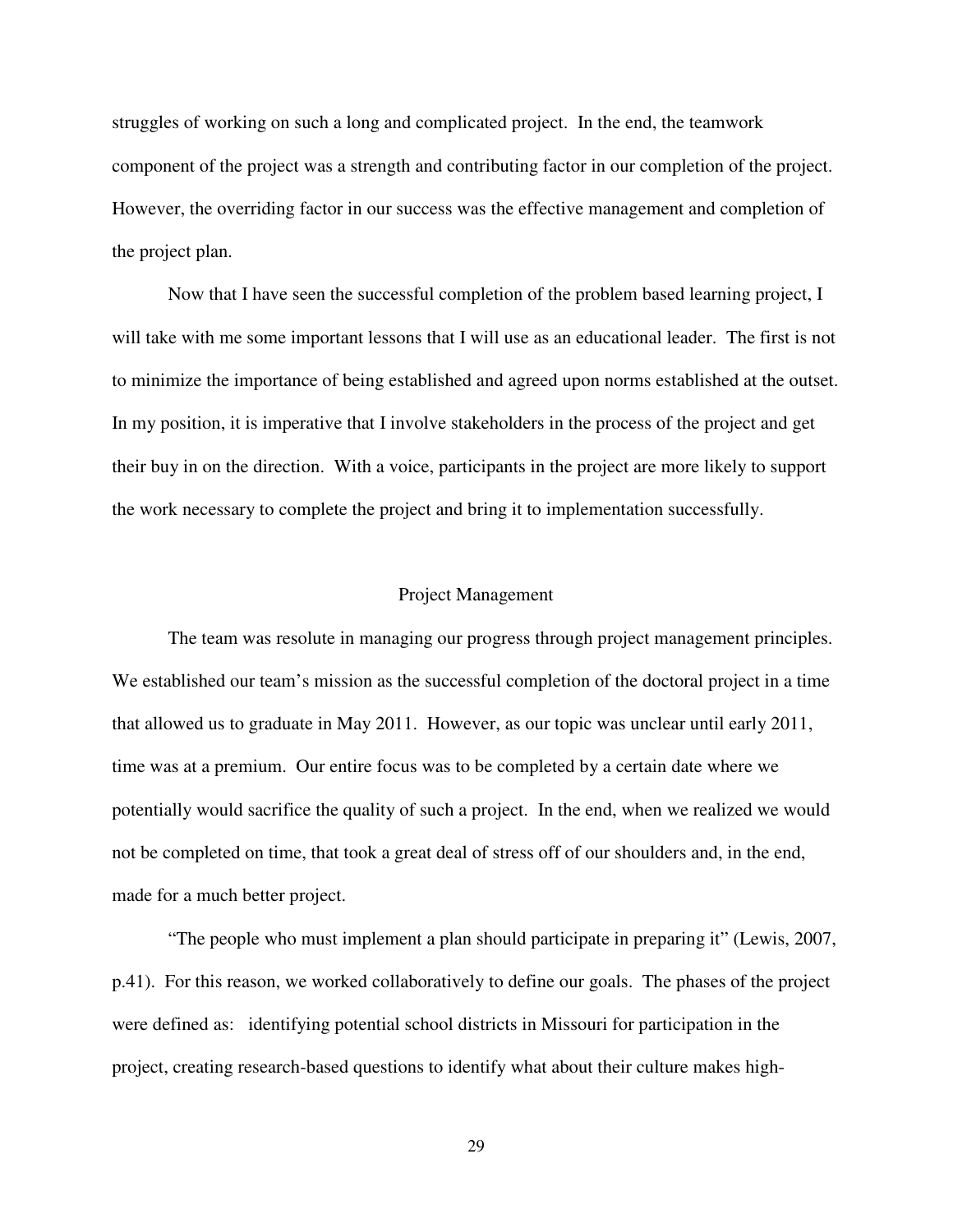struggles of working on such a long and complicated project. In the end, the teamwork component of the project was a strength and contributing factor in our completion of the project. However, the overriding factor in our success was the effective management and completion of the project plan.

Now that I have seen the successful completion of the problem based learning project, I will take with me some important lessons that I will use as an educational leader. The first is not to minimize the importance of being established and agreed upon norms established at the outset. In my position, it is imperative that I involve stakeholders in the process of the project and get their buy in on the direction. With a voice, participants in the project are more likely to support the work necessary to complete the project and bring it to implementation successfully.

## Project Management

The team was resolute in managing our progress through project management principles. We established our team's mission as the successful completion of the doctoral project in a time that allowed us to graduate in May 2011. However, as our topic was unclear until early 2011, time was at a premium. Our entire focus was to be completed by a certain date where we potentially would sacrifice the quality of such a project. In the end, when we realized we would not be completed on time, that took a great deal of stress off of our shoulders and, in the end, made for a much better project.

"The people who must implement a plan should participate in preparing it" (Lewis, 2007, p.41). For this reason, we worked collaboratively to define our goals. The phases of the project were defined as: identifying potential school districts in Missouri for participation in the project, creating research-based questions to identify what about their culture makes high-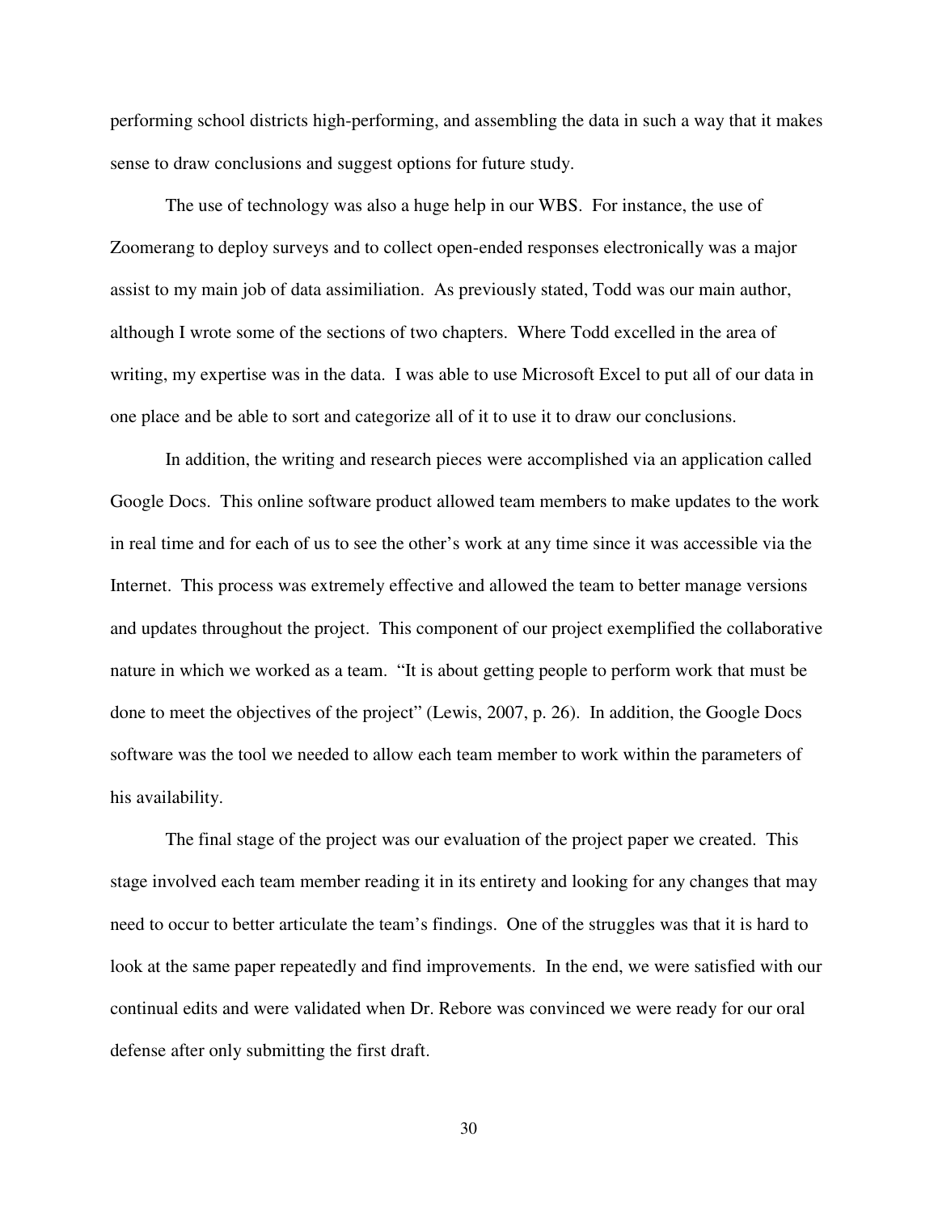performing school districts high-performing, and assembling the data in such a way that it makes sense to draw conclusions and suggest options for future study.

The use of technology was also a huge help in our WBS. For instance, the use of Zoomerang to deploy surveys and to collect open-ended responses electronically was a major assist to my main job of data assimiliation. As previously stated, Todd was our main author, although I wrote some of the sections of two chapters. Where Todd excelled in the area of writing, my expertise was in the data. I was able to use Microsoft Excel to put all of our data in one place and be able to sort and categorize all of it to use it to draw our conclusions.

In addition, the writing and research pieces were accomplished via an application called Google Docs. This online software product allowed team members to make updates to the work in real time and for each of us to see the other's work at any time since it was accessible via the Internet. This process was extremely effective and allowed the team to better manage versions and updates throughout the project. This component of our project exemplified the collaborative nature in which we worked as a team. "It is about getting people to perform work that must be done to meet the objectives of the project" (Lewis, 2007, p. 26). In addition, the Google Docs software was the tool we needed to allow each team member to work within the parameters of his availability.

The final stage of the project was our evaluation of the project paper we created. This stage involved each team member reading it in its entirety and looking for any changes that may need to occur to better articulate the team's findings. One of the struggles was that it is hard to look at the same paper repeatedly and find improvements. In the end, we were satisfied with our continual edits and were validated when Dr. Rebore was convinced we were ready for our oral defense after only submitting the first draft.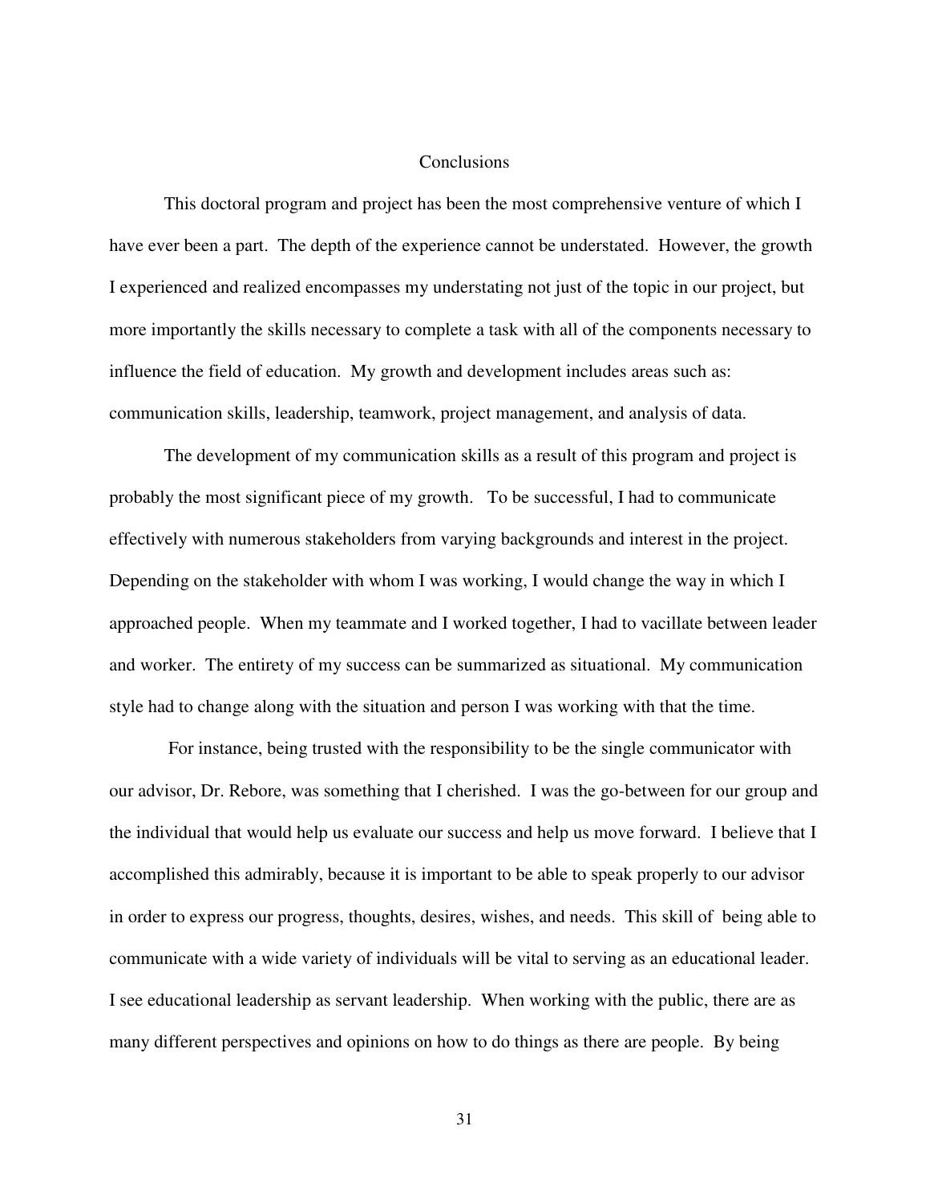# Conclusions

This doctoral program and project has been the most comprehensive venture of which I have ever been a part. The depth of the experience cannot be understated. However, the growth I experienced and realized encompasses my understating not just of the topic in our project, but more importantly the skills necessary to complete a task with all of the components necessary to influence the field of education. My growth and development includes areas such as: communication skills, leadership, teamwork, project management, and analysis of data.

The development of my communication skills as a result of this program and project is probably the most significant piece of my growth. To be successful, I had to communicate effectively with numerous stakeholders from varying backgrounds and interest in the project. Depending on the stakeholder with whom I was working, I would change the way in which I approached people. When my teammate and I worked together, I had to vacillate between leader and worker. The entirety of my success can be summarized as situational. My communication style had to change along with the situation and person I was working with that the time.

For instance, being trusted with the responsibility to be the single communicator with our advisor, Dr. Rebore, was something that I cherished. I was the go-between for our group and the individual that would help us evaluate our success and help us move forward. I believe that I accomplished this admirably, because it is important to be able to speak properly to our advisor in order to express our progress, thoughts, desires, wishes, and needs. This skill of being able to communicate with a wide variety of individuals will be vital to serving as an educational leader. I see educational leadership as servant leadership. When working with the public, there are as many different perspectives and opinions on how to do things as there are people. By being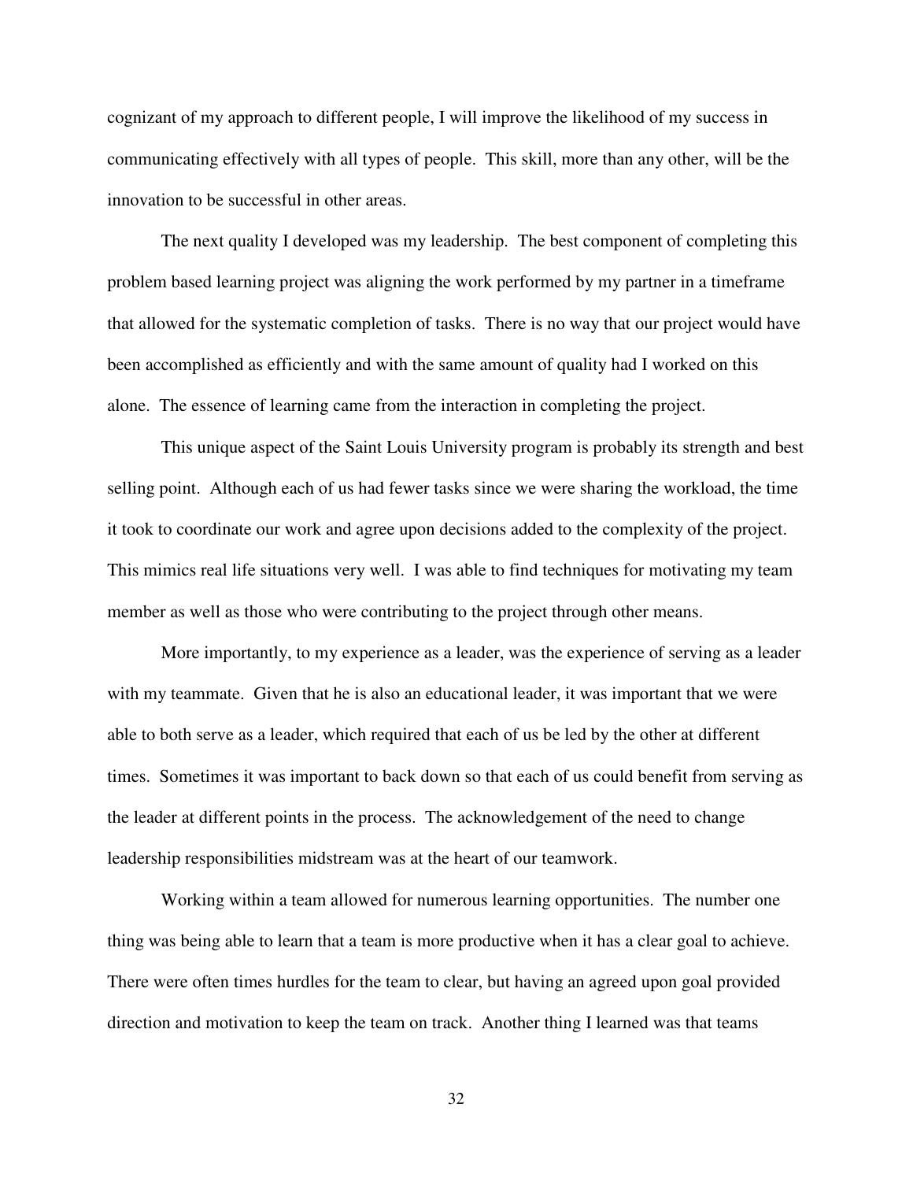cognizant of my approach to different people, I will improve the likelihood of my success in communicating effectively with all types of people. This skill, more than any other, will be the innovation to be successful in other areas.

The next quality I developed was my leadership. The best component of completing this problem based learning project was aligning the work performed by my partner in a timeframe that allowed for the systematic completion of tasks. There is no way that our project would have been accomplished as efficiently and with the same amount of quality had I worked on this alone. The essence of learning came from the interaction in completing the project.

This unique aspect of the Saint Louis University program is probably its strength and best selling point. Although each of us had fewer tasks since we were sharing the workload, the time it took to coordinate our work and agree upon decisions added to the complexity of the project. This mimics real life situations very well. I was able to find techniques for motivating my team member as well as those who were contributing to the project through other means.

More importantly, to my experience as a leader, was the experience of serving as a leader with my teammate. Given that he is also an educational leader, it was important that we were able to both serve as a leader, which required that each of us be led by the other at different times. Sometimes it was important to back down so that each of us could benefit from serving as the leader at different points in the process. The acknowledgement of the need to change leadership responsibilities midstream was at the heart of our teamwork.

Working within a team allowed for numerous learning opportunities. The number one thing was being able to learn that a team is more productive when it has a clear goal to achieve. There were often times hurdles for the team to clear, but having an agreed upon goal provided direction and motivation to keep the team on track. Another thing I learned was that teams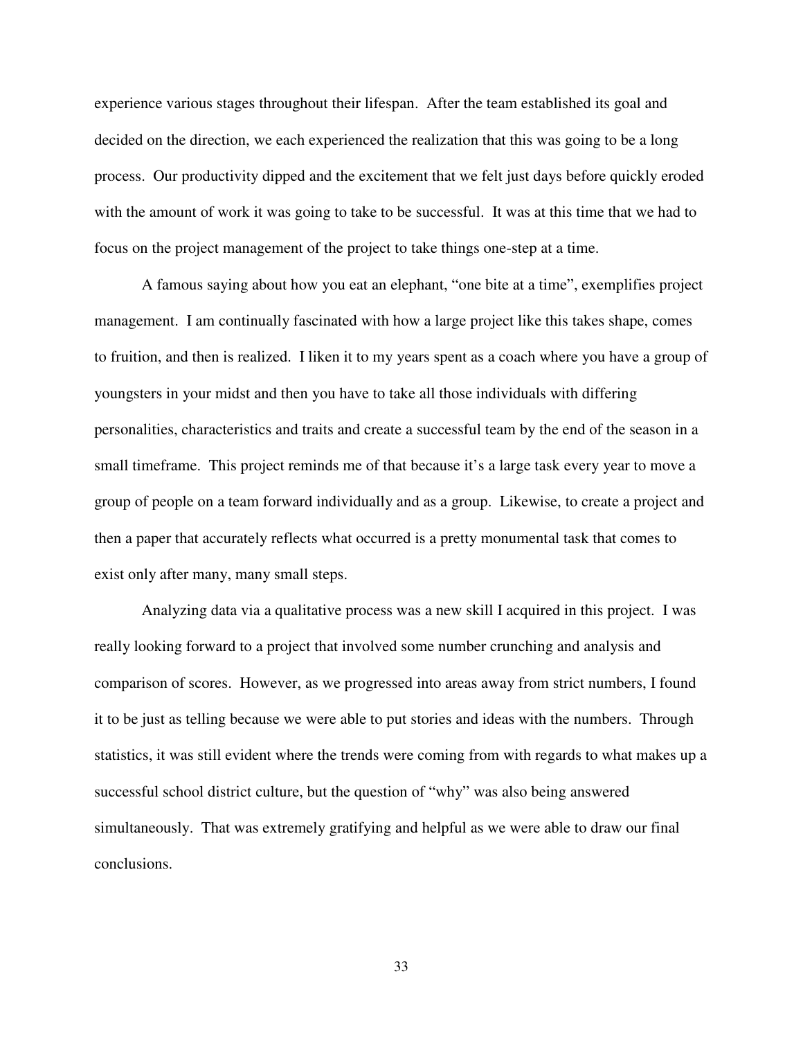experience various stages throughout their lifespan. After the team established its goal and decided on the direction, we each experienced the realization that this was going to be a long process. Our productivity dipped and the excitement that we felt just days before quickly eroded with the amount of work it was going to take to be successful. It was at this time that we had to focus on the project management of the project to take things one-step at a time.

A famous saying about how you eat an elephant, "one bite at a time", exemplifies project management. I am continually fascinated with how a large project like this takes shape, comes to fruition, and then is realized. I liken it to my years spent as a coach where you have a group of youngsters in your midst and then you have to take all those individuals with differing personalities, characteristics and traits and create a successful team by the end of the season in a small timeframe. This project reminds me of that because it's a large task every year to move a group of people on a team forward individually and as a group. Likewise, to create a project and then a paper that accurately reflects what occurred is a pretty monumental task that comes to exist only after many, many small steps.

Analyzing data via a qualitative process was a new skill I acquired in this project. I was really looking forward to a project that involved some number crunching and analysis and comparison of scores. However, as we progressed into areas away from strict numbers, I found it to be just as telling because we were able to put stories and ideas with the numbers. Through statistics, it was still evident where the trends were coming from with regards to what makes up a successful school district culture, but the question of "why" was also being answered simultaneously. That was extremely gratifying and helpful as we were able to draw our final conclusions.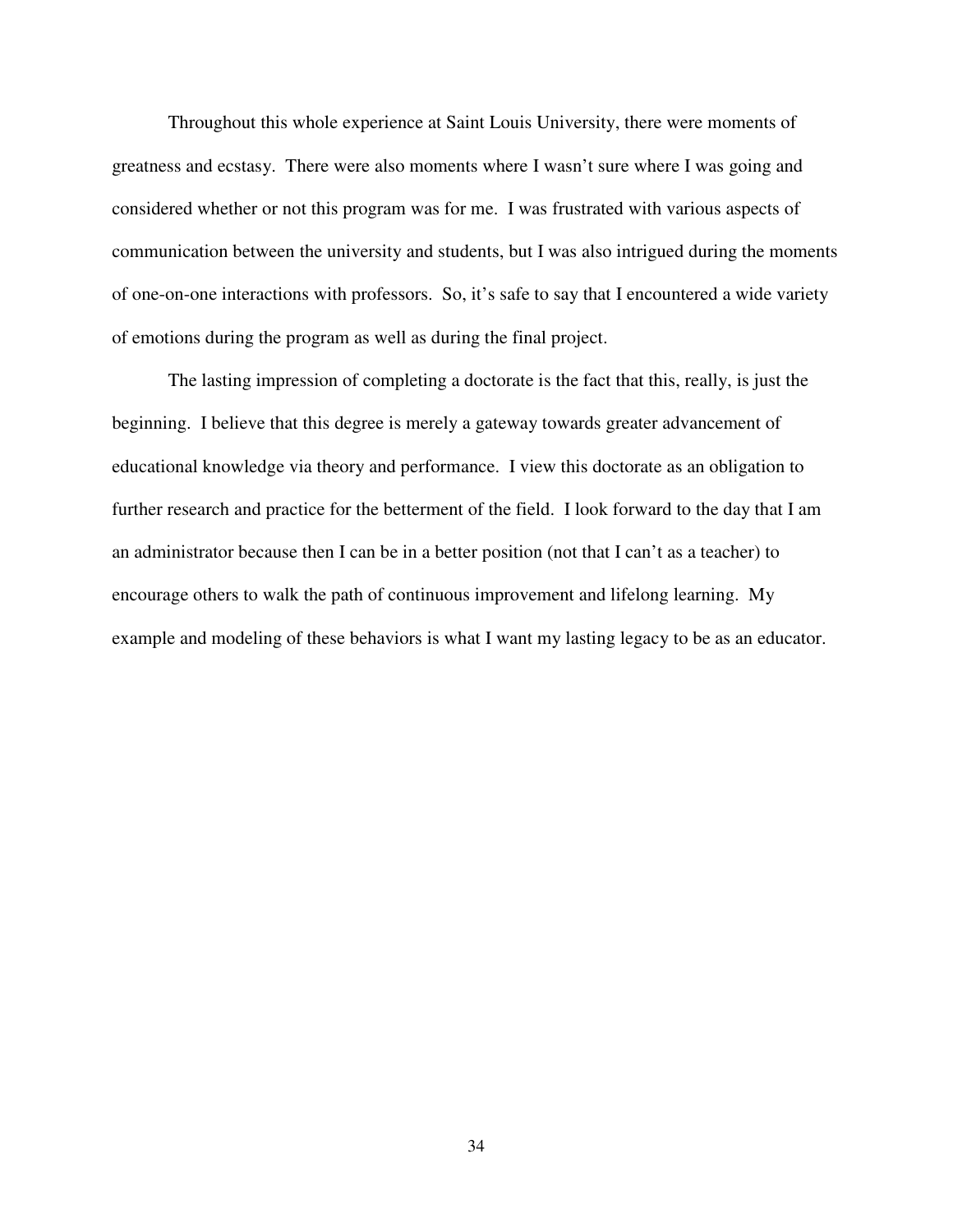Throughout this whole experience at Saint Louis University, there were moments of greatness and ecstasy. There were also moments where I wasn't sure where I was going and considered whether or not this program was for me. I was frustrated with various aspects of communication between the university and students, but I was also intrigued during the moments of one-on-one interactions with professors. So, it's safe to say that I encountered a wide variety of emotions during the program as well as during the final project.

The lasting impression of completing a doctorate is the fact that this, really, is just the beginning. I believe that this degree is merely a gateway towards greater advancement of educational knowledge via theory and performance. I view this doctorate as an obligation to further research and practice for the betterment of the field. I look forward to the day that I am an administrator because then I can be in a better position (not that I can't as a teacher) to encourage others to walk the path of continuous improvement and lifelong learning. My example and modeling of these behaviors is what I want my lasting legacy to be as an educator.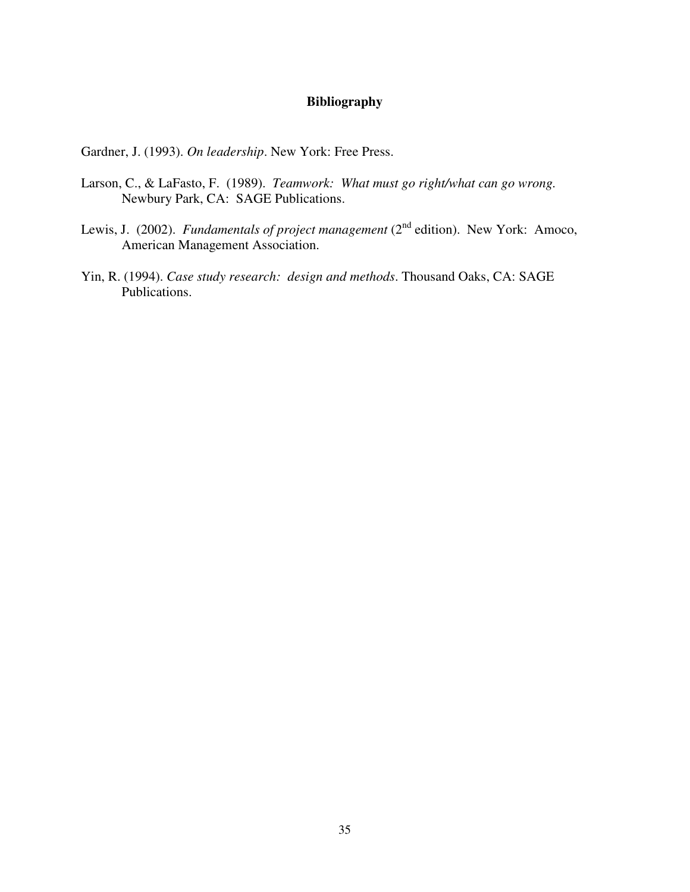# Bibliography

Gardner, J. (1993). *On leadership*. New York: Free Press.

Larson, C., & LaFasto, F. (1989). *Teamwork: What must go right/what can go wrong.* Newbury Park, CA: SAGE Publications.

Lewis, J. (2002). *Fundamentals of project management* (2nd edition). New York: Amoco, American Management Association.

Yin, R. (1994). *Case study research: design and methods*. Thousand Oaks, CA: SAGE Publications.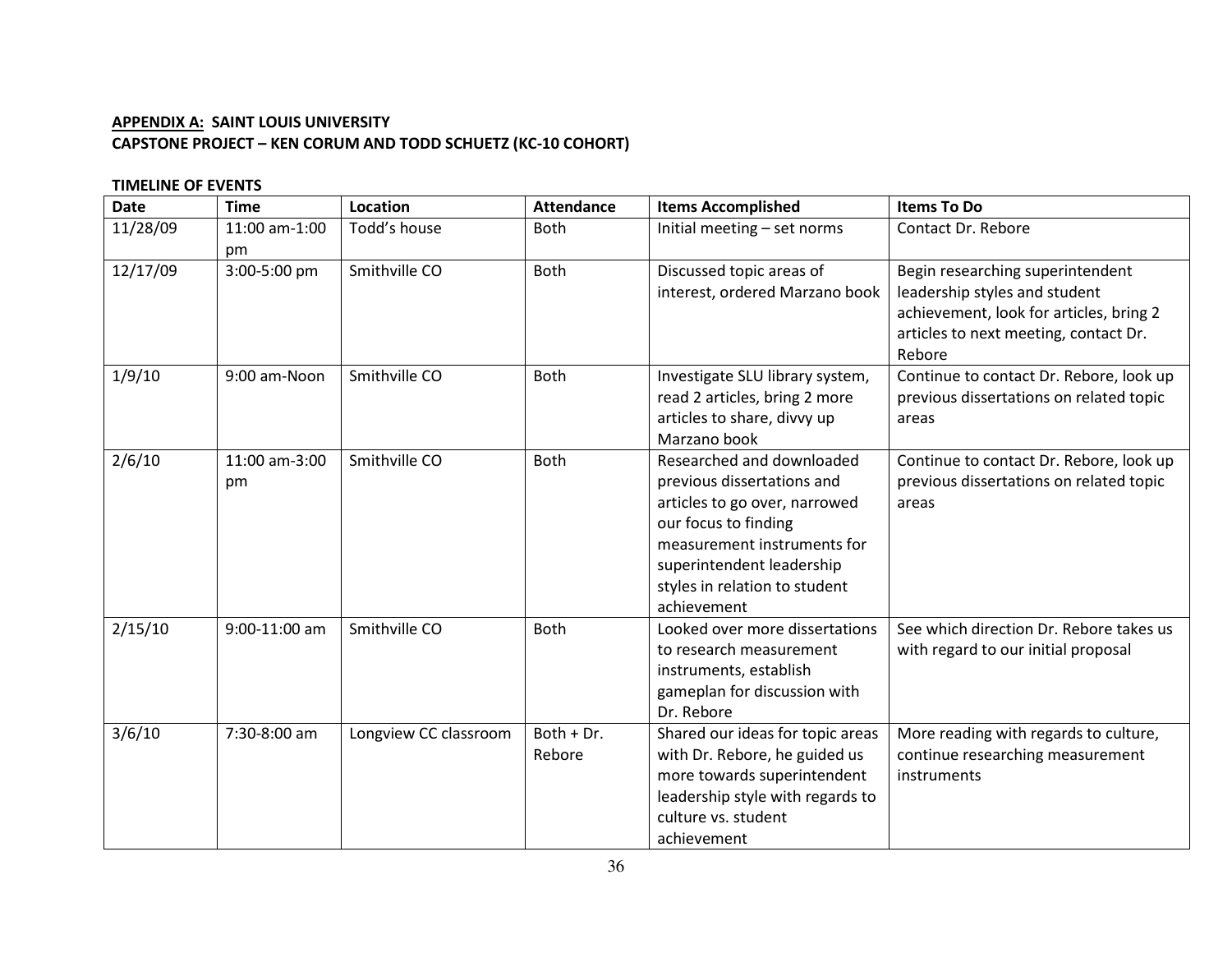**APPENDIX A: SAINT LOUIS UNIVERSITY**
**CAPSTONE PROJECT – KEN CORUM AND TODD SCHUETZ (KC-10 COHORT)**

**TIMELINE OF EVENTS**

| Date | Time | Location | Attendance | Items Accomplished | Items To Do |
|---|---|---|---|---|---|
| 11/28/09 | 11:00 am-1:00 pm | Todd's house | Both | Initial meeting – set norms | Contact Dr. Rebore |
| 12/17/09 | 3:00-5:00 pm | Smithville CO | Both | Discussed topic areas of interest, ordered Marzano book | Begin researching superintendent leadership styles and student achievement, look for articles, bring 2 articles to next meeting, contact Dr. Rebore |
| 1/9/10 | 9:00 am-Noon | Smithville CO | Both | Investigate SLU library system, read 2 articles, bring 2 more articles to share, divvy up Marzano book | Continue to contact Dr. Rebore, look up previous dissertations on related topic areas |
| 2/6/10 | 11:00 am-3:00 pm | Smithville CO | Both | Researched and downloaded previous dissertations and articles to go over, narrowed our focus to finding measurement instruments for superintendent leadership styles in relation to student achievement | Continue to contact Dr. Rebore, look up previous dissertations on related topic areas |
| 2/15/10 | 9:00-11:00 am | Smithville CO | Both | Looked over more dissertations to research measurement instruments, establish gameplan for discussion with Dr. Rebore | See which direction Dr. Rebore takes us with regard to our initial proposal |
| 3/6/10 | 7:30-8:00 am | Longview CC classroom | Both + Dr. Rebore | Shared our ideas for topic areas with Dr. Rebore, he guided us more towards superintendent leadership style with regards to culture vs. student achievement | More reading with regards to culture, continue researching measurement instruments |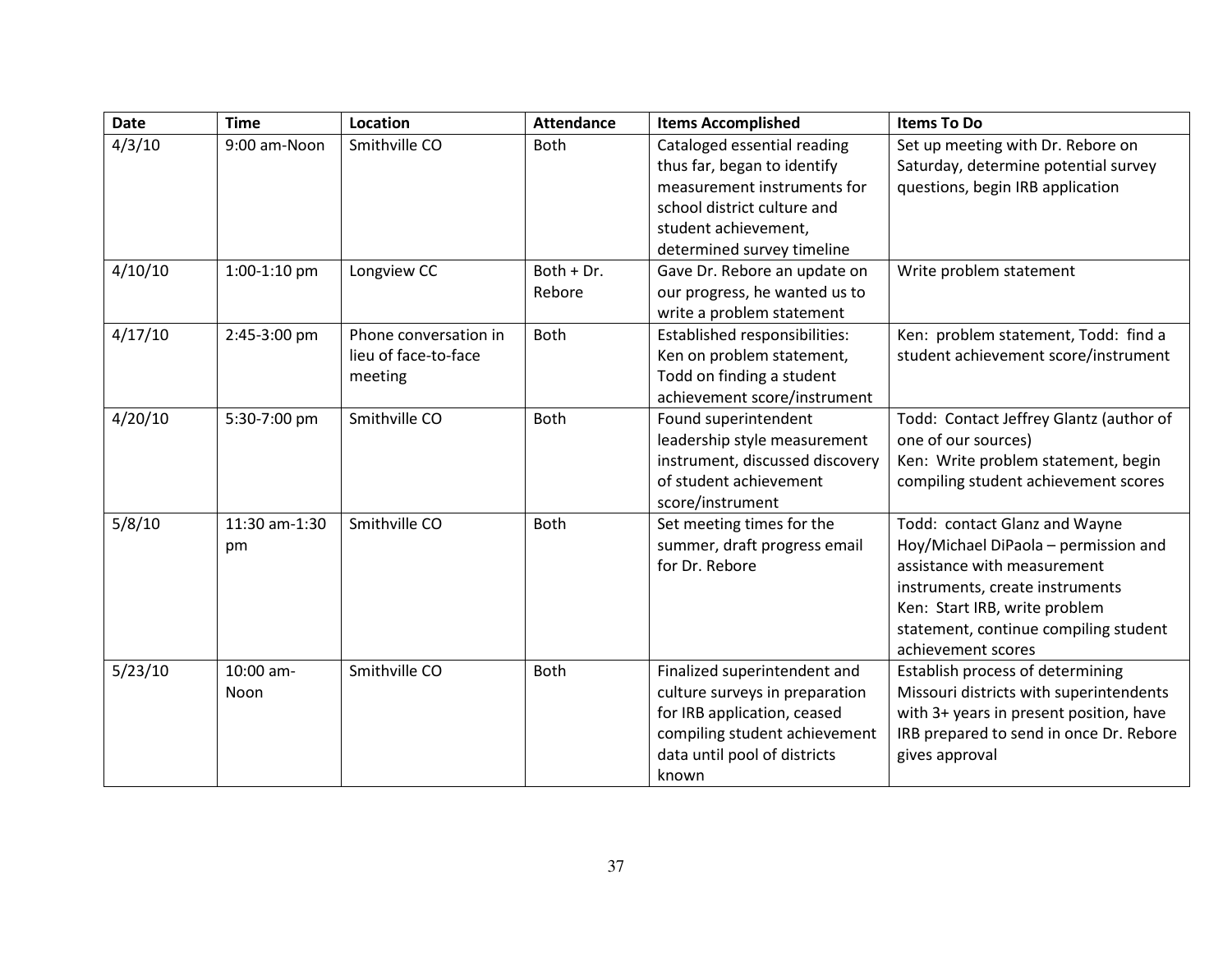| Date | Time | Location | Attendance | Items Accomplished | Items To Do |
|---|---|---|---|---|---|
| 4/3/10 | 9:00 am-Noon | Smithville CO | Both | Cataloged essential reading thus far, began to identify measurement instruments for school district culture and student achievement, determined survey timeline | Set up meeting with Dr. Rebore on Saturday, determine potential survey questions, begin IRB application |
| 4/10/10 | 1:00-1:10 pm | Longview CC | Both + Dr. Rebore | Gave Dr. Rebore an update on our progress, he wanted us to write a problem statement | Write problem statement |
| 4/17/10 | 2:45-3:00 pm | Phone conversation in lieu of face-to-face meeting | Both | Established responsibilities: Ken on problem statement, Todd on finding a student achievement score/instrument | Ken: problem statement, Todd: find a student achievement score/instrument |
| 4/20/10 | 5:30-7:00 pm | Smithville CO | Both | Found superintendent leadership style measurement instrument, discussed discovery of student achievement score/instrument | Todd: Contact Jeffrey Glantz (author of one of our sources)<br>Ken: Write problem statement, begin compiling student achievement scores |
| 5/8/10 | 11:30 am-1:30 pm | Smithville CO | Both | Set meeting times for the summer, draft progress email for Dr. Rebore | Todd: contact Glanz and Wayne Hoy/Michael DiPaola – permission and assistance with measurement instruments, create instruments<br>Ken: Start IRB, write problem statement, continue compiling student achievement scores |
| 5/23/10 | 10:00 am-Noon | Smithville CO | Both | Finalized superintendent and culture surveys in preparation for IRB application, ceased compiling student achievement data until pool of districts known | Establish process of determining Missouri districts with superintendents with 3+ years in present position, have IRB prepared to send in once Dr. Rebore gives approval |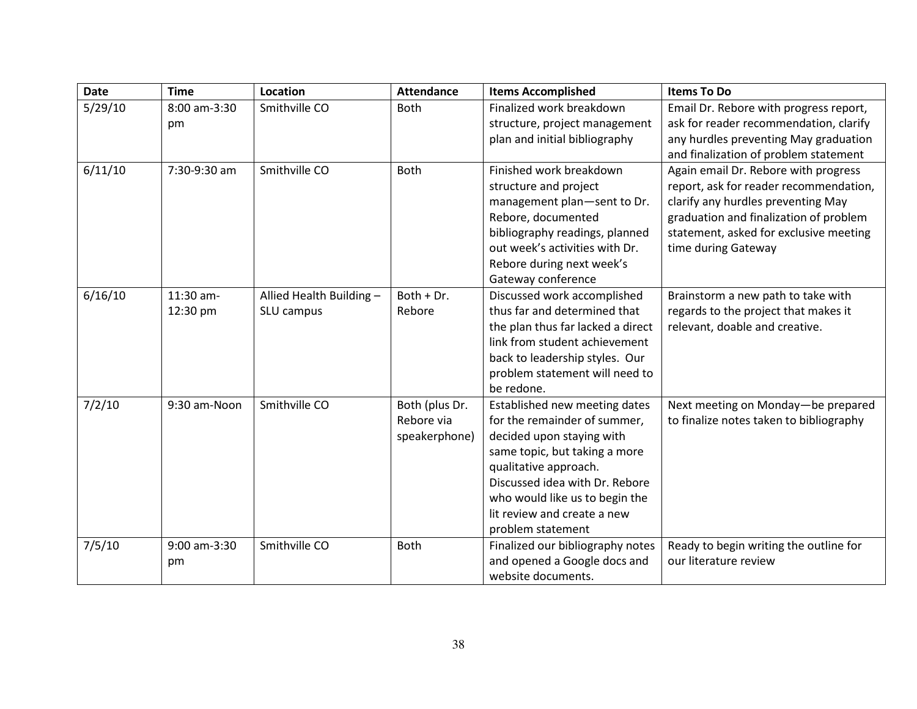| Date | Time | Location | Attendance | Items Accomplished | Items To Do |
| --- | --- | --- | --- | --- | --- |
| 5/29/10 | 8:00 am-3:30 pm | Smithville CO | Both | Finalized work breakdown structure, project management plan and initial bibliography | Email Dr. Rebore with progress report, ask for reader recommendation, clarify any hurdles preventing May graduation and finalization of problem statement |
| 6/11/10 | 7:30-9:30 am | Smithville CO | Both | Finished work breakdown structure and project management plan—sent to Dr. Rebore, documented bibliography readings, planned out week's activities with Dr. Rebore during next week's Gateway conference | Again email Dr. Rebore with progress report, ask for reader recommendation, clarify any hurdles preventing May graduation and finalization of problem statement, asked for exclusive meeting time during Gateway |
| 6/16/10 | 11:30 am-12:30 pm | Allied Health Building – SLU campus | Both + Dr. Rebore | Discussed work accomplished thus far and determined that the plan thus far lacked a direct link from student achievement back to leadership styles. Our problem statement will need to be redone. | Brainstorm a new path to take with regards to the project that makes it relevant, doable and creative. |
| 7/2/10 | 9:30 am-Noon | Smithville CO | Both (plus Dr. Rebore via speakerphone) | Established new meeting dates for the remainder of summer, decided upon staying with same topic, but taking a more qualitative approach. Discussed idea with Dr. Rebore who would like us to begin the lit review and create a new problem statement | Next meeting on Monday—be prepared to finalize notes taken to bibliography |
| 7/5/10 | 9:00 am-3:30 pm | Smithville CO | Both | Finalized our bibliography notes and opened a Google docs and website documents. | Ready to begin writing the outline for our literature review |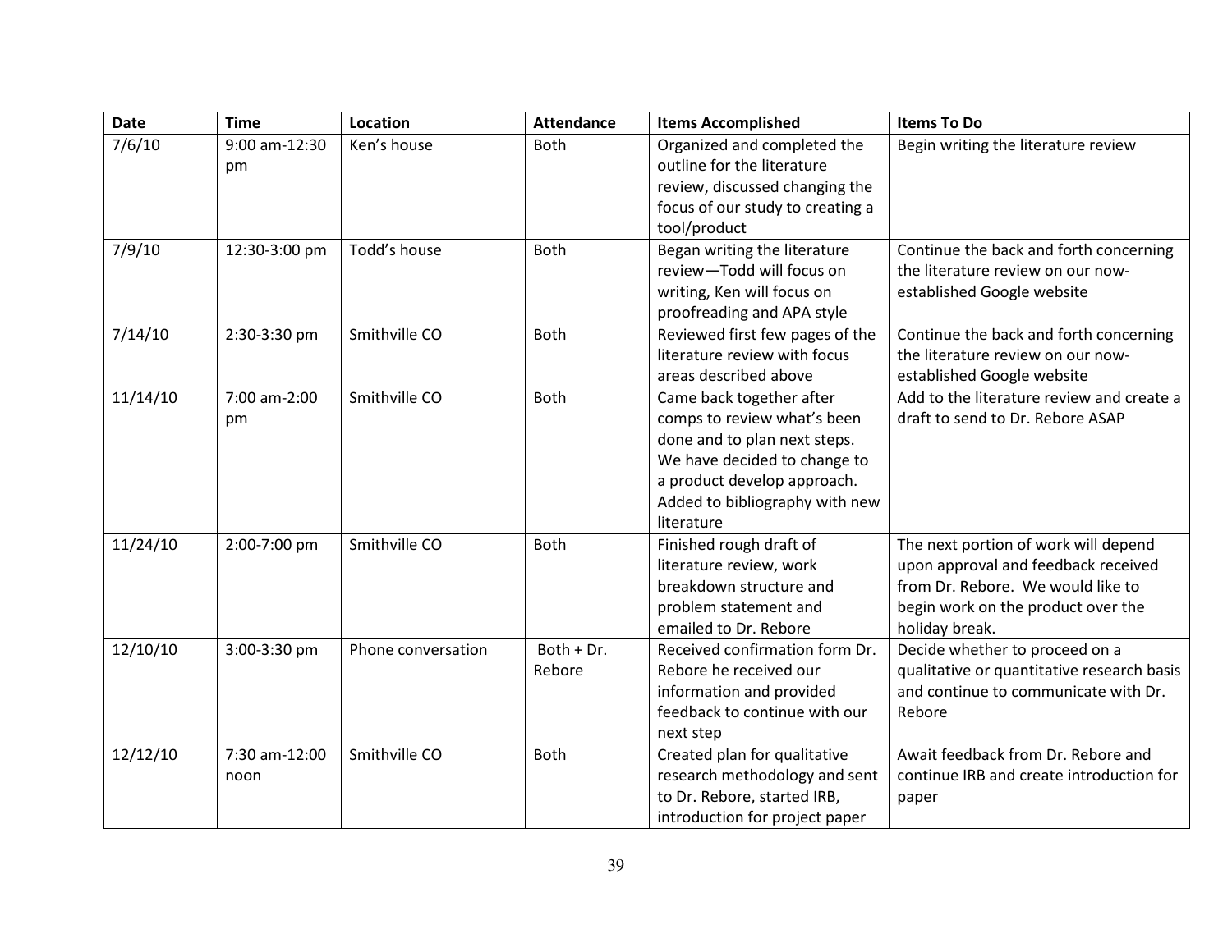| Date | Time | Location | Attendance | Items Accomplished | Items To Do |
|---|---|---|---|---|---|
| 7/6/10 | 9:00 am-12:30 pm | Ken's house | Both | Organized and completed the outline for the literature review, discussed changing the focus of our study to creating a tool/product | Begin writing the literature review |
| 7/9/10 | 12:30-3:00 pm | Todd's house | Both | Began writing the literature review—Todd will focus on writing, Ken will focus on proofreading and APA style | Continue the back and forth concerning the literature review on our now-established Google website |
| 7/14/10 | 2:30-3:30 pm | Smithville CO | Both | Reviewed first few pages of the literature review with focus areas described above | Continue the back and forth concerning the literature review on our now-established Google website |
| 11/14/10 | 7:00 am-2:00 pm | Smithville CO | Both | Came back together after comps to review what's been done and to plan next steps. We have decided to change to a product develop approach. Added to bibliography with new literature | Add to the literature review and create a draft to send to Dr. Rebore ASAP |
| 11/24/10 | 2:00-7:00 pm | Smithville CO | Both | Finished rough draft of literature review, work breakdown structure and problem statement and emailed to Dr. Rebore | The next portion of work will depend upon approval and feedback received from Dr. Rebore. We would like to begin work on the product over the holiday break. |
| 12/10/10 | 3:00-3:30 pm | Phone conversation | Both + Dr. Rebore | Received confirmation form Dr. Rebore he received our information and provided feedback to continue with our next step | Decide whether to proceed on a qualitative or quantitative research basis and continue to communicate with Dr. Rebore |
| 12/12/10 | 7:30 am-12:00 noon | Smithville CO | Both | Created plan for qualitative research methodology and sent to Dr. Rebore, started IRB, introduction for project paper | Await feedback from Dr. Rebore and continue IRB and create introduction for paper |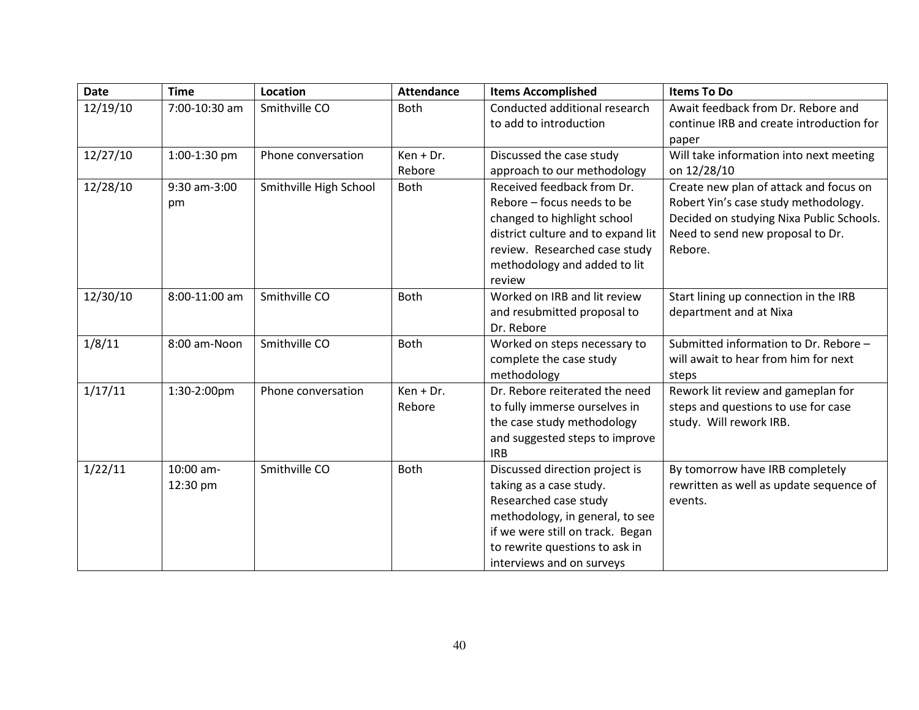| Date | Time | Location | Attendance | Items Accomplished | Items To Do |
|---|---|---|---|---|---|
| 12/19/10 | 7:00-10:30 am | Smithville CO | Both | Conducted additional research to add to introduction | Await feedback from Dr. Rebore and continue IRB and create introduction for paper |
| 12/27/10 | 1:00-1:30 pm | Phone conversation | Ken + Dr. Rebore | Discussed the case study approach to our methodology | Will take information into next meeting on 12/28/10 |
| 12/28/10 | 9:30 am-3:00 pm | Smithville High School | Both | Received feedback from Dr. Rebore – focus needs to be changed to highlight school district culture and to expand lit review. Researched case study methodology and added to lit review | Create new plan of attack and focus on Robert Yin's case study methodology. Decided on studying Nixa Public Schools. Need to send new proposal to Dr. Rebore. |
| 12/30/10 | 8:00-11:00 am | Smithville CO | Both | Worked on IRB and lit review and resubmitted proposal to Dr. Rebore | Start lining up connection in the IRB department and at Nixa |
| 1/8/11 | 8:00 am-Noon | Smithville CO | Both | Worked on steps necessary to complete the case study methodology | Submitted information to Dr. Rebore – will await to hear from him for next steps |
| 1/17/11 | 1:30-2:00pm | Phone conversation | Ken + Dr. Rebore | Dr. Rebore reiterated the need to fully immerse ourselves in the case study methodology and suggested steps to improve IRB | Rework lit review and gameplan for steps and questions to use for case study. Will rework IRB. |
| 1/22/11 | 10:00 am-12:30 pm | Smithville CO | Both | Discussed direction project is taking as a case study. Researched case study methodology, in general, to see if we were still on track. Began to rewrite questions to ask in interviews and on surveys | By tomorrow have IRB completely rewritten as well as update sequence of events. |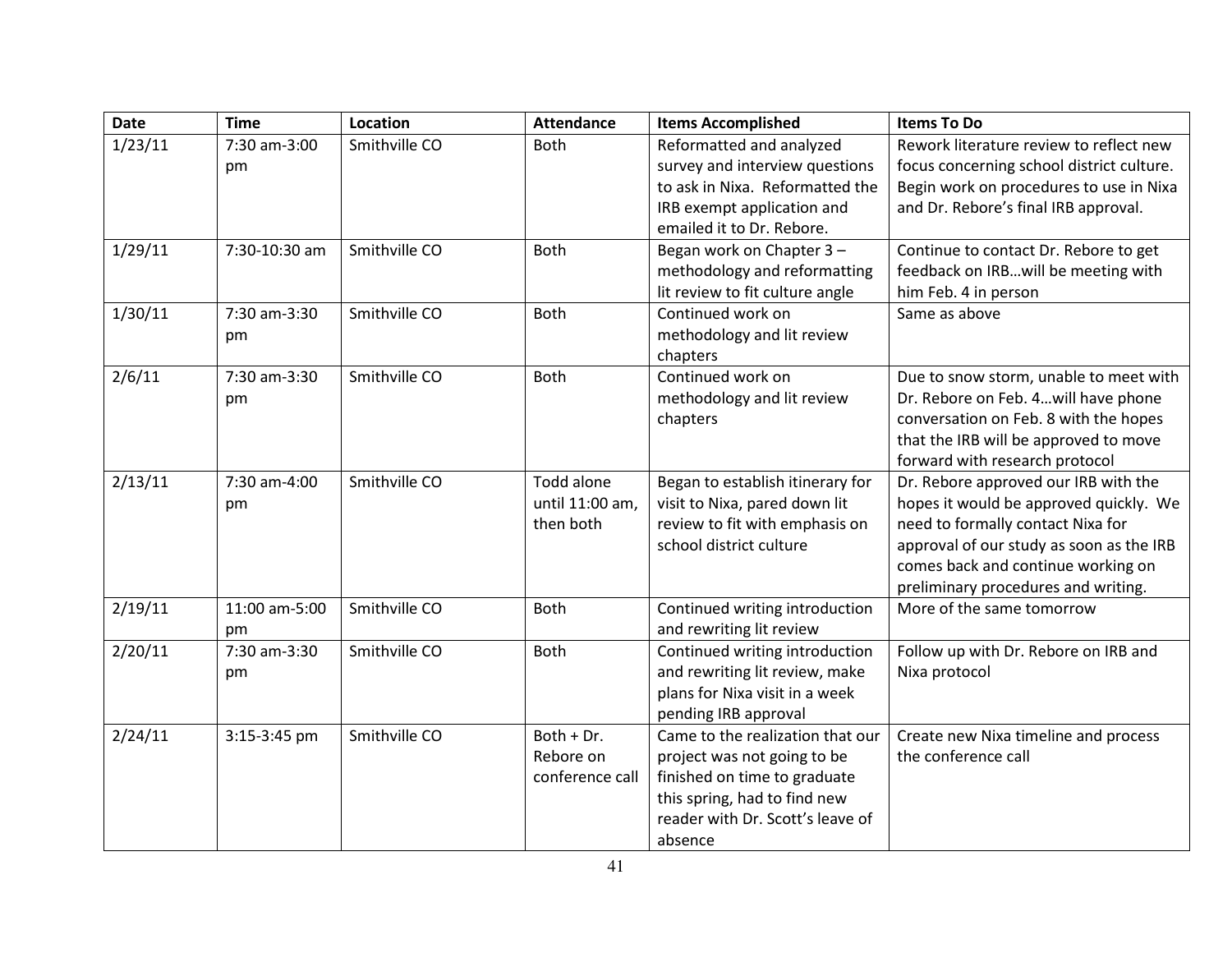| Date | Time | Location | Attendance | Items Accomplished | Items To Do |
|---|---|---|---|---|---|
| 1/23/11 | 7:30 am-3:00 pm | Smithville CO | Both | Reformatted and analyzed survey and interview questions to ask in Nixa. Reformatted the IRB exempt application and emailed it to Dr. Rebore. | Rework literature review to reflect new focus concerning school district culture. Begin work on procedures to use in Nixa and Dr. Rebore's final IRB approval. |
| 1/29/11 | 7:30-10:30 am | Smithville CO | Both | Began work on Chapter 3 – methodology and reformatting lit review to fit culture angle | Continue to contact Dr. Rebore to get feedback on IRB…will be meeting with him Feb. 4 in person |
| 1/30/11 | 7:30 am-3:30 pm | Smithville CO | Both | Continued work on methodology and lit review chapters | Same as above |
| 2/6/11 | 7:30 am-3:30 pm | Smithville CO | Both | Continued work on methodology and lit review chapters | Due to snow storm, unable to meet with Dr. Rebore on Feb. 4…will have phone conversation on Feb. 8 with the hopes that the IRB will be approved to move forward with research protocol |
| 2/13/11 | 7:30 am-4:00 pm | Smithville CO | Todd alone until 11:00 am, then both | Began to establish itinerary for visit to Nixa, pared down lit review to fit with emphasis on school district culture | Dr. Rebore approved our IRB with the hopes it would be approved quickly. We need to formally contact Nixa for approval of our study as soon as the IRB comes back and continue working on preliminary procedures and writing. |
| 2/19/11 | 11:00 am-5:00 pm | Smithville CO | Both | Continued writing introduction and rewriting lit review | More of the same tomorrow |
| 2/20/11 | 7:30 am-3:30 pm | Smithville CO | Both | Continued writing introduction and rewriting lit review, make plans for Nixa visit in a week pending IRB approval | Follow up with Dr. Rebore on IRB and Nixa protocol |
| 2/24/11 | 3:15-3:45 pm | Smithville CO | Both + Dr. Rebore on conference call | Came to the realization that our project was not going to be finished on time to graduate this spring, had to find new reader with Dr. Scott's leave of absence | Create new Nixa timeline and process the conference call |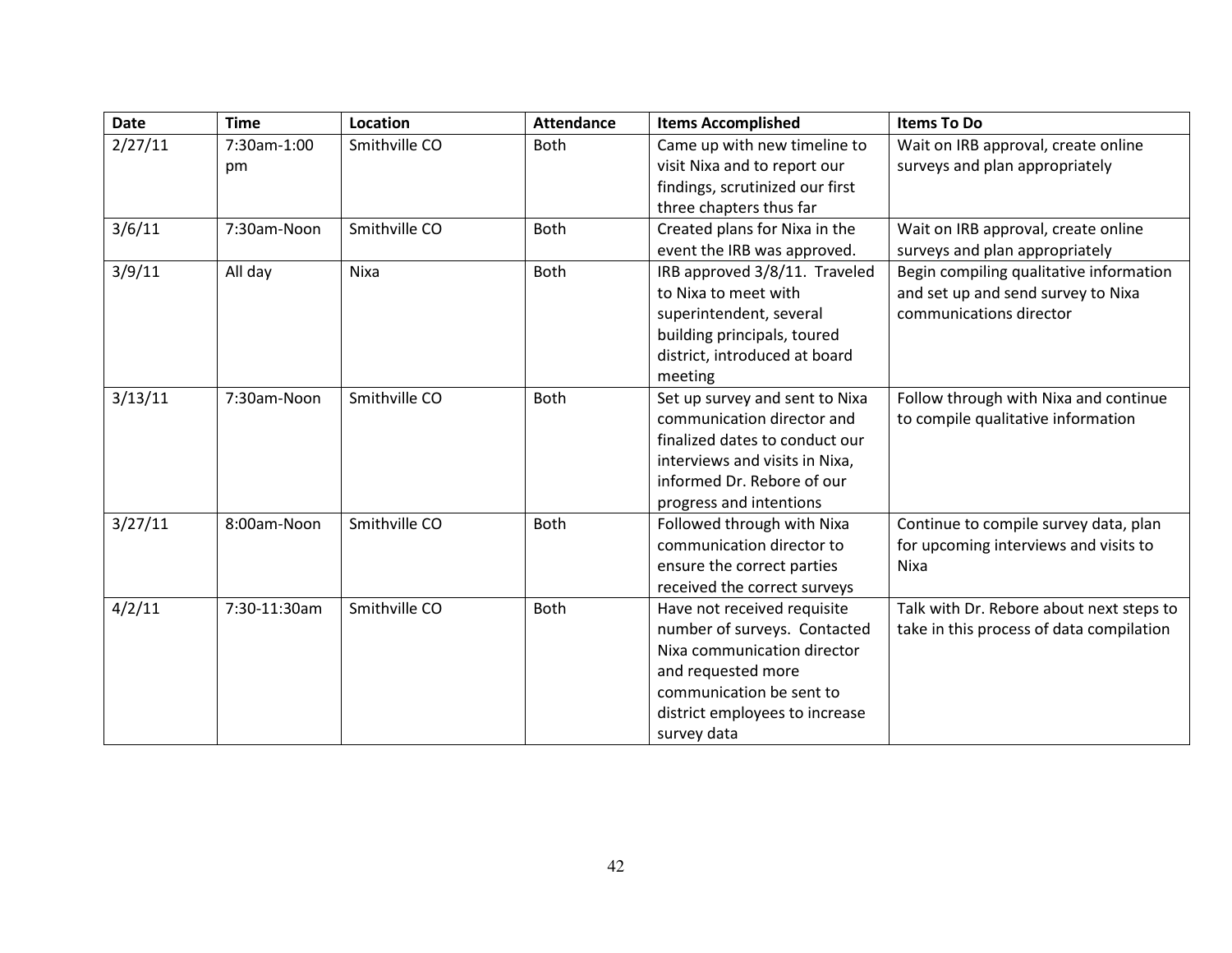| Date | Time | Location | Attendance | Items Accomplished | Items To Do |
|---|---|---|---|---|---|
| 2/27/11 | 7:30am-1:00 pm | Smithville CO | Both | Came up with new timeline to visit Nixa and to report our findings, scrutinized our first three chapters thus far | Wait on IRB approval, create online surveys and plan appropriately |
| 3/6/11 | 7:30am-Noon | Smithville CO | Both | Created plans for Nixa in the event the IRB was approved. | Wait on IRB approval, create online surveys and plan appropriately |
| 3/9/11 | All day | Nixa | Both | IRB approved 3/8/11. Traveled to Nixa to meet with superintendent, several building principals, toured district, introduced at board meeting | Begin compiling qualitative information and set up and send survey to Nixa communications director |
| 3/13/11 | 7:30am-Noon | Smithville CO | Both | Set up survey and sent to Nixa communication director and finalized dates to conduct our interviews and visits in Nixa, informed Dr. Rebore of our progress and intentions | Follow through with Nixa and continue to compile qualitative information |
| 3/27/11 | 8:00am-Noon | Smithville CO | Both | Followed through with Nixa communication director to ensure the correct parties received the correct surveys | Continue to compile survey data, plan for upcoming interviews and visits to Nixa |
| 4/2/11 | 7:30-11:30am | Smithville CO | Both | Have not received requisite number of surveys. Contacted Nixa communication director and requested more communication be sent to district employees to increase survey data | Talk with Dr. Rebore about next steps to take in this process of data compilation |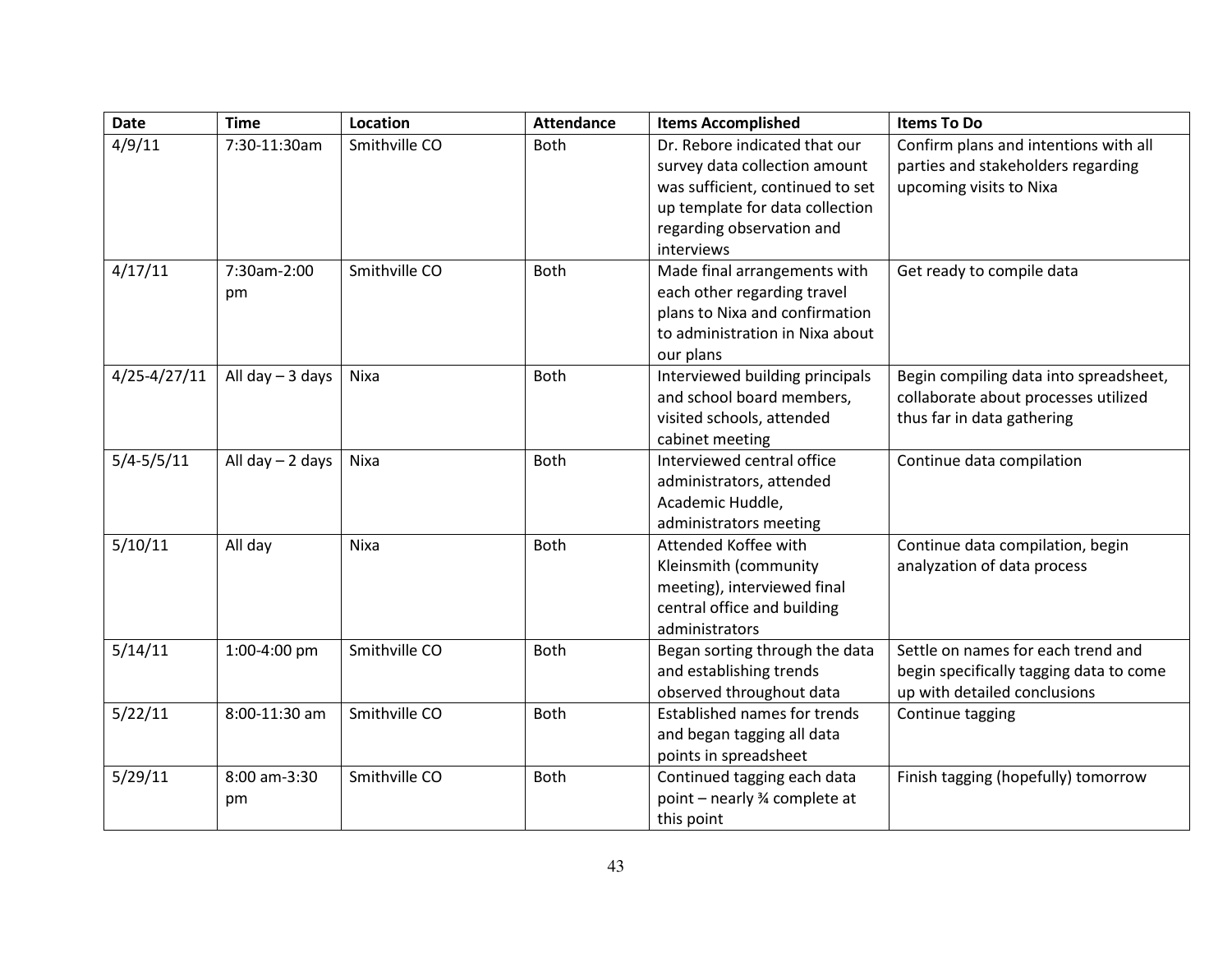| Date | Time | Location | Attendance | Items Accomplished | Items To Do |
|---|---|---|---|---|---|
| 4/9/11 | 7:30-11:30am | Smithville CO | Both | Dr. Rebore indicated that our survey data collection amount was sufficient, continued to set up template for data collection regarding observation and interviews | Confirm plans and intentions with all parties and stakeholders regarding upcoming visits to Nixa |
| 4/17/11 | 7:30am-2:00 pm | Smithville CO | Both | Made final arrangements with each other regarding travel plans to Nixa and confirmation to administration in Nixa about our plans | Get ready to compile data |
| 4/25-4/27/11 | All day – 3 days | Nixa | Both | Interviewed building principals and school board members, visited schools, attended cabinet meeting | Begin compiling data into spreadsheet, collaborate about processes utilized thus far in data gathering |
| 5/4-5/5/11 | All day – 2 days | Nixa | Both | Interviewed central office administrators, attended Academic Huddle, administrators meeting | Continue data compilation |
| 5/10/11 | All day | Nixa | Both | Attended Koffee with Kleinsmith (community meeting), interviewed final central office and building administrators | Continue data compilation, begin analyzation of data process |
| 5/14/11 | 1:00-4:00 pm | Smithville CO | Both | Began sorting through the data and establishing trends observed throughout data | Settle on names for each trend and begin specifically tagging data to come up with detailed conclusions |
| 5/22/11 | 8:00-11:30 am | Smithville CO | Both | Established names for trends and began tagging all data points in spreadsheet | Continue tagging |
| 5/29/11 | 8:00 am-3:30 pm | Smithville CO | Both | Continued tagging each data point – nearly ¾ complete at this point | Finish tagging (hopefully) tomorrow |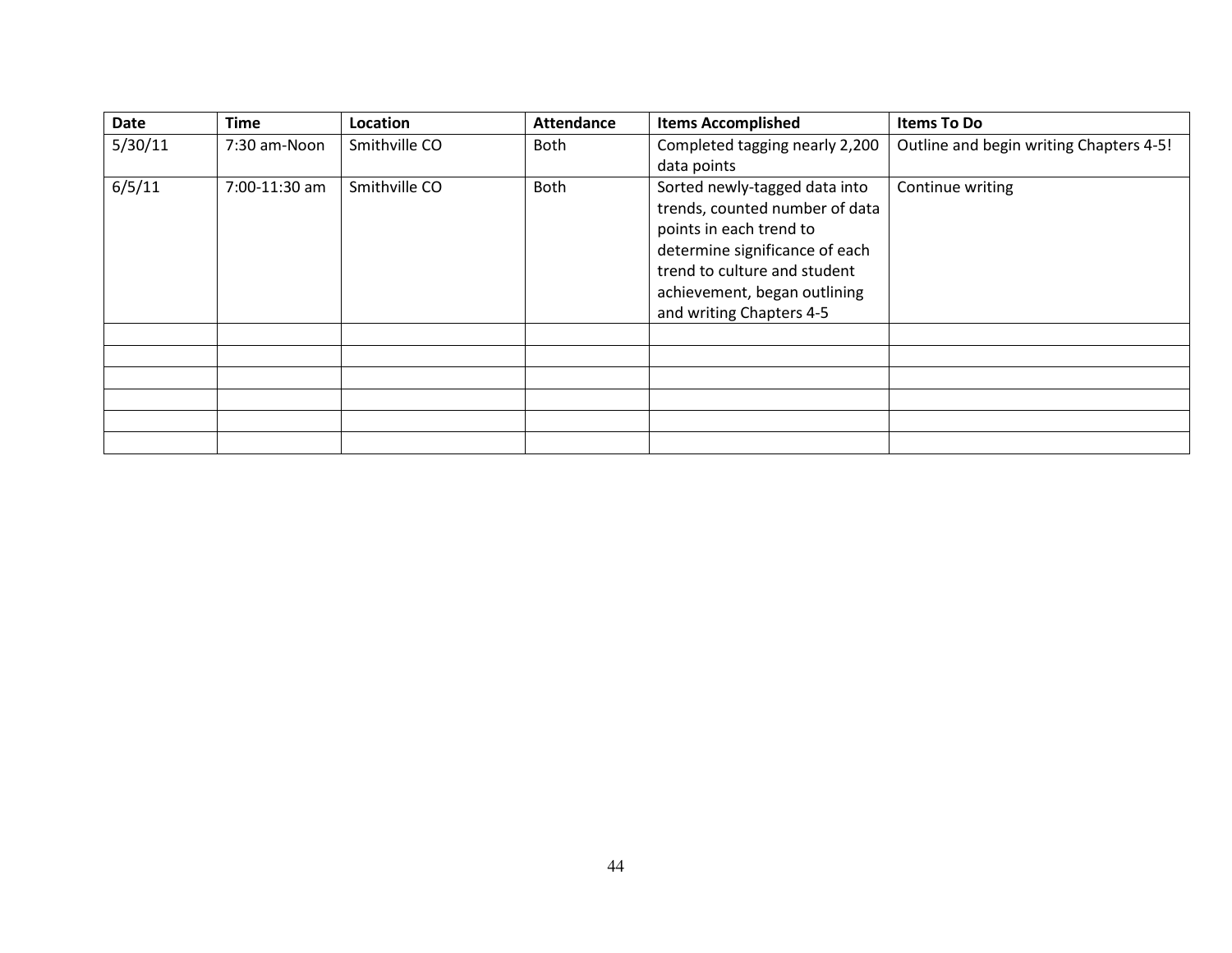| Date | Time | Location | Attendance | Items Accomplished | Items To Do |
|---|---|---|---|---|---|
| 5/30/11 | 7:30 am-Noon | Smithville CO | Both | Completed tagging nearly 2,200 data points | Outline and begin writing Chapters 4-5! |
| 6/5/11 | 7:00-11:30 am | Smithville CO | Both | Sorted newly-tagged data into trends, counted number of data points in each trend to determine significance of each trend to culture and student achievement, began outlining and writing Chapters 4-5 | Continue writing |
| | | | | | |
| | | | | | |
| | | | | | |
| | | | | | |
| | | | | | |
| | | | | | |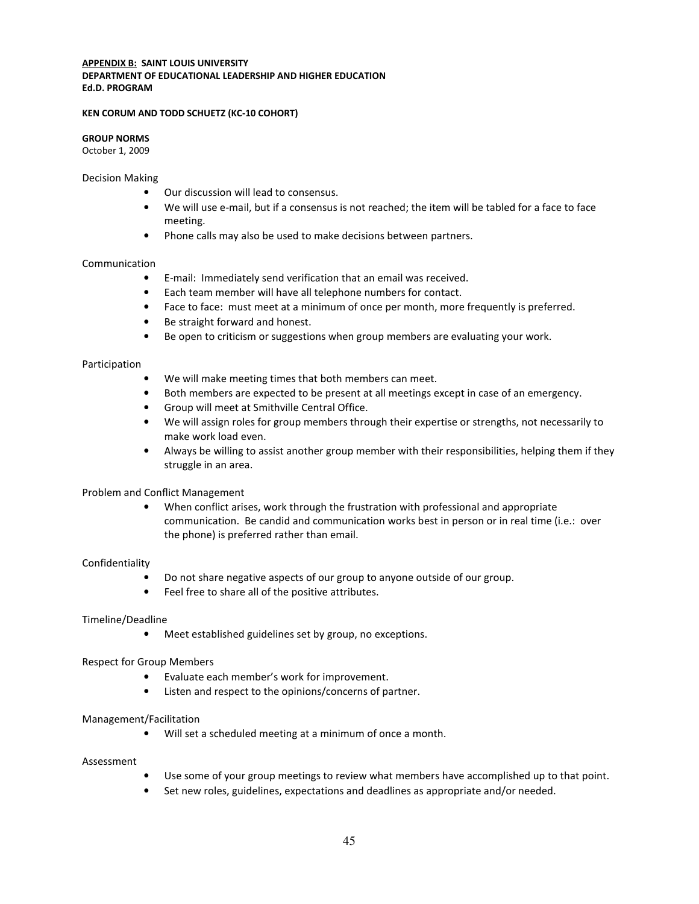**APPENDIX B: SAINT LOUIS UNIVERSITY**
**DEPARTMENT OF EDUCATIONAL LEADERSHIP AND HIGHER EDUCATION**
**Ed.D. PROGRAM**

**KEN CORUM AND TODD SCHUETZ (KC-10 COHORT)**

**GROUP NORMS**
October 1, 2009

Decision Making

- Our discussion will lead to consensus.
- We will use e-mail, but if a consensus is not reached; the item will be tabled for a face to face meeting.
- Phone calls may also be used to make decisions between partners.

Communication

- E-mail: Immediately send verification that an email was received.
- Each team member will have all telephone numbers for contact.
- Face to face: must meet at a minimum of once per month, more frequently is preferred.
- Be straight forward and honest.
- Be open to criticism or suggestions when group members are evaluating your work.

Participation

- We will make meeting times that both members can meet.
- Both members are expected to be present at all meetings except in case of an emergency.
- Group will meet at Smithville Central Office.
- We will assign roles for group members through their expertise or strengths, not necessarily to make work load even.
- Always be willing to assist another group member with their responsibilities, helping them if they struggle in an area.

Problem and Conflict Management

- When conflict arises, work through the frustration with professional and appropriate communication. Be candid and communication works best in person or in real time (i.e.: over the phone) is preferred rather than email.

Confidentiality

- Do not share negative aspects of our group to anyone outside of our group.
- Feel free to share all of the positive attributes.

Timeline/Deadline

- Meet established guidelines set by group, no exceptions.

Respect for Group Members

- Evaluate each member's work for improvement.
- Listen and respect to the opinions/concerns of partner.

Management/Facilitation

- Will set a scheduled meeting at a minimum of once a month.

Assessment

- Use some of your group meetings to review what members have accomplished up to that point.
- Set new roles, guidelines, expectations and deadlines as appropriate and/or needed.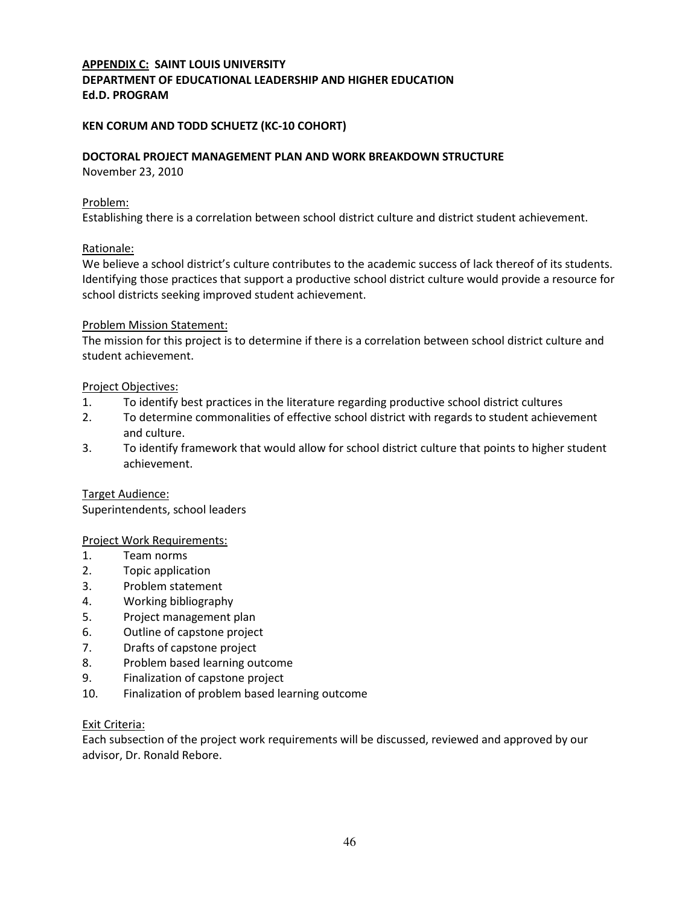**APPENDIX C: SAINT LOUIS UNIVERSITY**
**DEPARTMENT OF EDUCATIONAL LEADERSHIP AND HIGHER EDUCATION**
**Ed.D. PROGRAM**

**KEN CORUM AND TODD SCHUETZ (KC-10 COHORT)**

**DOCTORAL PROJECT MANAGEMENT PLAN AND WORK BREAKDOWN STRUCTURE**
November 23, 2010

Problem:
Establishing there is a correlation between school district culture and district student achievement.

Rationale:
We believe a school district's culture contributes to the academic success of lack thereof of its students. Identifying those practices that support a productive school district culture would provide a resource for school districts seeking improved student achievement.

Problem Mission Statement:
The mission for this project is to determine if there is a correlation between school district culture and student achievement.

Project Objectives:

1. To identify best practices in the literature regarding productive school district cultures
2. To determine commonalities of effective school district with regards to student achievement and culture.
3. To identify framework that would allow for school district culture that points to higher student achievement.

Target Audience:
Superintendents, school leaders

Project Work Requirements:

1. Team norms
2. Topic application
3. Problem statement
4. Working bibliography
5. Project management plan
6. Outline of capstone project
7. Drafts of capstone project
8. Problem based learning outcome
9. Finalization of capstone project
10. Finalization of problem based learning outcome

Exit Criteria:
Each subsection of the project work requirements will be discussed, reviewed and approved by our advisor, Dr. Ronald Rebore.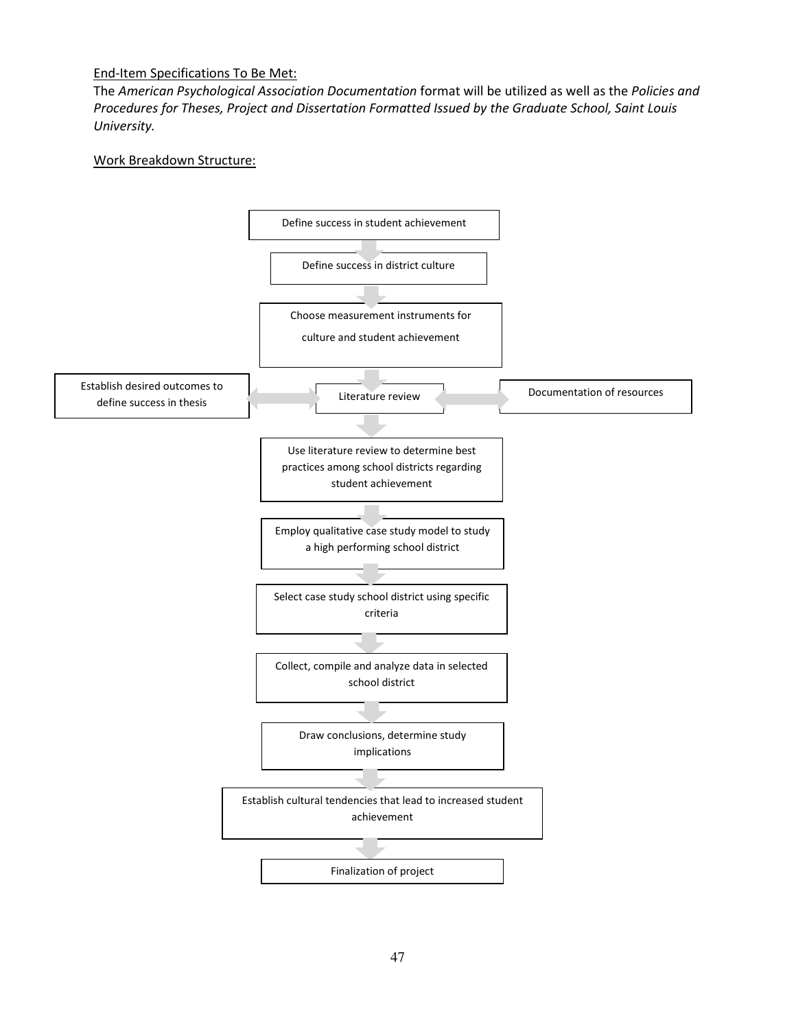End-Item Specifications To Be Met:

The *American Psychological Association Documentation* format will be utilized as well as the *Policies and Procedures for Theses, Project and Dissertation Formatted Issued by the Graduate School, Saint Louis University.*

Work Breakdown Structure:

Define success in student achievement

↓

Define success in district culture

↓

Choose measurement instruments for culture and student achievement

↓

Establish desired outcomes to define success in thesis ↔ Literature review ↔ Documentation of resources

↓

Use literature review to determine best practices among school districts regarding student achievement

↓

Employ qualitative case study model to study a high performing school district

↓

Select case study school district using specific criteria

↓

Collect, compile and analyze data in selected school district

↓

Draw conclusions, determine study implications

↓

Establish cultural tendencies that lead to increased student achievement

↓

Finalization of project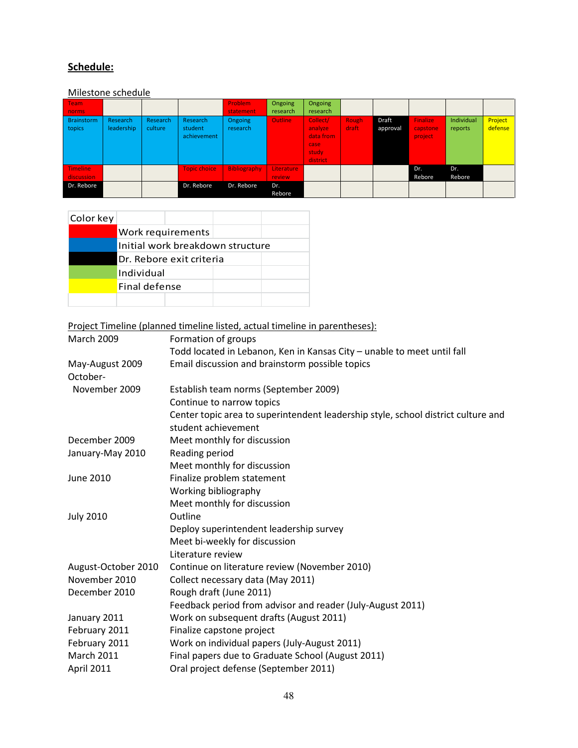**Schedule:**

Milestone schedule

| Team norms | | | | Problem statement | Ongoing research | Ongoing research | | | | | |
|---|---|---|---|---|---|---|---|---|---|---|---|
| Brainstorm topics | Research leadership | Research culture | Research student achievement | Ongoing research | Outline | Collect/ analyze data from case study district | Rough draft | Draft approval | Finalize capstone project | Individual reports | Project defense |
| Timeline discussion | | | Topic choice | Bibliography | Literature review | | | | Dr. Rebore | Dr. Rebore | |
| Dr. Rebore | | | Dr. Rebore | Dr. Rebore | Dr. Rebore | | | | | | |

| Color key | |
|---|---|
| (Red) | Work requirements |
| (Blue) | Initial work breakdown structure |
| (Black) | Dr. Rebore exit criteria |
| (Green) | Individual |
| (Yellow) | Final defense |

Project Timeline (planned timeline listed, actual timeline in parentheses):

| | |
|---|---|
| March 2009 | Formation of groups<br>Todd located in Lebanon, Ken in Kansas City – unable to meet until fall |
| May-August 2009 | Email discussion and brainstorm possible topics |
| October-November 2009 | Establish team norms (September 2009)<br>Continue to narrow topics<br>Center topic area to superintendent leadership style, school district culture and student achievement |
| December 2009 | Meet monthly for discussion |
| January-May 2010 | Reading period<br>Meet monthly for discussion |
| June 2010 | Finalize problem statement<br>Working bibliography<br>Meet monthly for discussion |
| July 2010 | Outline<br>Deploy superintendent leadership survey<br>Meet bi-weekly for discussion<br>Literature review |
| August-October 2010 | Continue on literature review (November 2010) |
| November 2010 | Collect necessary data (May 2011) |
| December 2010 | Rough draft (June 2011)<br>Feedback period from advisor and reader (July-August 2011) |
| January 2011 | Work on subsequent drafts (August 2011) |
| February 2011 | Finalize capstone project |
| February 2011 | Work on individual papers (July-August 2011) |
| March 2011 | Final papers due to Graduate School (August 2011) |
| April 2011 | Oral project defense (September 2011) |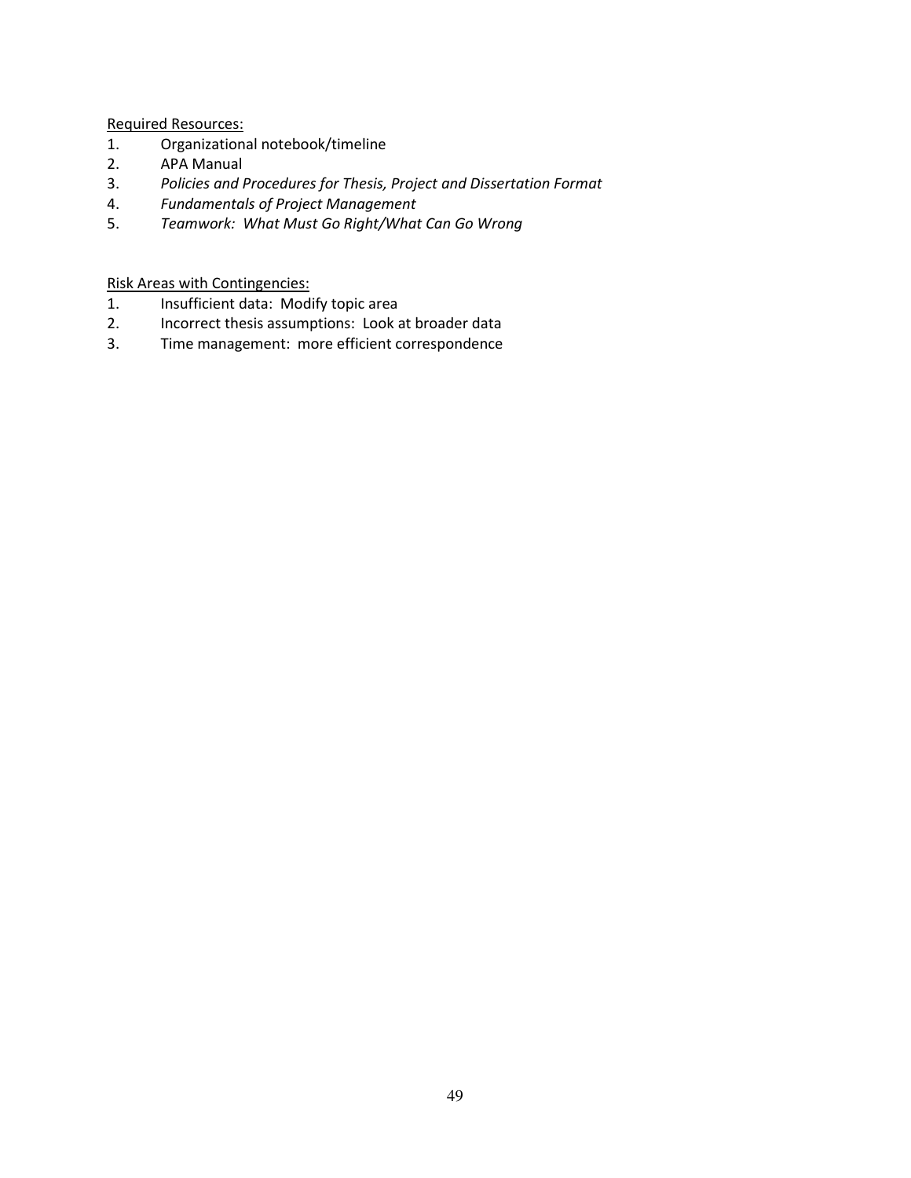<u>Required Resources:</u>

1. Organizational notebook/timeline
2. APA Manual
3. *Policies and Procedures for Thesis, Project and Dissertation Format*
4. *Fundamentals of Project Management*
5. *Teamwork: What Must Go Right/What Can Go Wrong*

<u>Risk Areas with Contingencies:</u>

1. Insufficient data: Modify topic area
2. Incorrect thesis assumptions: Look at broader data
3. Time management: more efficient correspondence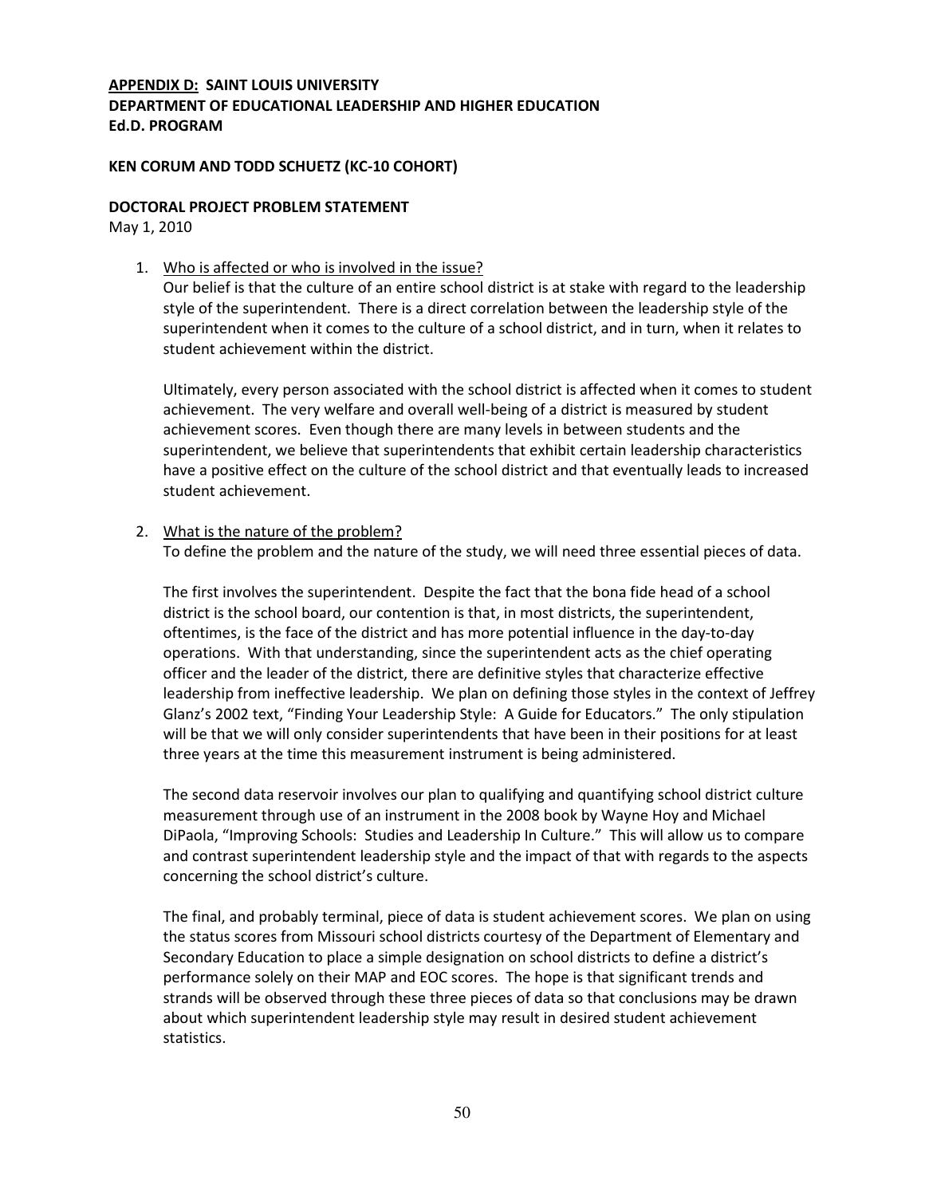**APPENDIX D: SAINT LOUIS UNIVERSITY**
**DEPARTMENT OF EDUCATIONAL LEADERSHIP AND HIGHER EDUCATION**
**Ed.D. PROGRAM**

**KEN CORUM AND TODD SCHUETZ (KC-10 COHORT)**

**DOCTORAL PROJECT PROBLEM STATEMENT**
May 1, 2010

1. Who is affected or who is involved in the issue?
   Our belief is that the culture of an entire school district is at stake with regard to the leadership style of the superintendent. There is a direct correlation between the leadership style of the superintendent when it comes to the culture of a school district, and in turn, when it relates to student achievement within the district.

   Ultimately, every person associated with the school district is affected when it comes to student achievement. The very welfare and overall well-being of a district is measured by student achievement scores. Even though there are many levels in between students and the superintendent, we believe that superintendents that exhibit certain leadership characteristics have a positive effect on the culture of the school district and that eventually leads to increased student achievement.

2. What is the nature of the problem?
   To define the problem and the nature of the study, we will need three essential pieces of data.

   The first involves the superintendent. Despite the fact that the bona fide head of a school district is the school board, our contention is that, in most districts, the superintendent, oftentimes, is the face of the district and has more potential influence in the day-to-day operations. With that understanding, since the superintendent acts as the chief operating officer and the leader of the district, there are definitive styles that characterize effective leadership from ineffective leadership. We plan on defining those styles in the context of Jeffrey Glanz's 2002 text, "Finding Your Leadership Style: A Guide for Educators." The only stipulation will be that we will only consider superintendents that have been in their positions for at least three years at the time this measurement instrument is being administered.

   The second data reservoir involves our plan to qualifying and quantifying school district culture measurement through use of an instrument in the 2008 book by Wayne Hoy and Michael DiPaola, "Improving Schools: Studies and Leadership In Culture." This will allow us to compare and contrast superintendent leadership style and the impact of that with regards to the aspects concerning the school district's culture.

   The final, and probably terminal, piece of data is student achievement scores. We plan on using the status scores from Missouri school districts courtesy of the Department of Elementary and Secondary Education to place a simple designation on school districts to define a district's performance solely on their MAP and EOC scores. The hope is that significant trends and strands will be observed through these three pieces of data so that conclusions may be drawn about which superintendent leadership style may result in desired student achievement statistics.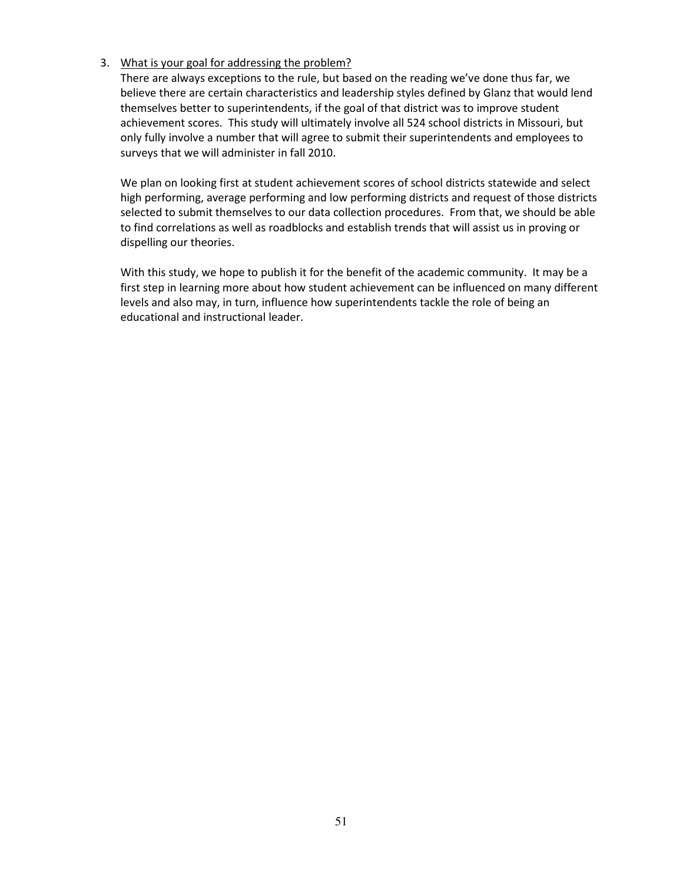3. <u>What is your goal for addressing the problem?</u>

   There are always exceptions to the rule, but based on the reading we've done thus far, we believe there are certain characteristics and leadership styles defined by Glanz that would lend themselves better to superintendents, if the goal of that district was to improve student achievement scores. This study will ultimately involve all 524 school districts in Missouri, but only fully involve a number that will agree to submit their superintendents and employees to surveys that we will administer in fall 2010.

   We plan on looking first at student achievement scores of school districts statewide and select high performing, average performing and low performing districts and request of those districts selected to submit themselves to our data collection procedures. From that, we should be able to find correlations as well as roadblocks and establish trends that will assist us in proving or dispelling our theories.

   With this study, we hope to publish it for the benefit of the academic community. It may be a first step in learning more about how student achievement can be influenced on many different levels and also may, in turn, influence how superintendents tackle the role of being an educational and instructional leader.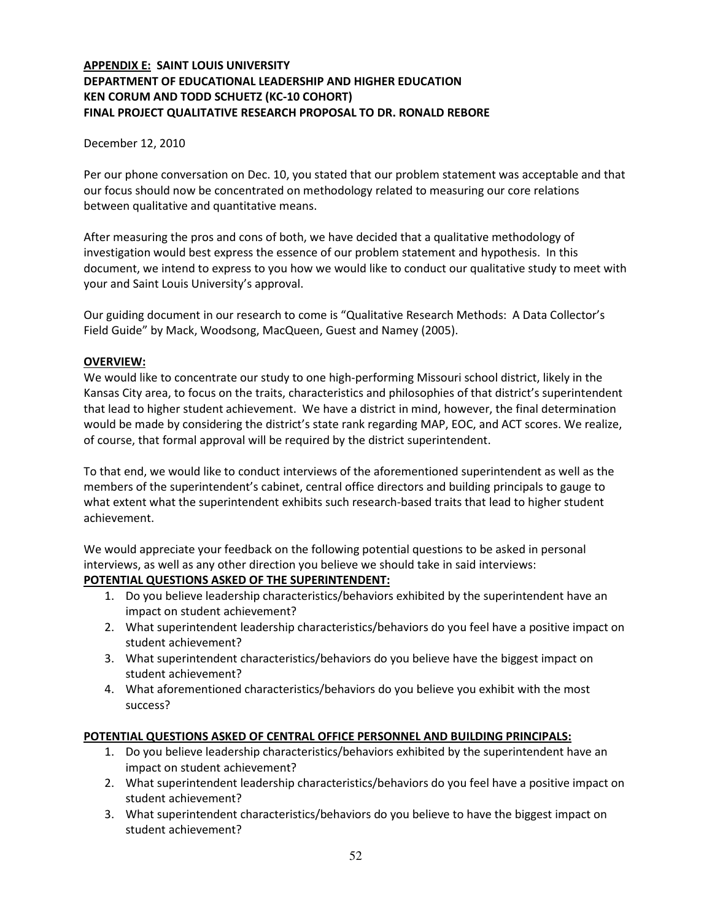**APPENDIX E: SAINT LOUIS UNIVERSITY**
**DEPARTMENT OF EDUCATIONAL LEADERSHIP AND HIGHER EDUCATION**
**KEN CORUM AND TODD SCHUETZ (KC-10 COHORT)**
**FINAL PROJECT QUALITATIVE RESEARCH PROPOSAL TO DR. RONALD REBORE**

December 12, 2010

Per our phone conversation on Dec. 10, you stated that our problem statement was acceptable and that our focus should now be concentrated on methodology related to measuring our core relations between qualitative and quantitative means.

After measuring the pros and cons of both, we have decided that a qualitative methodology of investigation would best express the essence of our problem statement and hypothesis. In this document, we intend to express to you how we would like to conduct our qualitative study to meet with your and Saint Louis University's approval.

Our guiding document in our research to come is "Qualitative Research Methods: A Data Collector's Field Guide" by Mack, Woodsong, MacQueen, Guest and Namey (2005).

**OVERVIEW:**
We would like to concentrate our study to one high-performing Missouri school district, likely in the Kansas City area, to focus on the traits, characteristics and philosophies of that district's superintendent that lead to higher student achievement. We have a district in mind, however, the final determination would be made by considering the district's state rank regarding MAP, EOC, and ACT scores. We realize, of course, that formal approval will be required by the district superintendent.

To that end, we would like to conduct interviews of the aforementioned superintendent as well as the members of the superintendent's cabinet, central office directors and building principals to gauge to what extent what the superintendent exhibits such research-based traits that lead to higher student achievement.

We would appreciate your feedback on the following potential questions to be asked in personal interviews, as well as any other direction you believe we should take in said interviews:

**POTENTIAL QUESTIONS ASKED OF THE SUPERINTENDENT:**

1. Do you believe leadership characteristics/behaviors exhibited by the superintendent have an impact on student achievement?
2. What superintendent leadership characteristics/behaviors do you feel have a positive impact on student achievement?
3. What superintendent characteristics/behaviors do you believe have the biggest impact on student achievement?
4. What aforementioned characteristics/behaviors do you believe you exhibit with the most success?

**POTENTIAL QUESTIONS ASKED OF CENTRAL OFFICE PERSONNEL AND BUILDING PRINCIPALS:**

1. Do you believe leadership characteristics/behaviors exhibited by the superintendent have an impact on student achievement?
2. What superintendent leadership characteristics/behaviors do you feel have a positive impact on student achievement?
3. What superintendent characteristics/behaviors do you believe to have the biggest impact on student achievement?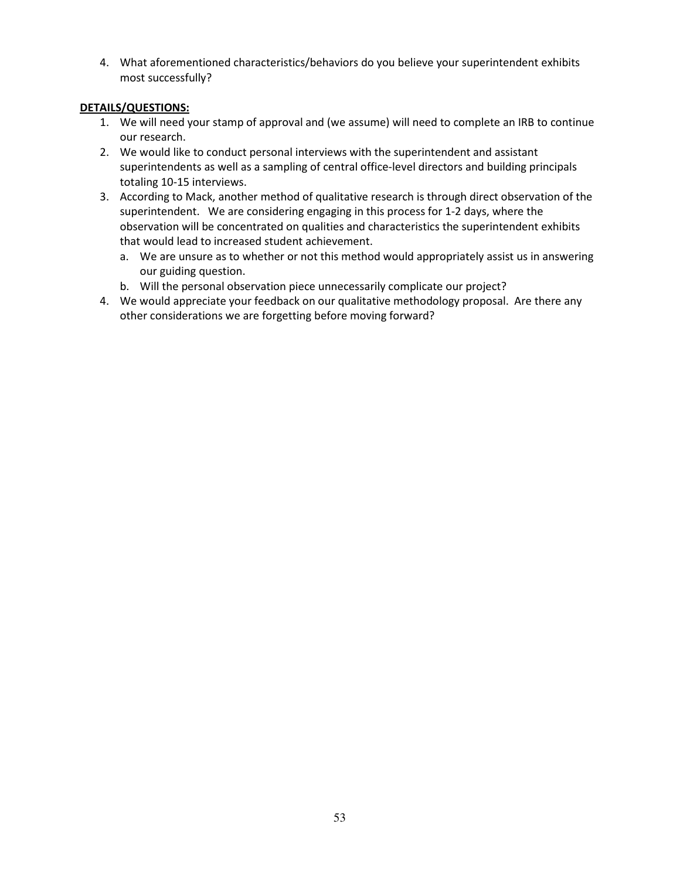4. What aforementioned characteristics/behaviors do you believe your superintendent exhibits most successfully?

**DETAILS/QUESTIONS:**

1. We will need your stamp of approval and (we assume) will need to complete an IRB to continue our research.
2. We would like to conduct personal interviews with the superintendent and assistant superintendents as well as a sampling of central office-level directors and building principals totaling 10-15 interviews.
3. According to Mack, another method of qualitative research is through direct observation of the superintendent. We are considering engaging in this process for 1-2 days, where the observation will be concentrated on qualities and characteristics the superintendent exhibits that would lead to increased student achievement.
   a. We are unsure as to whether or not this method would appropriately assist us in answering our guiding question.
   b. Will the personal observation piece unnecessarily complicate our project?
4. We would appreciate your feedback on our qualitative methodology proposal. Are there any other considerations we are forgetting before moving forward?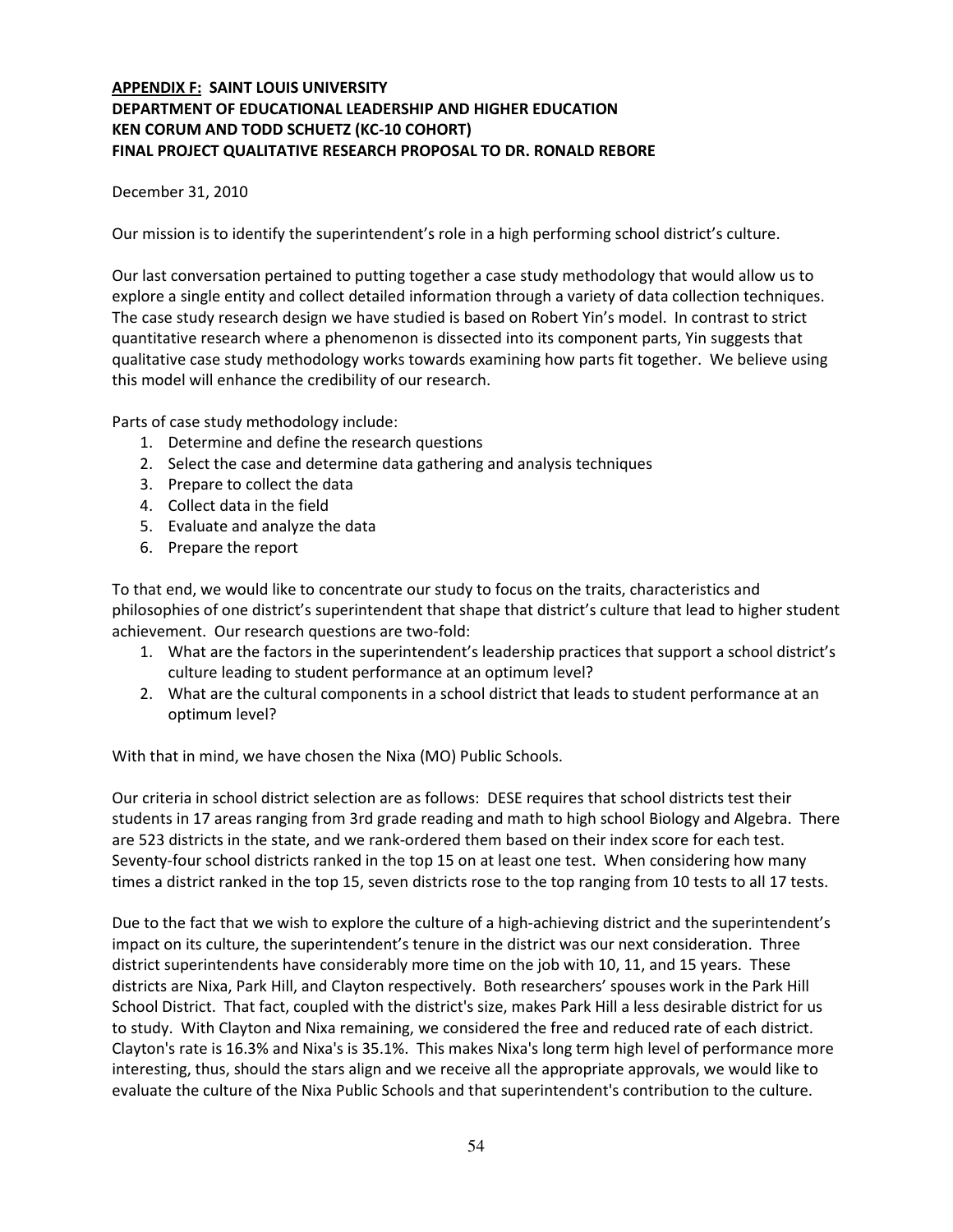**<u>APPENDIX F:</u> SAINT LOUIS UNIVERSITY**
**DEPARTMENT OF EDUCATIONAL LEADERSHIP AND HIGHER EDUCATION**
**KEN CORUM AND TODD SCHUETZ (KC-10 COHORT)**
**FINAL PROJECT QUALITATIVE RESEARCH PROPOSAL TO DR. RONALD REBORE**

December 31, 2010

Our mission is to identify the superintendent's role in a high performing school district's culture.

Our last conversation pertained to putting together a case study methodology that would allow us to explore a single entity and collect detailed information through a variety of data collection techniques. The case study research design we have studied is based on Robert Yin's model. In contrast to strict quantitative research where a phenomenon is dissected into its component parts, Yin suggests that qualitative case study methodology works towards examining how parts fit together. We believe using this model will enhance the credibility of our research.

Parts of case study methodology include:

1. Determine and define the research questions
2. Select the case and determine data gathering and analysis techniques
3. Prepare to collect the data
4. Collect data in the field
5. Evaluate and analyze the data
6. Prepare the report

To that end, we would like to concentrate our study to focus on the traits, characteristics and philosophies of one district's superintendent that shape that district's culture that lead to higher student achievement. Our research questions are two-fold:

1. What are the factors in the superintendent's leadership practices that support a school district's culture leading to student performance at an optimum level?
2. What are the cultural components in a school district that leads to student performance at an optimum level?

With that in mind, we have chosen the Nixa (MO) Public Schools.

Our criteria in school district selection are as follows: DESE requires that school districts test their students in 17 areas ranging from 3rd grade reading and math to high school Biology and Algebra. There are 523 districts in the state, and we rank-ordered them based on their index score for each test. Seventy-four school districts ranked in the top 15 on at least one test. When considering how many times a district ranked in the top 15, seven districts rose to the top ranging from 10 tests to all 17 tests.

Due to the fact that we wish to explore the culture of a high-achieving district and the superintendent's impact on its culture, the superintendent's tenure in the district was our next consideration. Three district superintendents have considerably more time on the job with 10, 11, and 15 years. These districts are Nixa, Park Hill, and Clayton respectively. Both researchers' spouses work in the Park Hill School District. That fact, coupled with the district's size, makes Park Hill a less desirable district for us to study. With Clayton and Nixa remaining, we considered the free and reduced rate of each district. Clayton's rate is 16.3% and Nixa's is 35.1%. This makes Nixa's long term high level of performance more interesting, thus, should the stars align and we receive all the appropriate approvals, we would like to evaluate the culture of the Nixa Public Schools and that superintendent's contribution to the culture.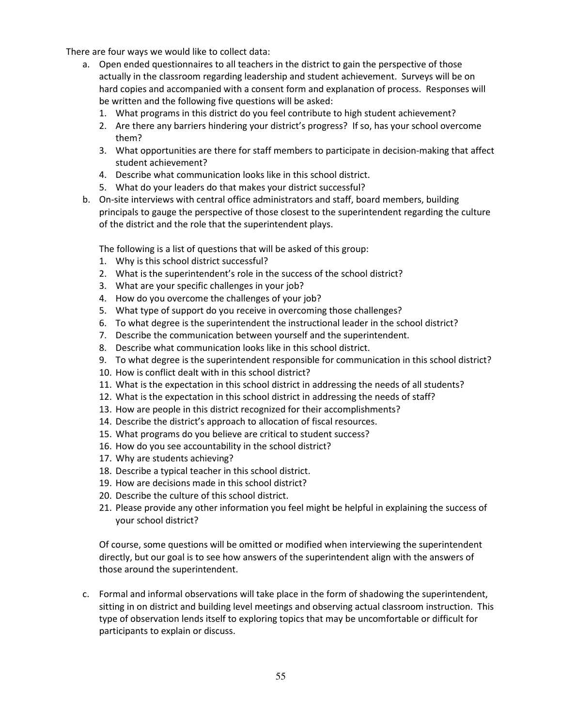There are four ways we would like to collect data:

a. Open ended questionnaires to all teachers in the district to gain the perspective of those actually in the classroom regarding leadership and student achievement. Surveys will be on hard copies and accompanied with a consent form and explanation of process. Responses will be written and the following five questions will be asked:
   1. What programs in this district do you feel contribute to high student achievement?
   2. Are there any barriers hindering your district's progress? If so, has your school overcome them?
   3. What opportunities are there for staff members to participate in decision-making that affect student achievement?
   4. Describe what communication looks like in this school district.
   5. What do your leaders do that makes your district successful?

b. On-site interviews with central office administrators and staff, board members, building principals to gauge the perspective of those closest to the superintendent regarding the culture of the district and the role that the superintendent plays.

   The following is a list of questions that will be asked of this group:
   1. Why is this school district successful?
   2. What is the superintendent's role in the success of the school district?
   3. What are your specific challenges in your job?
   4. How do you overcome the challenges of your job?
   5. What type of support do you receive in overcoming those challenges?
   6. To what degree is the superintendent the instructional leader in the school district?
   7. Describe the communication between yourself and the superintendent.
   8. Describe what communication looks like in this school district.
   9. To what degree is the superintendent responsible for communication in this school district?
   10. How is conflict dealt with in this school district?
   11. What is the expectation in this school district in addressing the needs of all students?
   12. What is the expectation in this school district in addressing the needs of staff?
   13. How are people in this district recognized for their accomplishments?
   14. Describe the district's approach to allocation of fiscal resources.
   15. What programs do you believe are critical to student success?
   16. How do you see accountability in the school district?
   17. Why are students achieving?
   18. Describe a typical teacher in this school district.
   19. How are decisions made in this school district?
   20. Describe the culture of this school district.
   21. Please provide any other information you feel might be helpful in explaining the success of your school district?

   Of course, some questions will be omitted or modified when interviewing the superintendent directly, but our goal is to see how answers of the superintendent align with the answers of those around the superintendent.

c. Formal and informal observations will take place in the form of shadowing the superintendent, sitting in on district and building level meetings and observing actual classroom instruction. This type of observation lends itself to exploring topics that may be uncomfortable or difficult for participants to explain or discuss.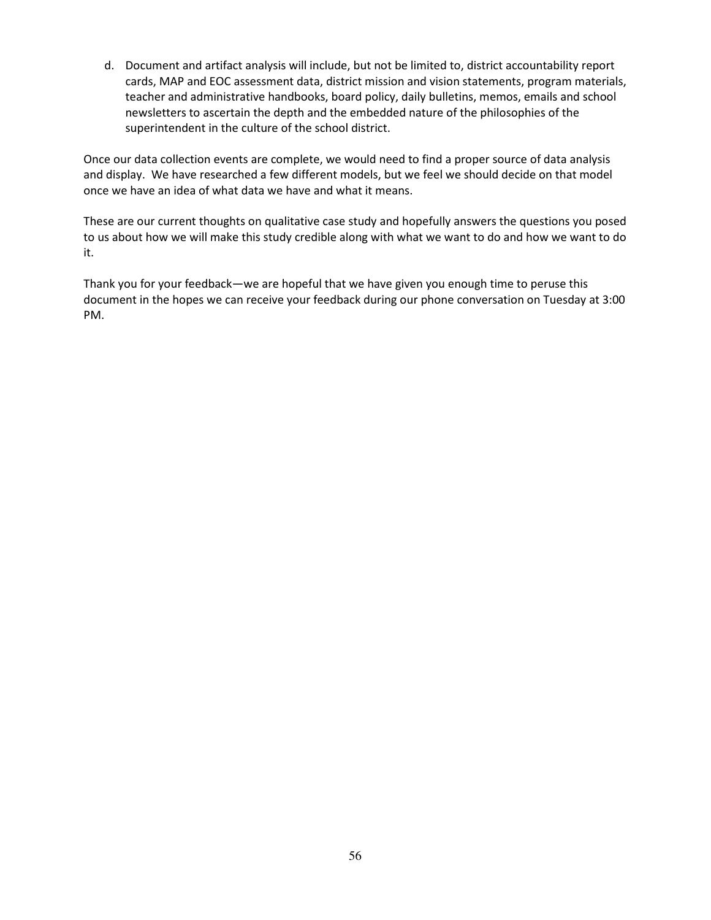d. Document and artifact analysis will include, but not be limited to, district accountability report cards, MAP and EOC assessment data, district mission and vision statements, program materials, teacher and administrative handbooks, board policy, daily bulletins, memos, emails and school newsletters to ascertain the depth and the embedded nature of the philosophies of the superintendent in the culture of the school district.

Once our data collection events are complete, we would need to find a proper source of data analysis and display. We have researched a few different models, but we feel we should decide on that model once we have an idea of what data we have and what it means.

These are our current thoughts on qualitative case study and hopefully answers the questions you posed to us about how we will make this study credible along with what we want to do and how we want to do it.

Thank you for your feedback—we are hopeful that we have given you enough time to peruse this document in the hopes we can receive your feedback during our phone conversation on Tuesday at 3:00 PM.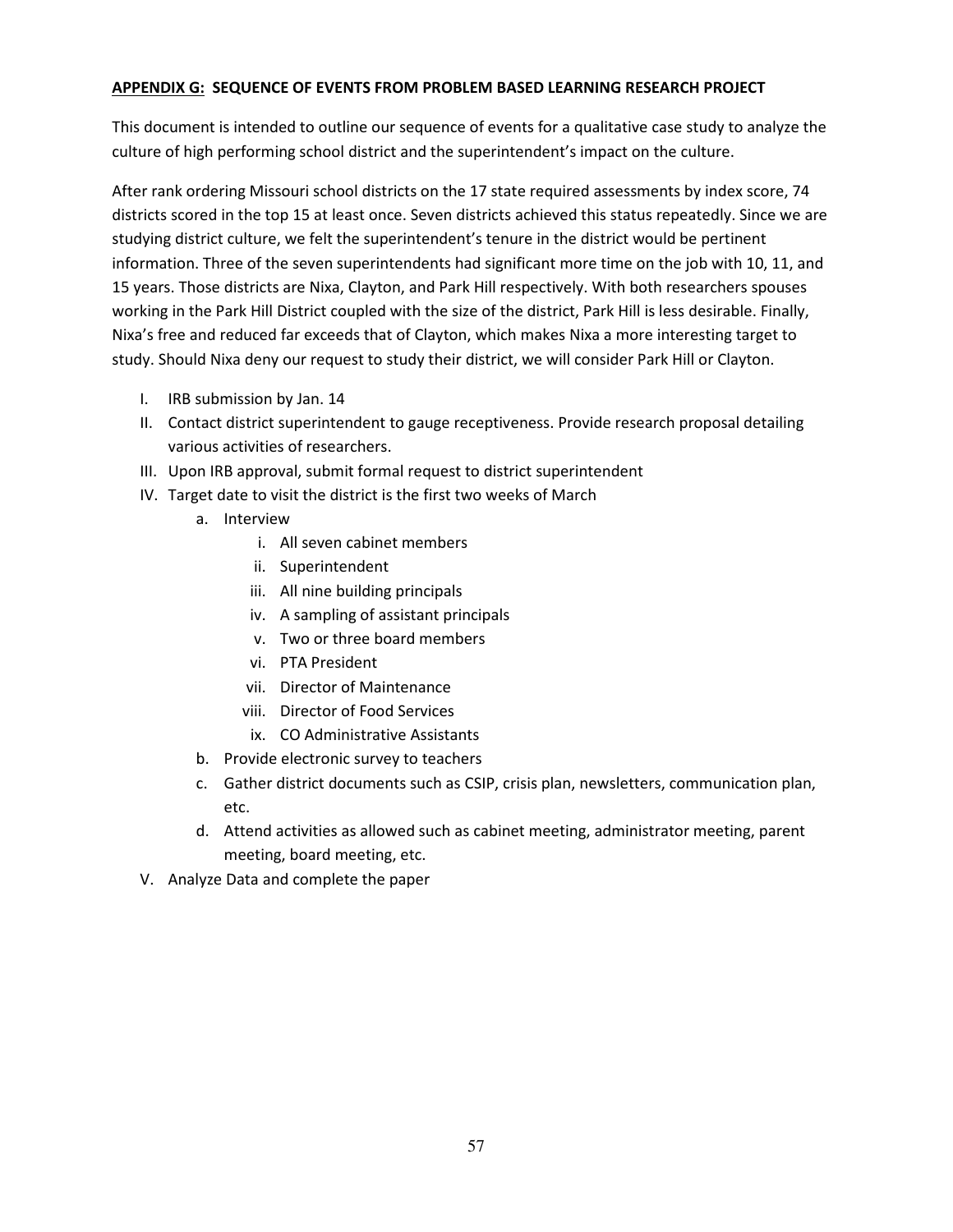**APPENDIX G: SEQUENCE OF EVENTS FROM PROBLEM BASED LEARNING RESEARCH PROJECT**

This document is intended to outline our sequence of events for a qualitative case study to analyze the culture of high performing school district and the superintendent's impact on the culture.

After rank ordering Missouri school districts on the 17 state required assessments by index score, 74 districts scored in the top 15 at least once. Seven districts achieved this status repeatedly. Since we are studying district culture, we felt the superintendent's tenure in the district would be pertinent information. Three of the seven superintendents had significant more time on the job with 10, 11, and 15 years. Those districts are Nixa, Clayton, and Park Hill respectively. With both researchers spouses working in the Park Hill District coupled with the size of the district, Park Hill is less desirable. Finally, Nixa's free and reduced far exceeds that of Clayton, which makes Nixa a more interesting target to study. Should Nixa deny our request to study their district, we will consider Park Hill or Clayton.

I. IRB submission by Jan. 14
II. Contact district superintendent to gauge receptiveness. Provide research proposal detailing various activities of researchers.
III. Upon IRB approval, submit formal request to district superintendent
IV. Target date to visit the district is the first two weeks of March
    a. Interview
        i. All seven cabinet members
        ii. Superintendent
        iii. All nine building principals
        iv. A sampling of assistant principals
        v. Two or three board members
        vi. PTA President
        vii. Director of Maintenance
        viii. Director of Food Services
        ix. CO Administrative Assistants
    b. Provide electronic survey to teachers
    c. Gather district documents such as CSIP, crisis plan, newsletters, communication plan, etc.
    d. Attend activities as allowed such as cabinet meeting, administrator meeting, parent meeting, board meeting, etc.
V. Analyze Data and complete the paper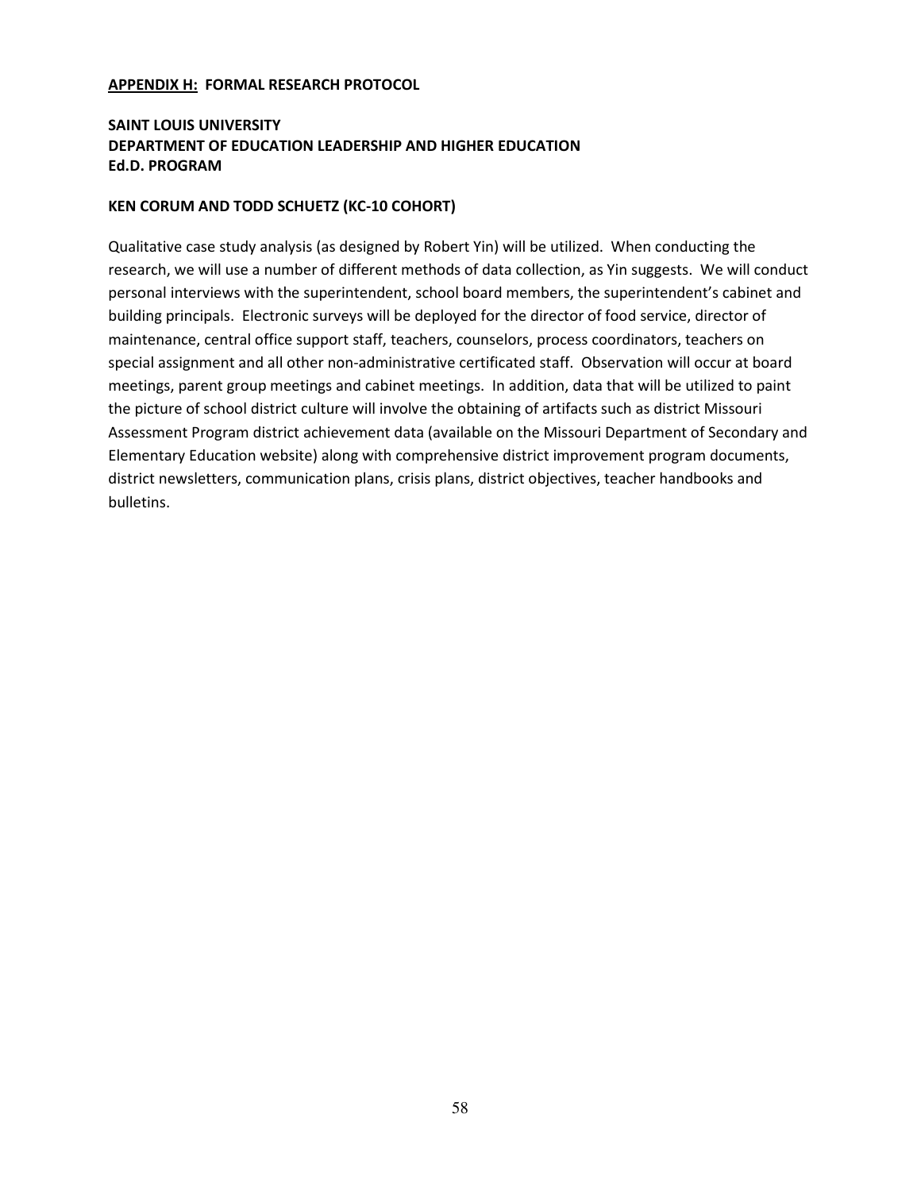**APPENDIX H: FORMAL RESEARCH PROTOCOL**

**SAINT LOUIS UNIVERSITY**
**DEPARTMENT OF EDUCATION LEADERSHIP AND HIGHER EDUCATION**
**Ed.D. PROGRAM**

**KEN CORUM AND TODD SCHUETZ (KC-10 COHORT)**

Qualitative case study analysis (as designed by Robert Yin) will be utilized. When conducting the research, we will use a number of different methods of data collection, as Yin suggests. We will conduct personal interviews with the superintendent, school board members, the superintendent's cabinet and building principals. Electronic surveys will be deployed for the director of food service, director of maintenance, central office support staff, teachers, counselors, process coordinators, teachers on special assignment and all other non-administrative certificated staff. Observation will occur at board meetings, parent group meetings and cabinet meetings. In addition, data that will be utilized to paint the picture of school district culture will involve the obtaining of artifacts such as district Missouri Assessment Program district achievement data (available on the Missouri Department of Secondary and Elementary Education website) along with comprehensive district improvement program documents, district newsletters, communication plans, crisis plans, district objectives, teacher handbooks and bulletins.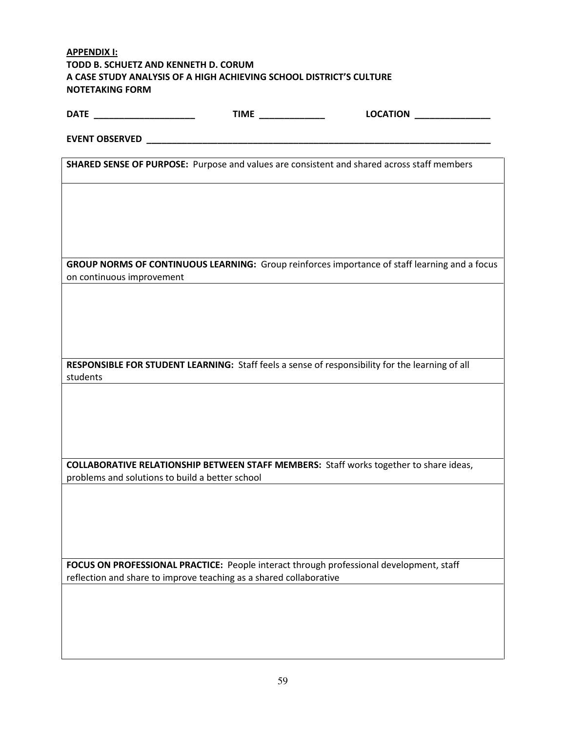**APPENDIX I:**
**TODD B. SCHUETZ AND KENNETH D. CORUM**
**A CASE STUDY ANALYSIS OF A HIGH ACHIEVING SCHOOL DISTRICT'S CULTURE**
**NOTETAKING FORM**

**DATE** ____________________ **TIME** _____________ **LOCATION** _______________

**EVENT OBSERVED** ______________________________________________________________________

| **SHARED SENSE OF PURPOSE:** Purpose and values are consistent and shared across staff members |
|---|
| |
| **GROUP NORMS OF CONTINUOUS LEARNING:** Group reinforces importance of staff learning and a focus on continuous improvement |
| |
| **RESPONSIBLE FOR STUDENT LEARNING:** Staff feels a sense of responsibility for the learning of all students |
| |
| **COLLABORATIVE RELATIONSHIP BETWEEN STAFF MEMBERS:** Staff works together to share ideas, problems and solutions to build a better school |
| |
| **FOCUS ON PROFESSIONAL PRACTICE:** People interact through professional development, staff reflection and share to improve teaching as a shared collaborative |
| |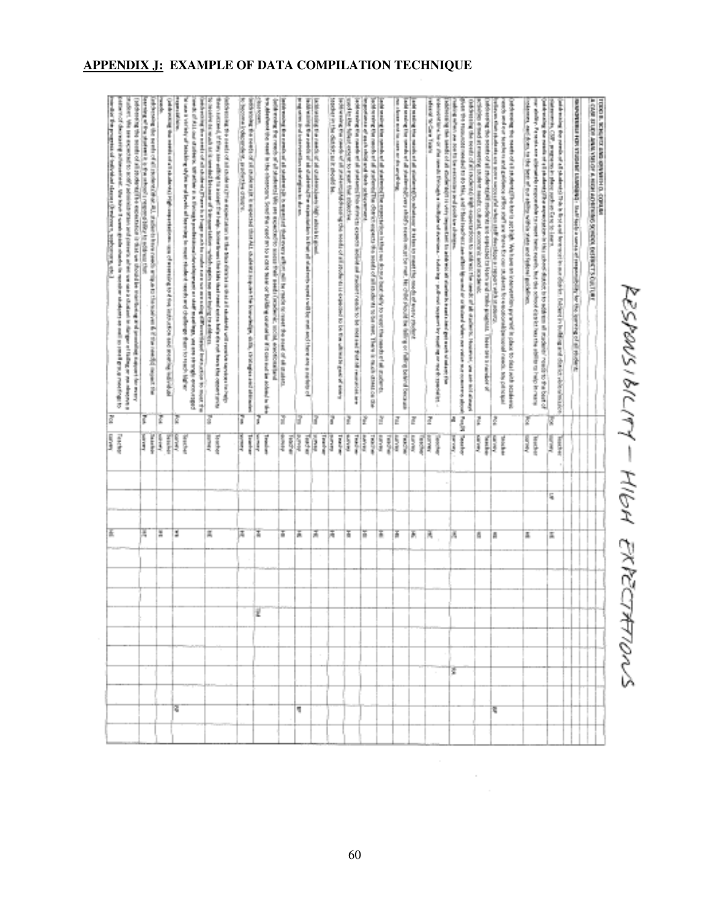## APPENDIX J: EXAMPLE OF DATA COMPILATION TECHNIQUE

RESPONSIBILITY – HIGH EXPECTATIONS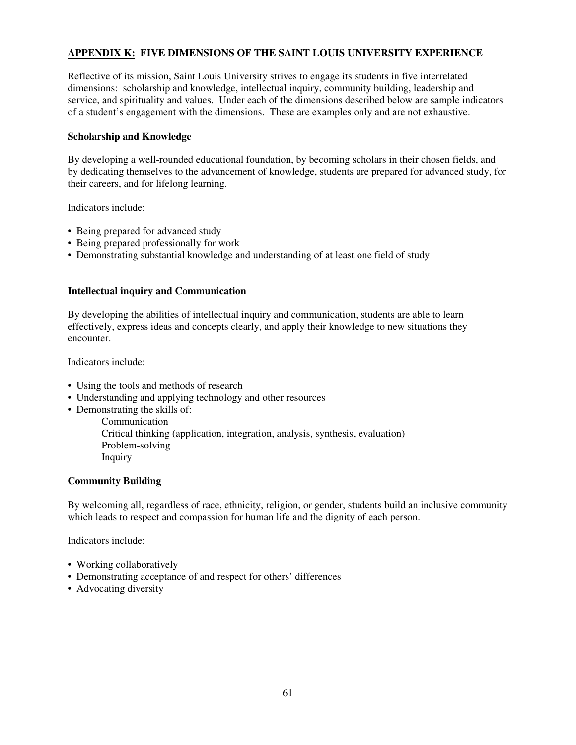## APPENDIX K: FIVE DIMENSIONS OF THE SAINT LOUIS UNIVERSITY EXPERIENCE

Reflective of its mission, Saint Louis University strives to engage its students in five interrelated dimensions: scholarship and knowledge, intellectual inquiry, community building, leadership and service, and spirituality and values. Under each of the dimensions described below are sample indicators of a student's engagement with the dimensions. These are examples only and are not exhaustive.

### Scholarship and Knowledge

By developing a well-rounded educational foundation, by becoming scholars in their chosen fields, and by dedicating themselves to the advancement of knowledge, students are prepared for advanced study, for their careers, and for lifelong learning.

Indicators include:

- Being prepared for advanced study
- Being prepared professionally for work
- Demonstrating substantial knowledge and understanding of at least one field of study

### Intellectual inquiry and Communication

By developing the abilities of intellectual inquiry and communication, students are able to learn effectively, express ideas and concepts clearly, and apply their knowledge to new situations they encounter.

Indicators include:

- Using the tools and methods of research
- Understanding and applying technology and other resources
- Demonstrating the skills of:
  - Communication
  - Critical thinking (application, integration, analysis, synthesis, evaluation)
  - Problem-solving
  - Inquiry

### Community Building

By welcoming all, regardless of race, ethnicity, religion, or gender, students build an inclusive community which leads to respect and compassion for human life and the dignity of each person.

Indicators include:

- Working collaboratively
- Demonstrating acceptance of and respect for others' differences
- Advocating diversity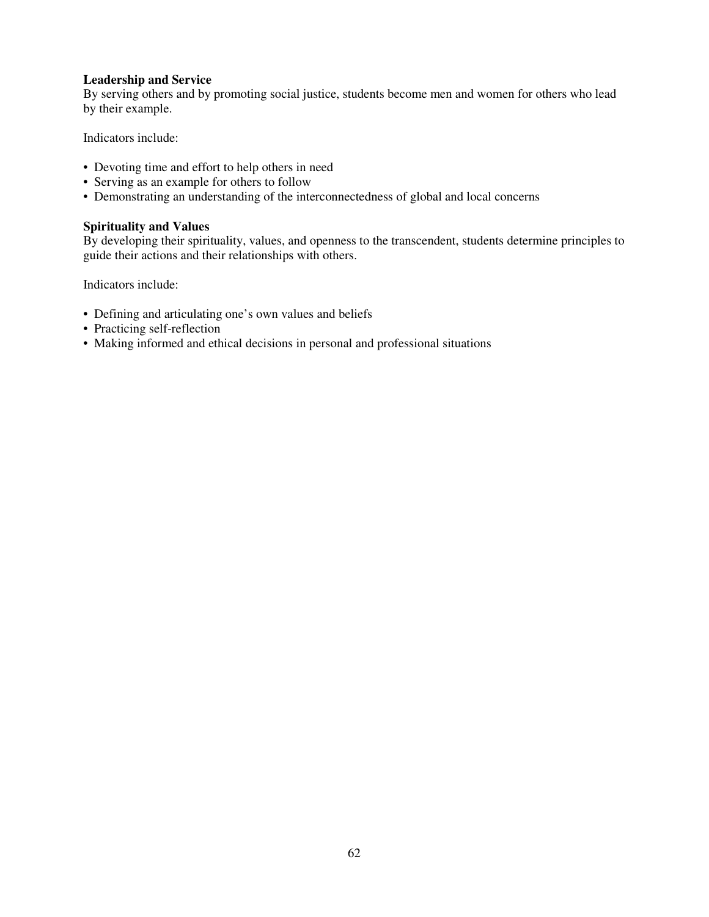**Leadership and Service**
By serving others and by promoting social justice, students become men and women for others who lead by their example.

Indicators include:

- Devoting time and effort to help others in need
- Serving as an example for others to follow
- Demonstrating an understanding of the interconnectedness of global and local concerns

**Spirituality and Values**
By developing their spirituality, values, and openness to the transcendent, students determine principles to guide their actions and their relationships with others.

Indicators include:

- Defining and articulating one's own values and beliefs
- Practicing self-reflection
- Making informed and ethical decisions in personal and professional situations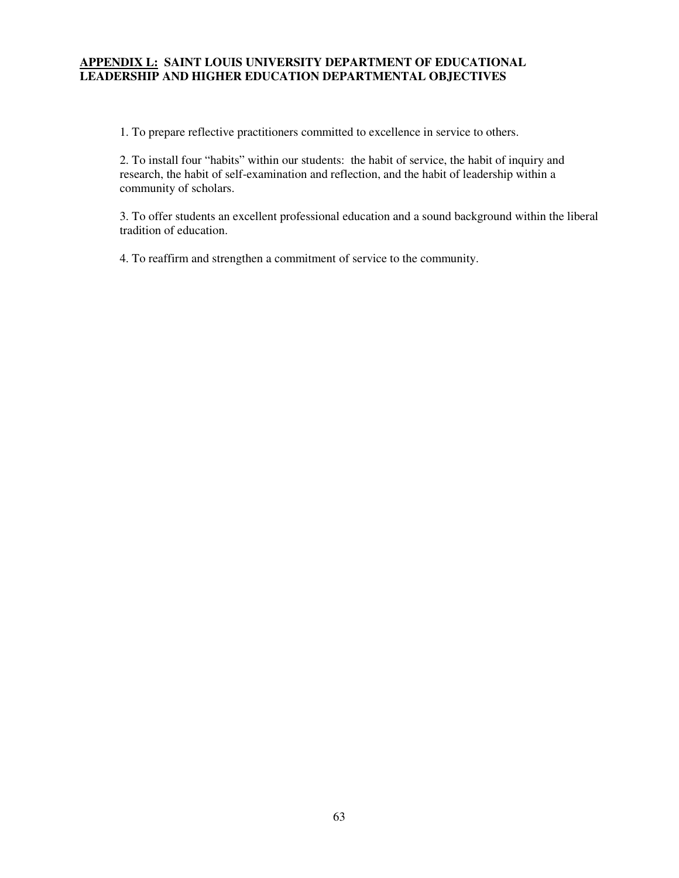## <u>APPENDIX L:</u> SAINT LOUIS UNIVERSITY DEPARTMENT OF EDUCATIONAL LEADERSHIP AND HIGHER EDUCATION DEPARTMENTAL OBJECTIVES

1. To prepare reflective practitioners committed to excellence in service to others.

2. To install four "habits" within our students: the habit of service, the habit of inquiry and research, the habit of self-examination and reflection, and the habit of leadership within a community of scholars.

3. To offer students an excellent professional education and a sound background within the liberal tradition of education.

4. To reaffirm and strengthen a commitment of service to the community.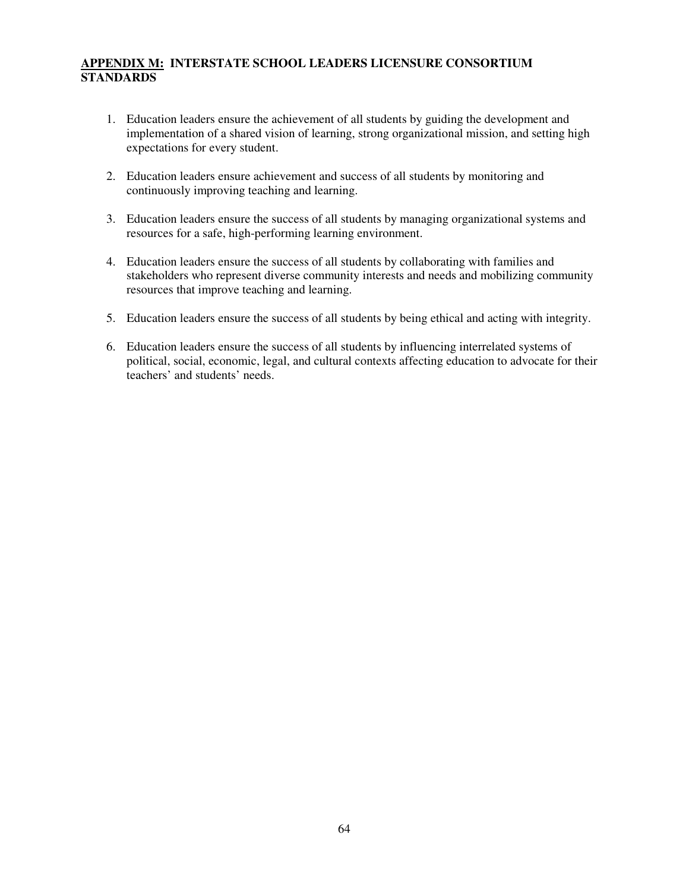## **APPENDIX M: INTERSTATE SCHOOL LEADERS LICENSURE CONSORTIUM STANDARDS**

1. Education leaders ensure the achievement of all students by guiding the development and implementation of a shared vision of learning, strong organizational mission, and setting high expectations for every student.

2. Education leaders ensure achievement and success of all students by monitoring and continuously improving teaching and learning.

3. Education leaders ensure the success of all students by managing organizational systems and resources for a safe, high-performing learning environment.

4. Education leaders ensure the success of all students by collaborating with families and stakeholders who represent diverse community interests and needs and mobilizing community resources that improve teaching and learning.

5. Education leaders ensure the success of all students by being ethical and acting with integrity.

6. Education leaders ensure the success of all students by influencing interrelated systems of political, social, economic, legal, and cultural contexts affecting education to advocate for their teachers' and students' needs.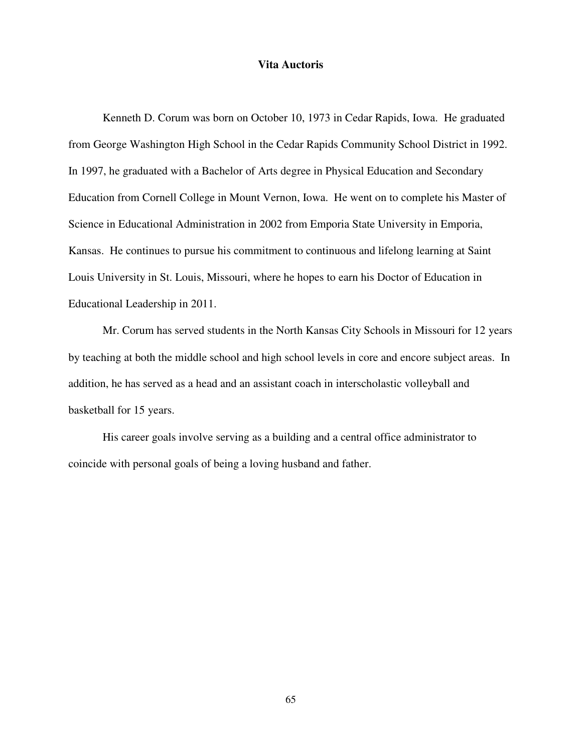# Vita Auctoris

Kenneth D. Corum was born on October 10, 1973 in Cedar Rapids, Iowa. He graduated from George Washington High School in the Cedar Rapids Community School District in 1992. In 1997, he graduated with a Bachelor of Arts degree in Physical Education and Secondary Education from Cornell College in Mount Vernon, Iowa. He went on to complete his Master of Science in Educational Administration in 2002 from Emporia State University in Emporia, Kansas. He continues to pursue his commitment to continuous and lifelong learning at Saint Louis University in St. Louis, Missouri, where he hopes to earn his Doctor of Education in Educational Leadership in 2011.

Mr. Corum has served students in the North Kansas City Schools in Missouri for 12 years by teaching at both the middle school and high school levels in core and encore subject areas. In addition, he has served as a head and an assistant coach in interscholastic volleyball and basketball for 15 years.

His career goals involve serving as a building and a central office administrator to coincide with personal goals of being a loving husband and father.